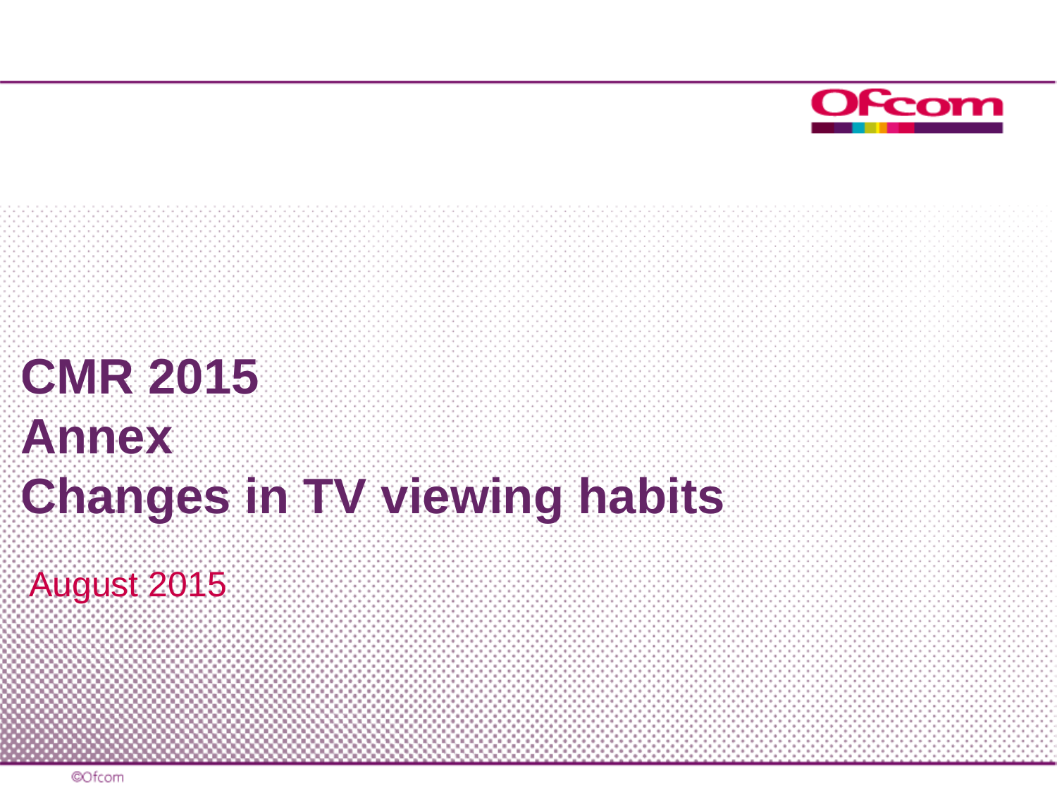# CMR 2015
# Annex
# Changes in TV viewing habits

August 2015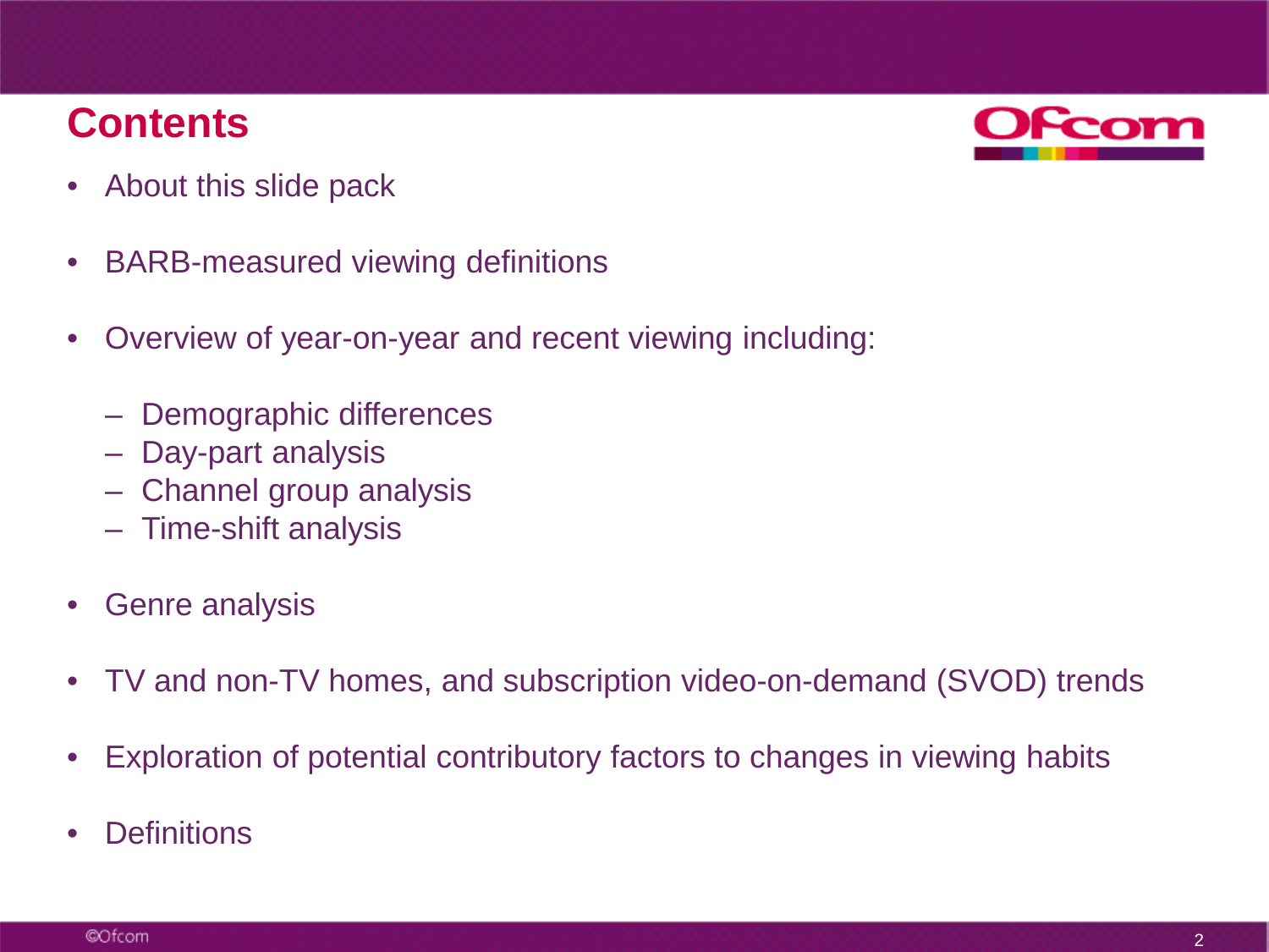# Contents

- About this slide pack
- BARB-measured viewing definitions
- Overview of year-on-year and recent viewing including:
  - Demographic differences
  - Day-part analysis
  - Channel group analysis
  - Time-shift analysis
- Genre analysis
- TV and non-TV homes, and subscription video-on-demand (SVOD) trends
- Exploration of potential contributory factors to changes in viewing habits
- Definitions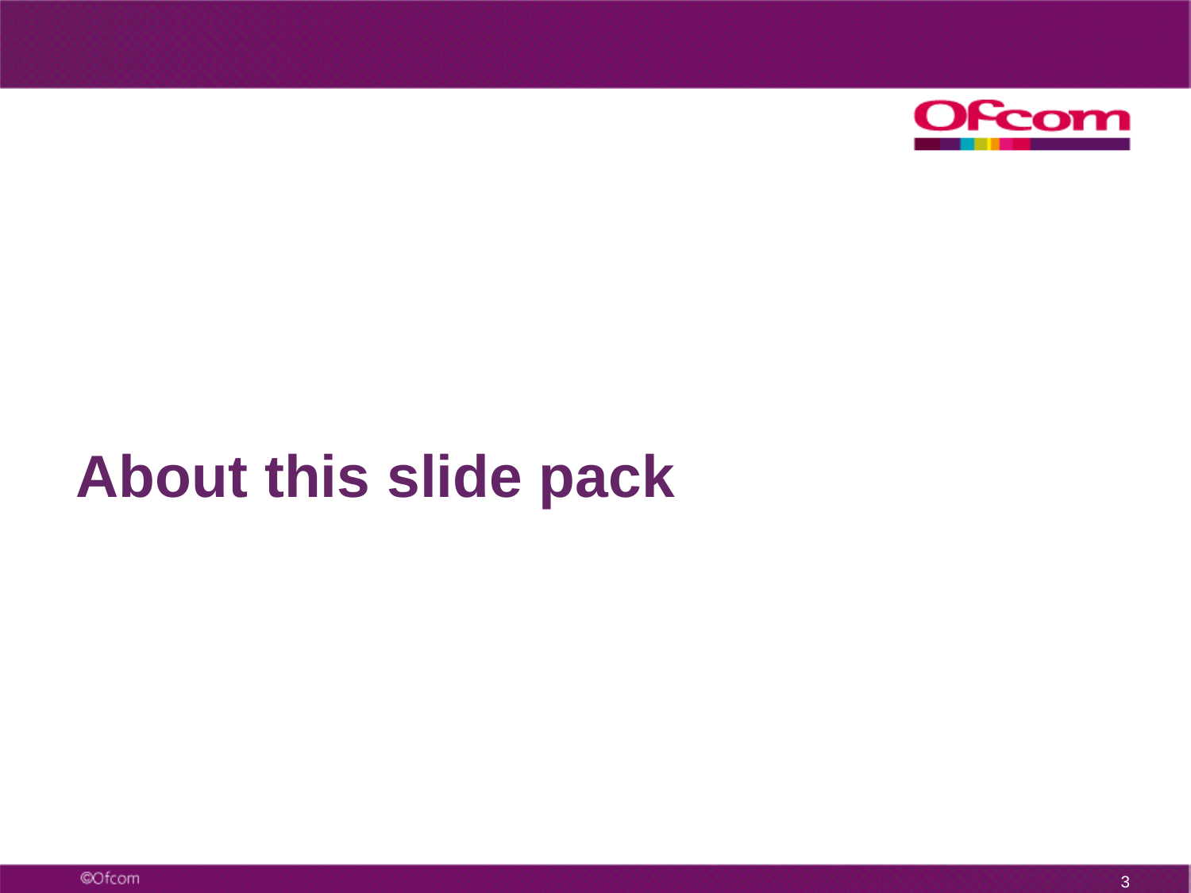# About this slide pack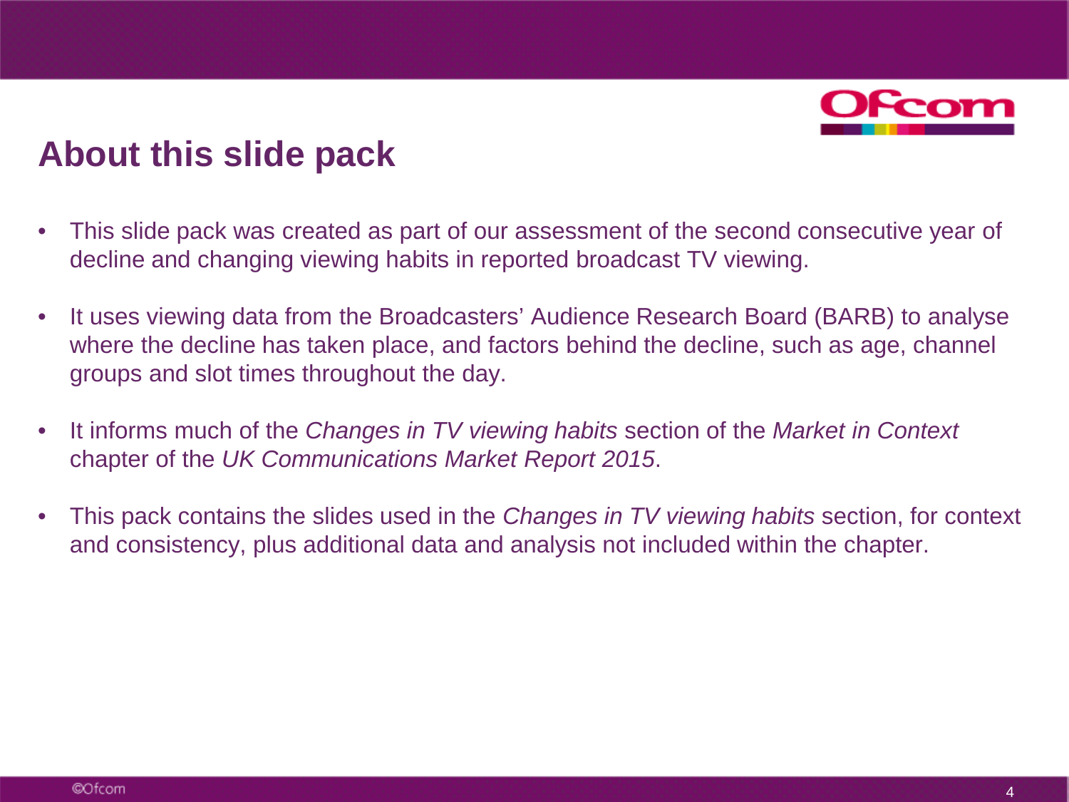# About this slide pack

- This slide pack was created as part of our assessment of the second consecutive year of decline and changing viewing habits in reported broadcast TV viewing.
- It uses viewing data from the Broadcasters' Audience Research Board (BARB) to analyse where the decline has taken place, and factors behind the decline, such as age, channel groups and slot times throughout the day.
- It informs much of the *Changes in TV viewing habits* section of the *Market in Context* chapter of the *UK Communications Market Report 2015*.
- This pack contains the slides used in the *Changes in TV viewing habits* section, for context and consistency, plus additional data and analysis not included within the chapter.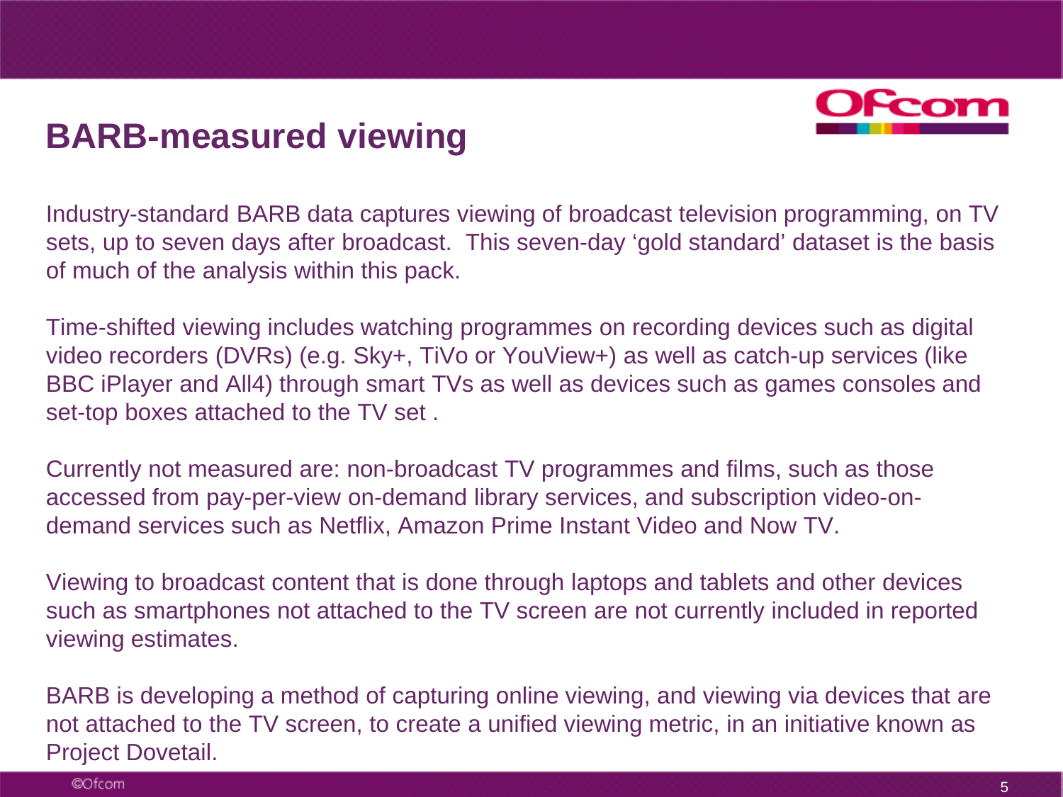# BARB-measured viewing

Industry-standard BARB data captures viewing of broadcast television programming, on TV sets, up to seven days after broadcast. This seven-day 'gold standard' dataset is the basis of much of the analysis within this pack.

Time-shifted viewing includes watching programmes on recording devices such as digital video recorders (DVRs) (e.g. Sky+, TiVo or YouView+) as well as catch-up services (like BBC iPlayer and All4) through smart TVs as well as devices such as games consoles and set-top boxes attached to the TV set .

Currently not measured are: non-broadcast TV programmes and films, such as those accessed from pay-per-view on-demand library services, and subscription video-on-demand services such as Netflix, Amazon Prime Instant Video and Now TV.

Viewing to broadcast content that is done through laptops and tablets and other devices such as smartphones not attached to the TV screen are not currently included in reported viewing estimates.

BARB is developing a method of capturing online viewing, and viewing via devices that are not attached to the TV screen, to create a unified viewing metric, in an initiative known as Project Dovetail.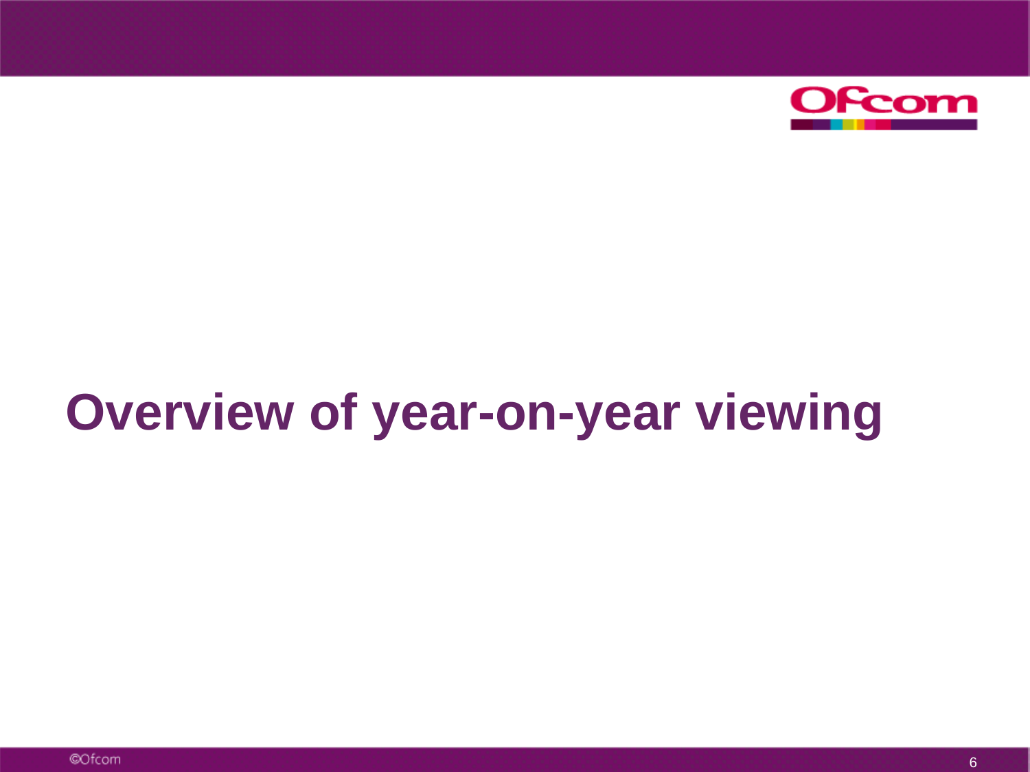# Overview of year-on-year viewing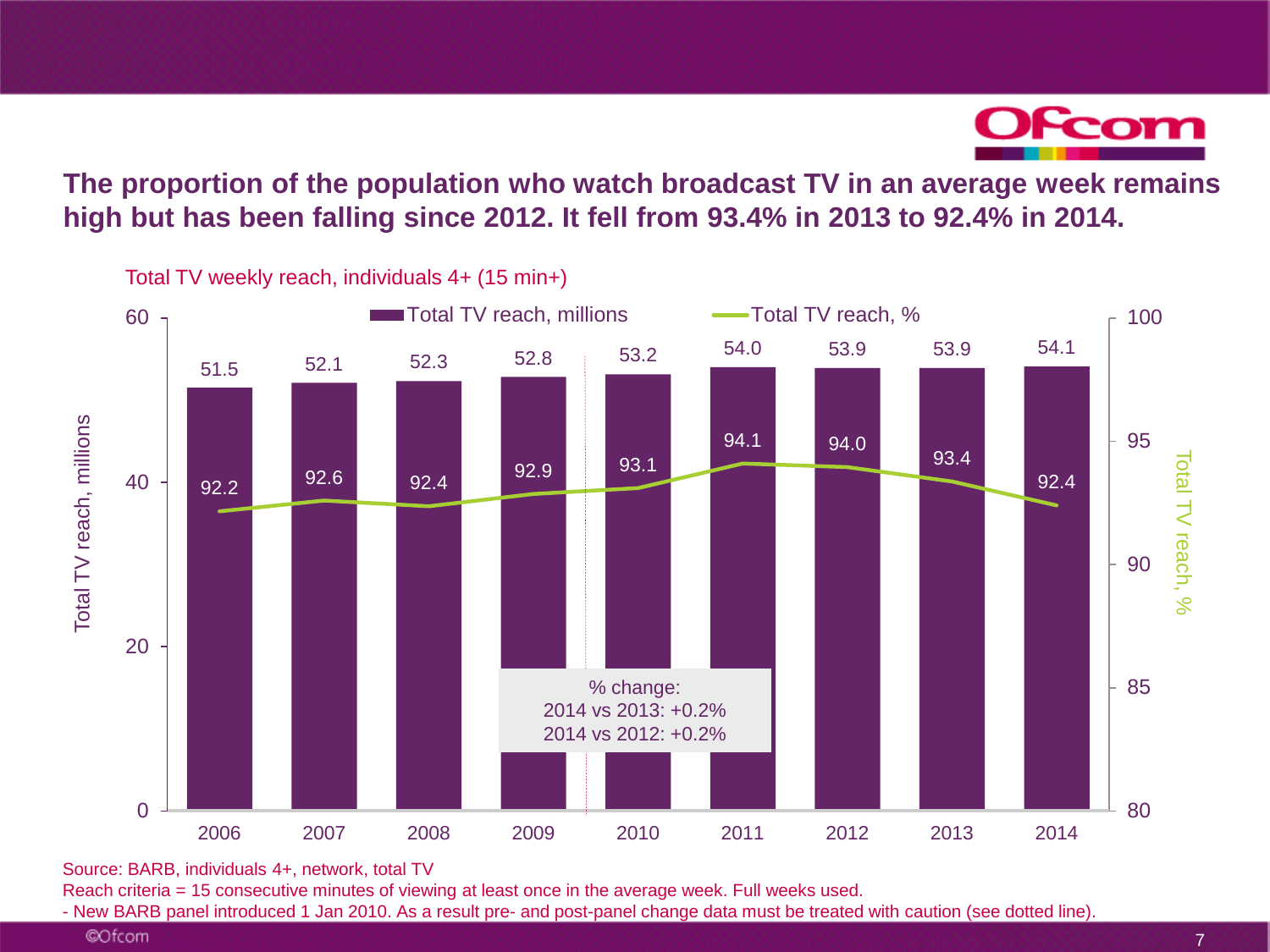## The proportion of the population who watch broadcast TV in an average week remains high but has been falling since 2012. It fell from 93.4% in 2013 to 92.4% in 2014.

Total TV weekly reach, individuals 4+ (15 min+)

| Year | Total TV reach, millions | Total TV reach, % |
|---|---|---|
| 2006 | 51.5 | 92.2 |
| 2007 | 52.1 | 92.6 |
| 2008 | 52.3 | 92.4 |
| 2009 | 52.8 | 92.9 |
| 2010 | 53.2 | 93.1 |
| 2011 | 54.0 | 94.1 |
| 2012 | 53.9 | 94.0 |
| 2013 | 53.9 | 93.4 |
| 2014 | 54.1 | 92.4 |

% change:
2014 vs 2013: +0.2%
2014 vs 2012: +0.2%

Source: BARB, individuals 4+, network, total TV
Reach criteria = 15 consecutive minutes of viewing at least once in the average week. Full weeks used.
- New BARB panel introduced 1 Jan 2010. As a result pre- and post-panel change data must be treated with caution (see dotted line).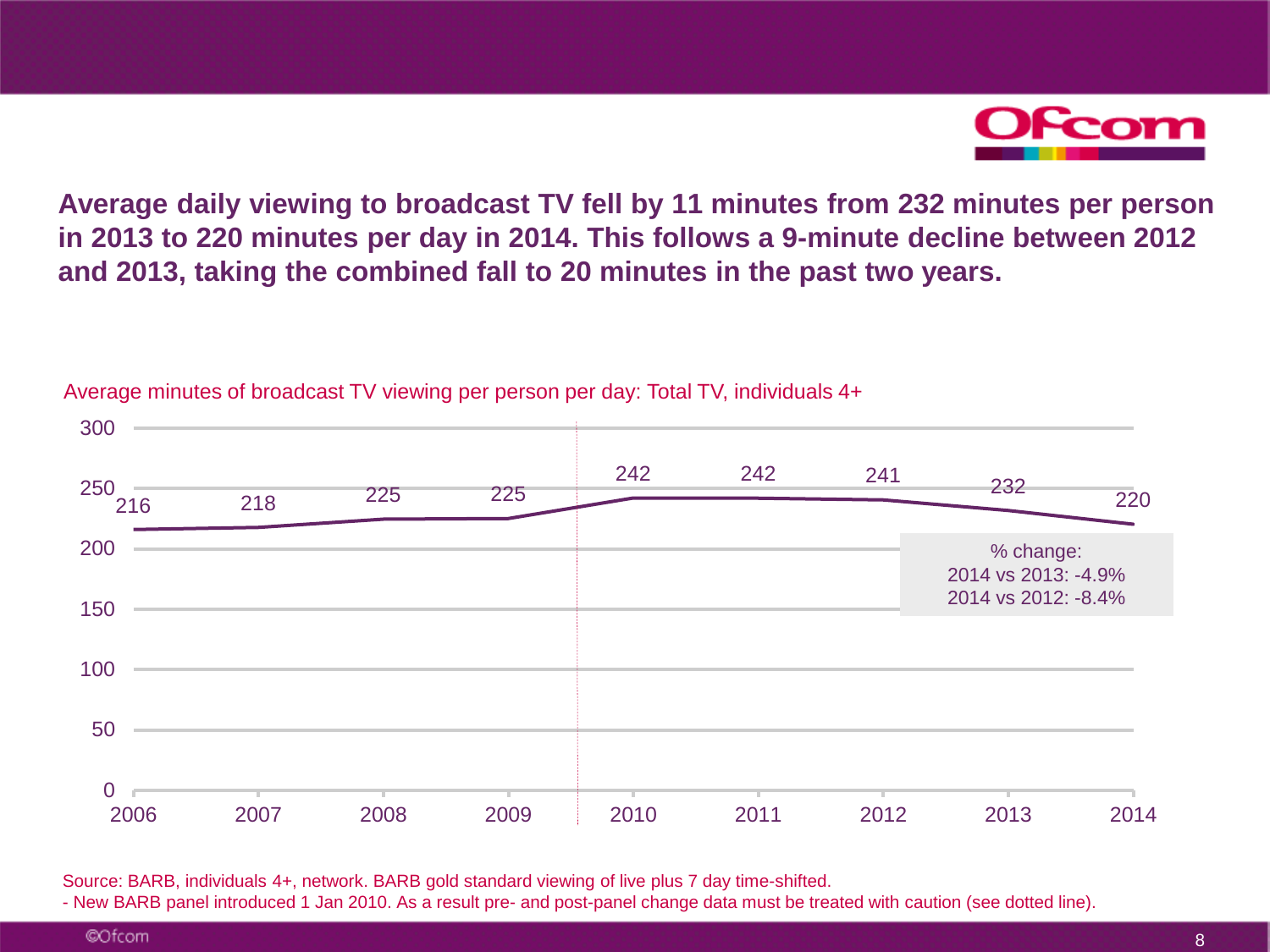**Average daily viewing to broadcast TV fell by 11 minutes from 232 minutes per person in 2013 to 220 minutes per day in 2014. This follows a 9-minute decline between 2012 and 2013, taking the combined fall to 20 minutes in the past two years.**

Average minutes of broadcast TV viewing per person per day: Total TV, individuals 4+

| Year | 2006 | 2007 | 2008 | 2009 | 2010 | 2011 | 2012 | 2013 | 2014 |
|---|---|---|---|---|---|---|---|---|---|
| Minutes | 216 | 218 | 225 | 225 | 242 | 242 | 241 | 232 | 220 |

% change:
2014 vs 2013: -4.9%
2014 vs 2012: -8.4%

Source: BARB, individuals 4+, network. BARB gold standard viewing of live plus 7 day time-shifted.
- New BARB panel introduced 1 Jan 2010. As a result pre- and post-panel change data must be treated with caution (see dotted line).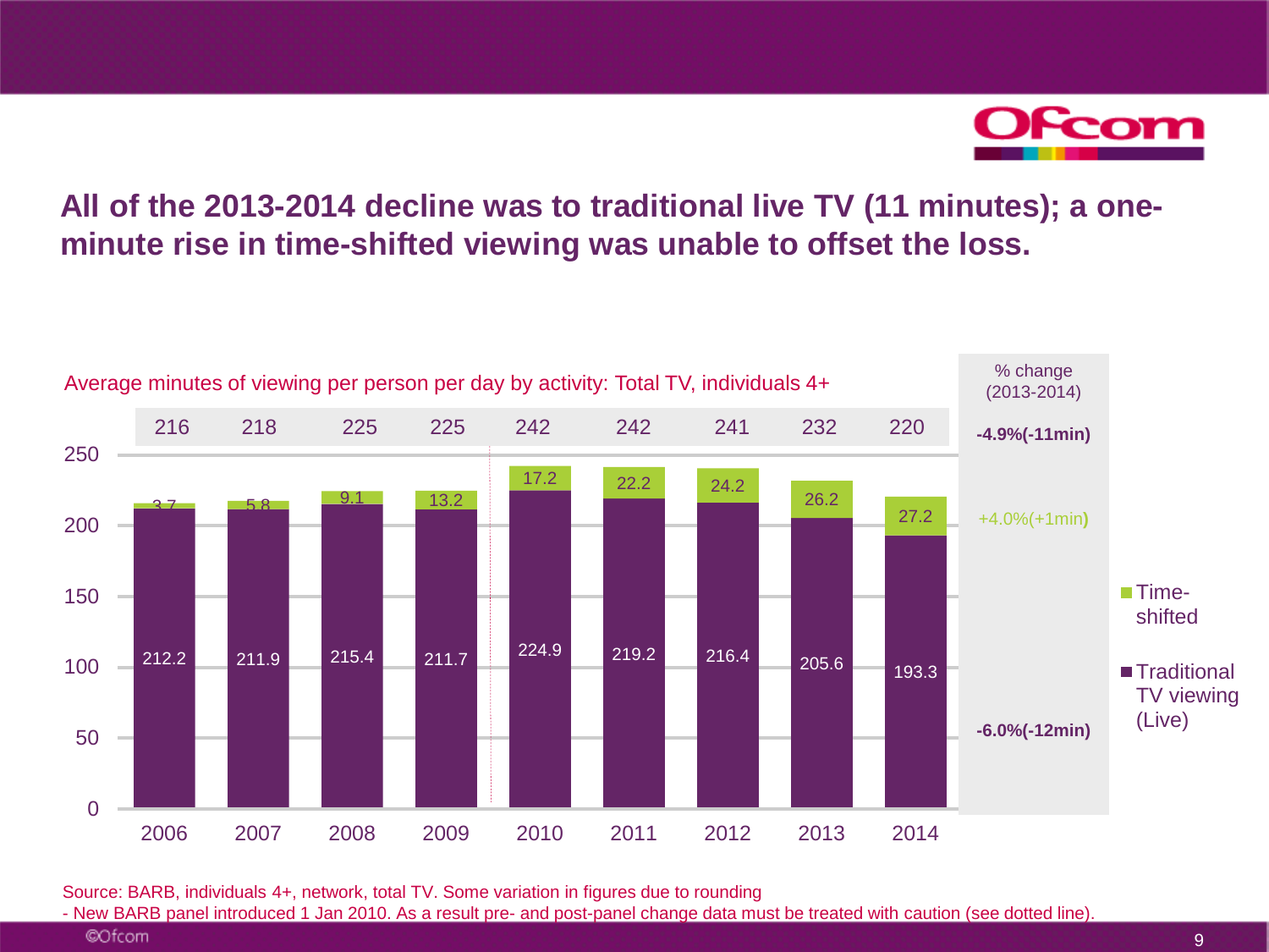## All of the 2013-2014 decline was to traditional live TV (11 minutes); a one-minute rise in time-shifted viewing was unable to offset the loss.

Average minutes of viewing per person per day by activity: Total TV, individuals 4+

| | 2006 | 2007 | 2008 | 2009 | 2010 | 2011 | 2012 | 2013 | 2014 | % change (2013-2014) |
|---|---|---|---|---|---|---|---|---|---|---|
| Total | 216 | 218 | 225 | 225 | 242 | 242 | 241 | 232 | 220 | -4.9%(-11min) |
| Time-shifted | 3.7 | 5.8 | 9.1 | 13.2 | 17.2 | 22.2 | 24.2 | 26.2 | 27.2 | +4.0%(+1min) |
| Traditional TV viewing (Live) | 212.2 | 211.9 | 215.4 | 211.7 | 224.9 | 219.2 | 216.4 | 205.6 | 193.3 | -6.0%(-12min) |

Source: BARB, individuals 4+, network, total TV. Some variation in figures due to rounding
- New BARB panel introduced 1 Jan 2010. As a result pre- and post-panel change data must be treated with caution (see dotted line).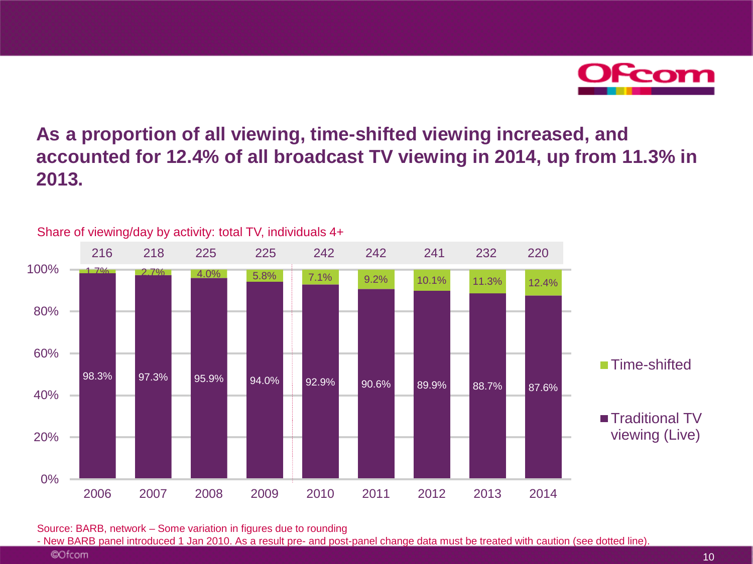# As a proportion of all viewing, time-shifted viewing increased, and accounted for 12.4% of all broadcast TV viewing in 2014, up from 11.3% in 2013.

Share of viewing/day by activity: total TV, individuals 4+

| | 2006 | 2007 | 2008 | 2009 | 2010 | 2011 | 2012 | 2013 | 2014 |
|---|---|---|---|---|---|---|---|---|---|
| Minutes | 216 | 218 | 225 | 225 | 242 | 242 | 241 | 232 | 220 |
| Time-shifted | 1.7% | 2.7% | 4.0% | 5.8% | 7.1% | 9.2% | 10.1% | 11.3% | 12.4% |
| Traditional TV viewing (Live) | 98.3% | 97.3% | 95.9% | 94.0% | 92.9% | 90.6% | 89.9% | 88.7% | 87.6% |

Source: BARB, network – Some variation in figures due to rounding

- New BARB panel introduced 1 Jan 2010. As a result pre- and post-panel change data must be treated with caution (see dotted line).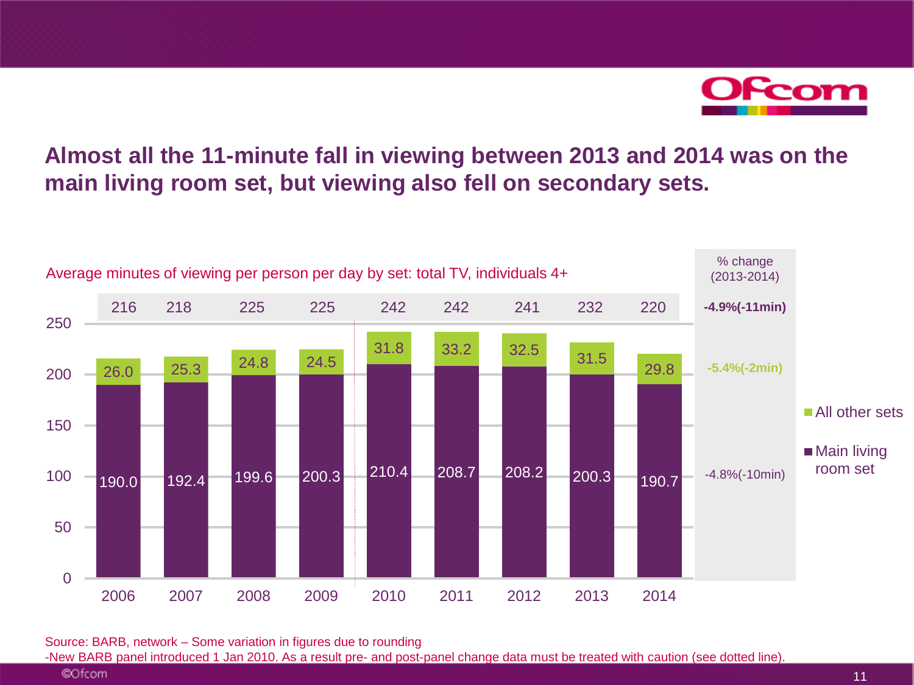## Almost all the 11-minute fall in viewing between 2013 and 2014 was on the main living room set, but viewing also fell on secondary sets.

Average minutes of viewing per person per day by set: total TV, individuals 4+

| | 2006 | 2007 | 2008 | 2009 | 2010 | 2011 | 2012 | 2013 | 2014 | % change (2013-2014) |
|---|---|---|---|---|---|---|---|---|---|---|
| Total | 216 | 218 | 225 | 225 | 242 | 242 | 241 | 232 | 220 | **-4.9%(-11min)** |
| All other sets | 26.0 | 25.3 | 24.8 | 24.5 | 31.8 | 33.2 | 32.5 | 31.5 | 29.8 | **-5.4%(-2min)** |
| Main living room set | 190.0 | 192.4 | 199.6 | 200.3 | 210.4 | 208.7 | 208.2 | 200.3 | 190.7 | -4.8%(-10min) |

Source: BARB, network – Some variation in figures due to rounding

-New BARB panel introduced 1 Jan 2010. As a result pre- and post-panel change data must be treated with caution (see dotted line).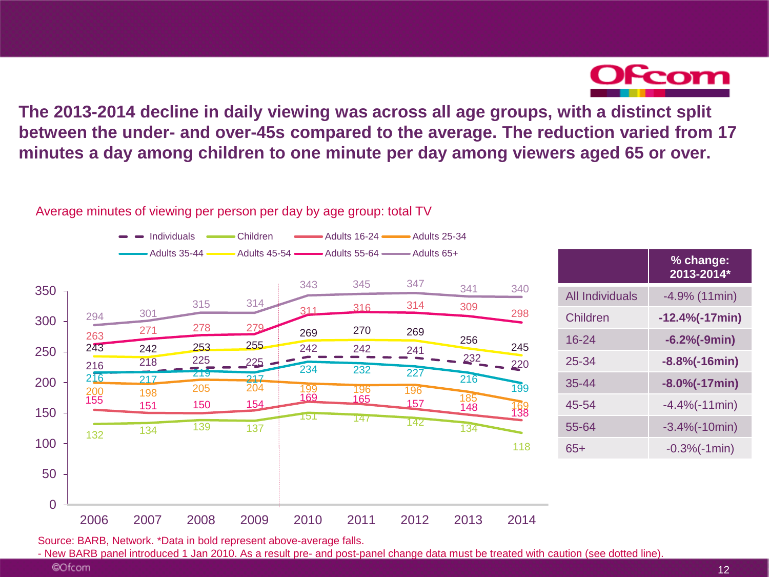## The 2013-2014 decline in daily viewing was across all age groups, with a distinct split between the under- and over-45s compared to the average. The reduction varied from 17 minutes a day among children to one minute per day among viewers aged 65 or over.

Average minutes of viewing per person per day by age group: total TV

| | 2006 | 2007 | 2008 | 2009 | 2010 | 2011 | 2012 | 2013 | 2014 |
|---|---|---|---|---|---|---|---|---|---|
| Individuals | 216 | 218 | 225 | 225 | 242 | 242 | 241 | 232 | 220 |
| Children | 132 | 134 | 139 | 137 | 151 | 147 | 142 | 134 | 118 |
| Adults 16-24 | 155 | 151 | 150 | 154 | 169 | 165 | 157 | 148 | 138 |
| Adults 25-34 | 200 | 198 | 205 | 204 | 199 | 196 | 196 | 185 | 169 |
| Adults 35-44 | 216 | 217 | 219 | 217 | 234 | 232 | 227 | 216 | 199 |
| Adults 45-54 | 243 | 242 | 253 | 255 | 269 | 270 | 269 | 256 | 245 |
| Adults 55-64 | 263 | 271 | 278 | 279 | 311 | 316 | 314 | 309 | 298 |
| Adults 65+ | 294 | 301 | 315 | 314 | 343 | 345 | 347 | 341 | 340 |

| | % change: 2013-2014* |
|---|---|
| All Individuals | -4.9% (11min) |
| Children | **-12.4%(-17min)** |
| 16-24 | **-6.2%(-9min)** |
| 25-34 | **-8.8%(-16min)** |
| 35-44 | **-8.0%(-17min)** |
| 45-54 | -4.4%(-11min) |
| 55-64 | -3.4%(-10min) |
| 65+ | -0.3%(-1min) |

Source: BARB, Network. *Data in bold represent above-average falls.

- New BARB panel introduced 1 Jan 2010. As a result pre- and post-panel change data must be treated with caution (see dotted line).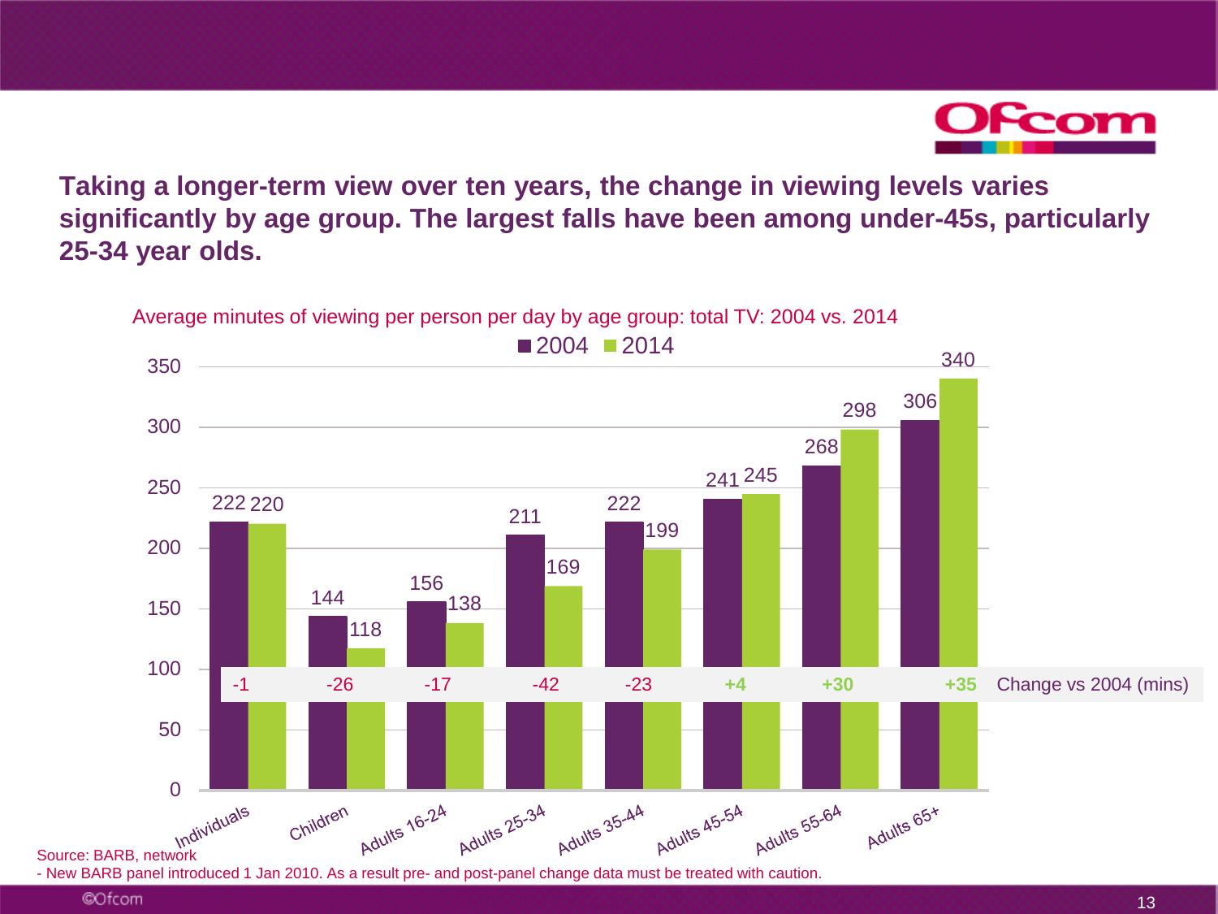## Taking a longer-term view over ten years, the change in viewing levels varies significantly by age group. The largest falls have been among under-45s, particularly 25-34 year olds.

Average minutes of viewing per person per day by age group: total TV: 2004 vs. 2014

| | 2004 | 2014 | Change vs 2004 (mins) |
|---|---|---|---|
| Individuals | 222 | 220 | -1 |
| Children | 144 | 118 | -26 |
| Adults 16-24 | 156 | 138 | -17 |
| Adults 25-34 | 211 | 169 | -42 |
| Adults 35-44 | 222 | 199 | -23 |
| Adults 45-54 | 241 | 245 | +4 |
| Adults 55-64 | 268 | 298 | +30 |
| Adults 65+ | 306 | 340 | +35 |

Source: BARB, network

- New BARB panel introduced 1 Jan 2010. As a result pre- and post-panel change data must be treated with caution.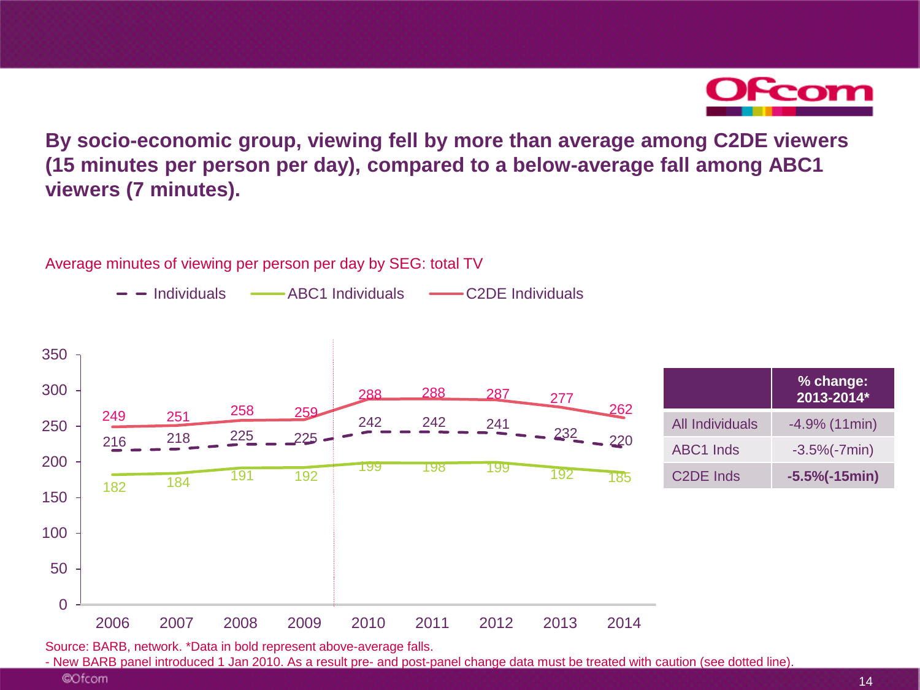## By socio-economic group, viewing fell by more than average among C2DE viewers (15 minutes per person per day), compared to a below-average fall among ABC1 viewers (7 minutes).

Average minutes of viewing per person per day by SEG: total TV

| Year | Individuals | ABC1 Individuals | C2DE Individuals |
|---|---|---|---|
| 2006 | 216 | 182 | 249 |
| 2007 | 218 | 184 | 251 |
| 2008 | 225 | 191 | 258 |
| 2009 | 225 | 192 | 259 |
| 2010 | 242 | 199 | 288 |
| 2011 | 242 | 198 | 288 |
| 2012 | 241 | 199 | 287 |
| 2013 | 232 | 192 | 277 |
| 2014 | 220 | 185 | 262 |

| | % change: 2013-2014* |
|---|---|
| All Individuals | -4.9% (11min) |
| ABC1 Inds | -3.5%(-7min) |
| C2DE Inds | **-5.5%(-15min)** |

Source: BARB, network. *Data in bold represent above-average falls.

- New BARB panel introduced 1 Jan 2010. As a result pre- and post-panel change data must be treated with caution (see dotted line).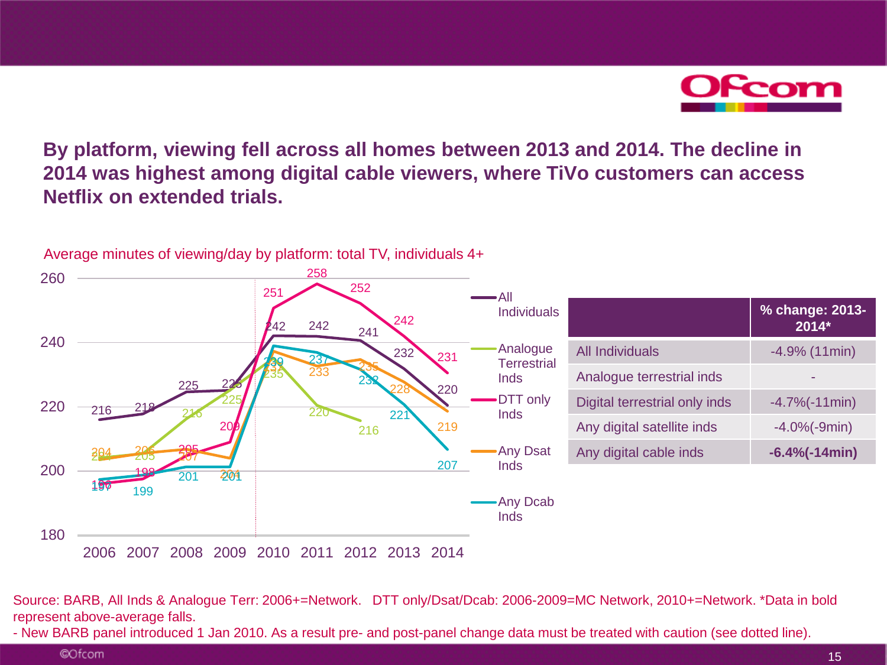## By platform, viewing fell across all homes between 2013 and 2014. The decline in 2014 was highest among digital cable viewers, where TiVo customers can access Netflix on extended trials.

Average minutes of viewing/day by platform: total TV, individuals 4+

| | % change: 2013-2014* |
|---|---|
| All Individuals | -4.9% (11min) |
| Analogue terrestrial inds | - |
| Digital terrestrial only inds | -4.7%(-11min) |
| Any digital satellite inds | -4.0%(-9min) |
| Any digital cable inds | **-6.4%(-14min)** |

Source: BARB, All Inds & Analogue Terr: 2006+=Network. DTT only/Dsat/Dcab: 2006-2009=MC Network, 2010+=Network. *Data in bold represent above-average falls.

- New BARB panel introduced 1 Jan 2010. As a result pre- and post-panel change data must be treated with caution (see dotted line).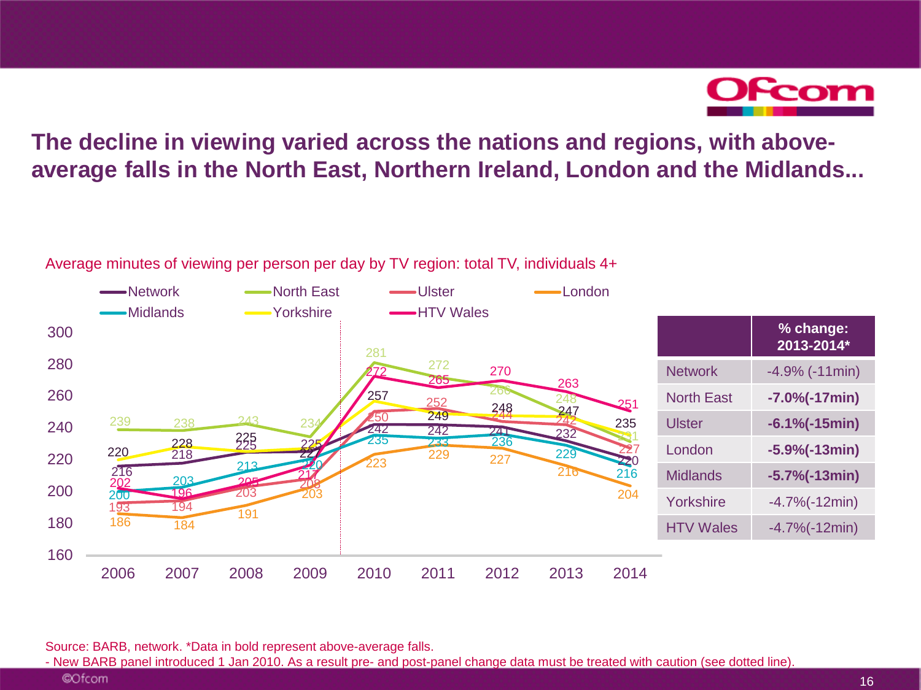## The decline in viewing varied across the nations and regions, with above-average falls in the North East, Northern Ireland, London and the Midlands...

Average minutes of viewing per person per day by TV region: total TV, individuals 4+

| | 2006 | 2007 | 2008 | 2009 | 2010 | 2011 | 2012 | 2013 | 2014 |
|---|---|---|---|---|---|---|---|---|---|
| Network | 216 | 218 | 225 | 225 | 242 | 242 | 241 | 232 | 220 |
| North East | 239 | 238 | 243 | 234 | 281 | 272 | 266 | 248 | 231 |
| Ulster | 193 | 194 | 203 | 208 | 250 | 252 | 244 | 242 | 227 |
| London | 186 | 184 | 191 | 203 | 223 | 229 | 227 | 216 | 204 |
| Midlands | 200 | 203 | 213 | 220 | 235 | 233 | 236 | 229 | 216 |
| Yorkshire | 220 | 228 | 225 | 227 | 257 | 249 | 248 | 247 | 235 |
| HTV Wales | 202 | 196 | 205 | 217 | 272 | 265 | 270 | 263 | 251 |

| | % change: 2013-2014* |
|---|---|
| Network | -4.9% (-11min) |
| North East | **-7.0%(-17min)** |
| Ulster | **-6.1%(-15min)** |
| London | **-5.9%(-13min)** |
| Midlands | **-5.7%(-13min)** |
| Yorkshire | -4.7%(-12min) |
| HTV Wales | -4.7%(-12min) |

Source: BARB, network. *Data in bold represent above-average falls.

- New BARB panel introduced 1 Jan 2010. As a result pre- and post-panel change data must be treated with caution (see dotted line).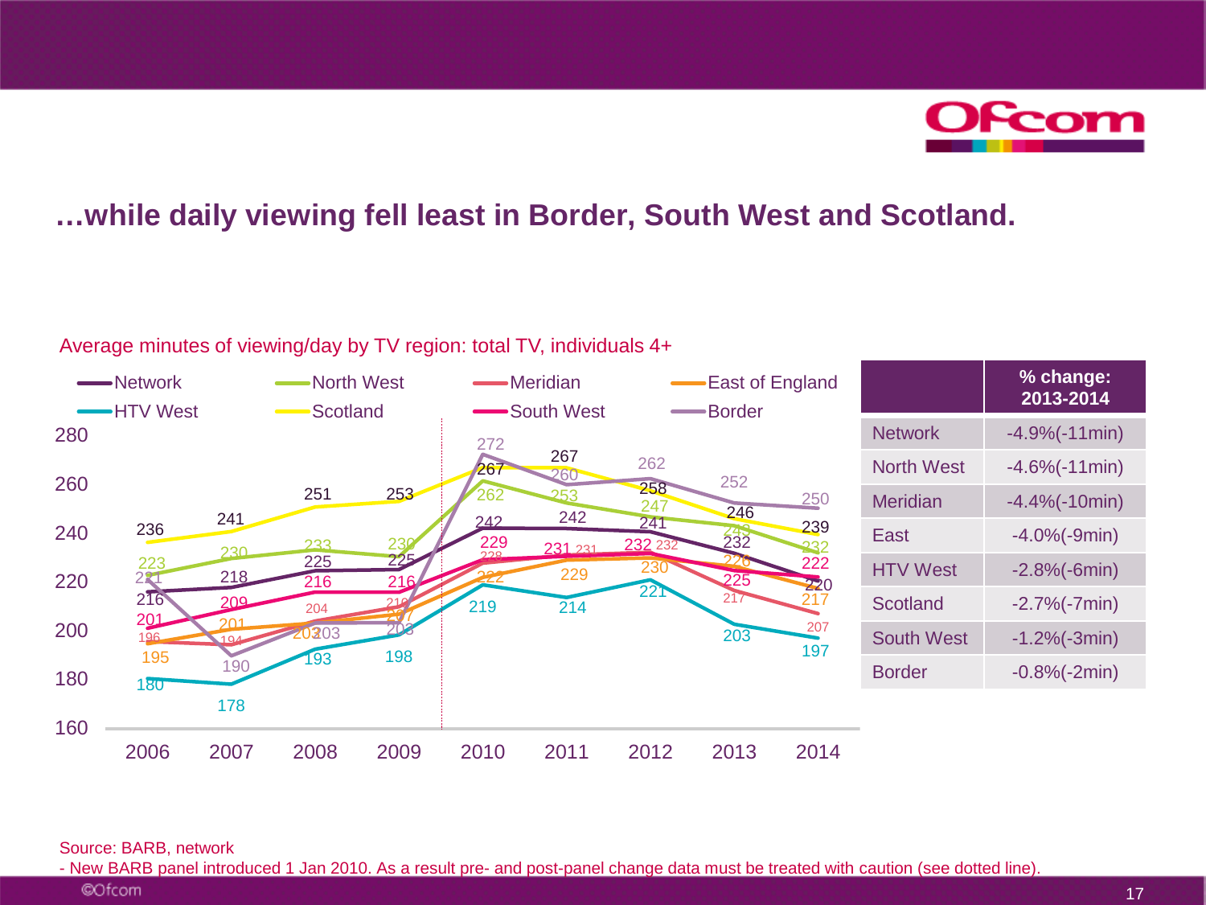## …while daily viewing fell least in Border, South West and Scotland.

Average minutes of viewing/day by TV region: total TV, individuals 4+

| Region | 2006 | 2007 | 2008 | 2009 | 2010 | 2011 | 2012 | 2013 | 2014 |
|---|---|---|---|---|---|---|---|---|---|
| Network | 216 | 218 | 225 | 225 | 242 | 242 | 241 | 232 | 220 |
| North West | 223 | 230 | 233 | 230 | 262 | 253 | 247 | 243 | 232 |
| Meridian | 196 | 194 | 204 | 210 | 228 | 231 | 232 | 217 | 207 |
| East of England | 195 | 201 | 203 | 207 | 222 | 229 | 230 | 226 | 217 |
| HTV West | 180 | 178 | 193 | 198 | 219 | 214 | 221 | 203 | 197 |
| Scotland | 236 | 241 | 251 | 253 | 267 | 267 | 258 | 246 | 239 |
| South West | 201 | 209 | 216 | 216 | 229 | 231 | 232 | 225 | 222 |
| Border | 221 | 190 | 203 | 203 | 272 | 260 | 262 | 252 | 250 |

| | % change: 2013-2014 |
|---|---|
| Network | -4.9%(-11min) |
| North West | -4.6%(-11min) |
| Meridian | -4.4%(-10min) |
| East | -4.0%(-9min) |
| HTV West | -2.8%(-6min) |
| Scotland | -2.7%(-7min) |
| South West | -1.2%(-3min) |
| Border | -0.8%(-2min) |

Source: BARB, network

- New BARB panel introduced 1 Jan 2010. As a result pre- and post-panel change data must be treated with caution (see dotted line).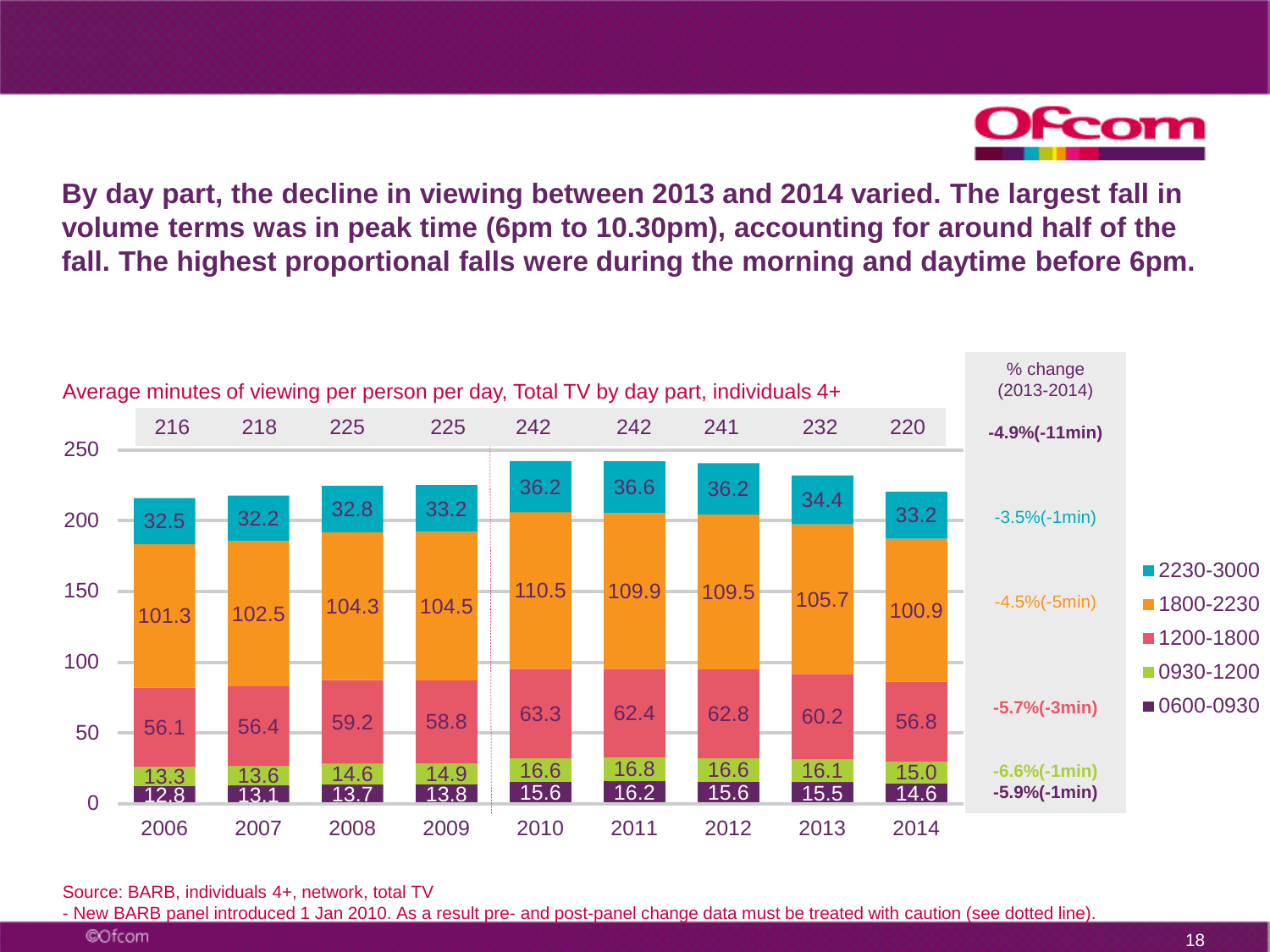## By day part, the decline in viewing between 2013 and 2014 varied. The largest fall in volume terms was in peak time (6pm to 10.30pm), accounting for around half of the fall. The highest proportional falls were during the morning and daytime before 6pm.

Average minutes of viewing per person per day, Total TV by day part, individuals 4+

| Day part | 2006 | 2007 | 2008 | 2009 | 2010 | 2011 | 2012 | 2013 | 2014 | % change (2013-2014) |
|---|---|---|---|---|---|---|---|---|---|---|
| Total | 216 | 218 | 225 | 225 | 242 | 242 | 241 | 232 | 220 | -4.9%(-11min) |
| 2230-3000 | 32.5 | 32.2 | 32.8 | 33.2 | 36.2 | 36.6 | 36.2 | 34.4 | 33.2 | -3.5%(-1min) |
| 1800-2230 | 101.3 | 102.5 | 104.3 | 104.5 | 110.5 | 109.9 | 109.5 | 105.7 | 100.9 | -4.5%(-5min) |
| 1200-1800 | 56.1 | 56.4 | 59.2 | 58.8 | 63.3 | 62.4 | 62.8 | 60.2 | 56.8 | -5.7%(-3min) |
| 0930-1200 | 13.3 | 13.6 | 14.6 | 14.9 | 16.6 | 16.8 | 16.6 | 16.1 | 15.0 | -6.6%(-1min) |
| 0600-0930 | 12.8 | 13.1 | 13.7 | 13.8 | 15.6 | 16.2 | 15.6 | 15.5 | 14.6 | -5.9%(-1min) |

Source: BARB, individuals 4+, network, total TV
- New BARB panel introduced 1 Jan 2010. As a result pre- and post-panel change data must be treated with caution (see dotted line).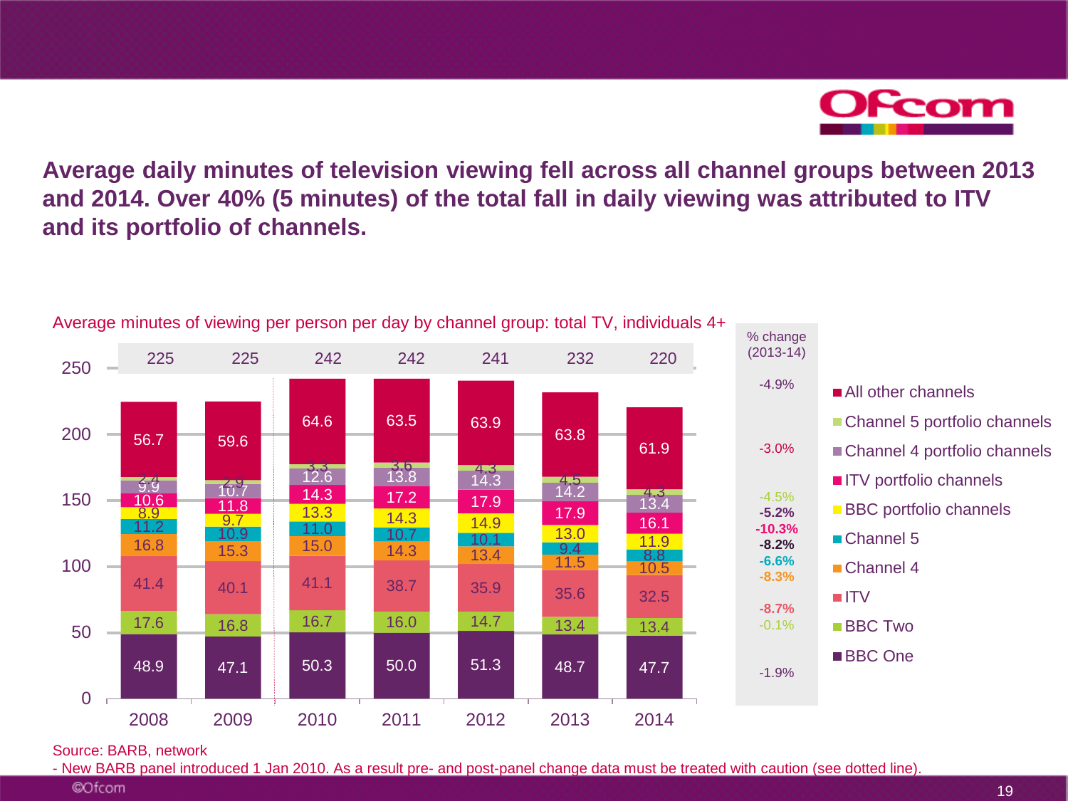## Average daily minutes of television viewing fell across all channel groups between 2013 and 2014. Over 40% (5 minutes) of the total fall in daily viewing was attributed to ITV and its portfolio of channels.

Average minutes of viewing per person per day by channel group: total TV, individuals 4+

| Channel group | 2008 | 2009 | 2010 | 2011 | 2012 | 2013 | 2014 | % change (2013-14) |
|---|---|---|---|---|---|---|---|---|
| Total | 225 | 225 | 242 | 242 | 241 | 232 | 220 | -4.9% |
| All other channels | 56.7 | 59.6 | 64.6 | 63.5 | 63.9 | 63.8 | 61.9 | -3.0% |
| Channel 5 portfolio channels | 2.4 | 2.9 | 3.3 | 3.6 | 4.3 | 4.5 | 4.3 | -4.5% |
| Channel 4 portfolio channels | 9.9 | 10.7 | 12.6 | 13.8 | 14.3 | 14.2 | 13.4 | -5.2% |
| ITV portfolio channels | 10.6 | 11.8 | 14.3 | 17.2 | 17.9 | 17.9 | 16.1 | -10.3% |
| BBC portfolio channels | 8.9 | 9.7 | 13.3 | 14.3 | 14.9 | 13.0 | 11.9 | -8.2% |
| Channel 5 | 11.2 | 10.9 | 11.0 | 10.7 | 10.1 | 9.4 | 8.8 | -6.6% |
| Channel 4 | 16.8 | 15.3 | 15.0 | 14.3 | 13.4 | 11.5 | 10.5 | -8.3% |
| ITV | 41.4 | 40.1 | 41.1 | 38.7 | 35.9 | 35.6 | 32.5 | -8.7% |
| BBC Two | 17.6 | 16.8 | 16.7 | 16.0 | 14.7 | 13.4 | 13.4 | -0.1% |
| BBC One | 48.9 | 47.1 | 50.3 | 50.0 | 51.3 | 48.7 | 47.7 | -1.9% |

Source: BARB, network

- New BARB panel introduced 1 Jan 2010. As a result pre- and post-panel change data must be treated with caution (see dotted line).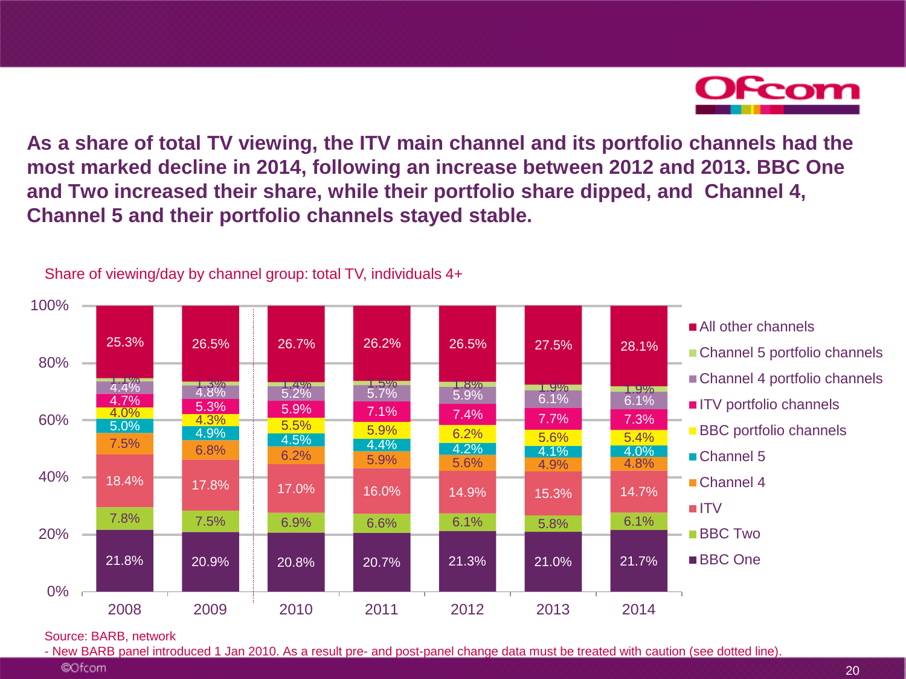## As a share of total TV viewing, the ITV main channel and its portfolio channels had the most marked decline in 2014, following an increase between 2012 and 2013. BBC One and Two increased their share, while their portfolio share dipped, and Channel 4, Channel 5 and their portfolio channels stayed stable.

Share of viewing/day by channel group: total TV, individuals 4+

| Channel group | 2008 | 2009 | 2010 | 2011 | 2012 | 2013 | 2014 |
|---|---|---|---|---|---|---|---|
| All other channels | 25.3% | 26.5% | 26.7% | 26.2% | 26.5% | 27.5% | 28.1% |
| Channel 5 portfolio channels | 1.1% | 1.3% | 1.4% | 1.5% | 1.8% | 1.9% | 1.9% |
| Channel 4 portfolio channels | 4.4% | 4.8% | 5.2% | 5.7% | 5.9% | 6.1% | 6.1% |
| ITV portfolio channels | 4.7% | 5.3% | 5.9% | 7.1% | 7.4% | 7.7% | 7.3% |
| BBC portfolio channels | 4.0% | 4.3% | 5.5% | 5.9% | 6.2% | 5.6% | 5.4% |
| Channel 5 | 5.0% | 4.9% | 4.5% | 4.4% | 4.2% | 4.1% | 4.0% |
| Channel 4 | 7.5% | 6.8% | 6.2% | 5.9% | 5.6% | 4.9% | 4.8% |
| ITV | 18.4% | 17.8% | 17.0% | 16.0% | 14.9% | 15.3% | 14.7% |
| BBC Two | 7.8% | 7.5% | 6.9% | 6.6% | 6.1% | 5.8% | 6.1% |
| BBC One | 21.8% | 20.9% | 20.8% | 20.7% | 21.3% | 21.0% | 21.7% |

Source: BARB, network

- New BARB panel introduced 1 Jan 2010. As a result pre- and post-panel change data must be treated with caution (see dotted line).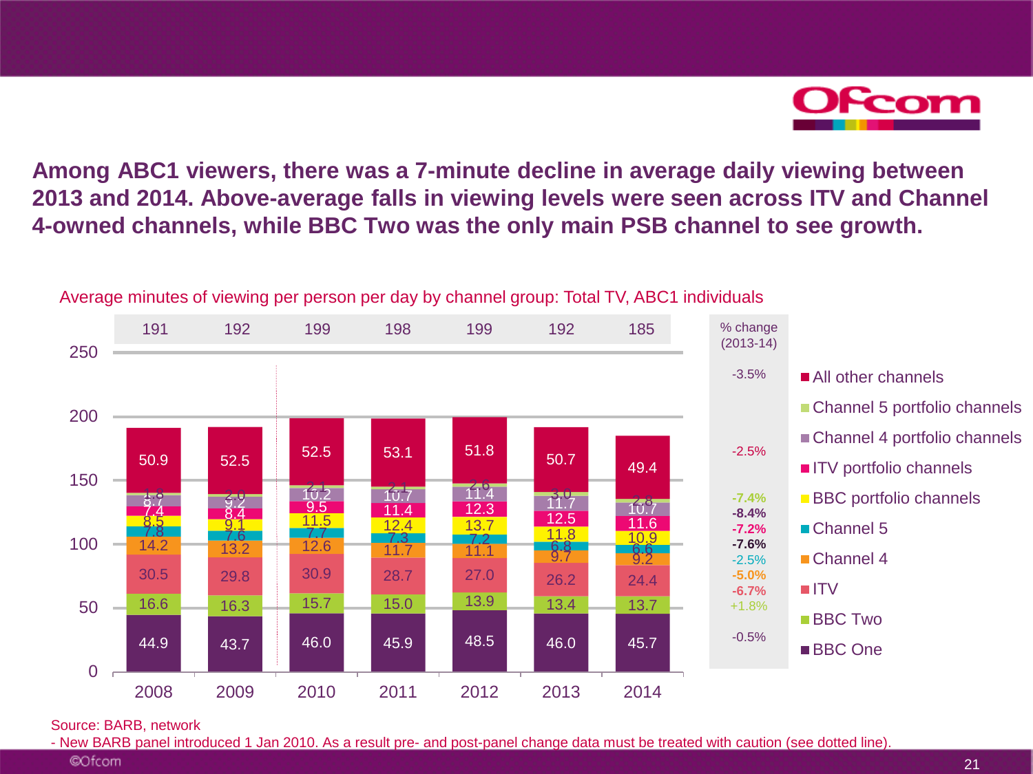# Among ABC1 viewers, there was a 7-minute decline in average daily viewing between 2013 and 2014. Above-average falls in viewing levels were seen across ITV and Channel 4-owned channels, while BBC Two was the only main PSB channel to see growth.

Average minutes of viewing per person per day by channel group: Total TV, ABC1 individuals

| Channel group | 2008 | 2009 | 2010 | 2011 | 2012 | 2013 | 2014 | % change (2013-14) |
|---|---|---|---|---|---|---|---|---|
| Total | 191 | 192 | 199 | 198 | 199 | 192 | 185 | -3.5% |
| All other channels | 50.9 | 52.5 | 52.5 | 53.1 | 51.8 | 50.7 | 49.4 | -2.5% |
| Channel 5 portfolio channels | 1.8 | 2.0 | 2.1 | 2.1 | 2.6 | 3.0 | 2.8 | -7.4% |
| Channel 4 portfolio channels | 8.7 | 9.2 | 10.2 | 10.7 | 11.4 | 11.7 | 10.7 | -8.4% |
| ITV portfolio channels | 7.4 | 8.4 | 9.5 | 11.4 | 12.3 | 12.5 | 11.6 | -7.2% |
| BBC portfolio channels | 8.5 | 9.1 | 11.5 | 12.4 | 13.7 | 11.8 | 10.9 | -7.6% |
| Channel 5 | 7.8 | 7.6 | 7.7 | 7.3 | 7.2 | 6.8 | 6.6 | -2.5% |
| Channel 4 | 14.2 | 13.2 | 12.6 | 11.7 | 11.1 | 9.7 | 9.2 | -5.0% |
| ITV | 30.5 | 29.8 | 30.9 | 28.7 | 27.0 | 26.2 | 24.4 | -6.7% |
| BBC Two | 16.6 | 16.3 | 15.7 | 15.0 | 13.9 | 13.4 | 13.7 | +1.8% |
| BBC One | 44.9 | 43.7 | 46.0 | 45.9 | 48.5 | 46.0 | 45.7 | -0.5% |

Source: BARB, network

- New BARB panel introduced 1 Jan 2010. As a result pre- and post-panel change data must be treated with caution (see dotted line).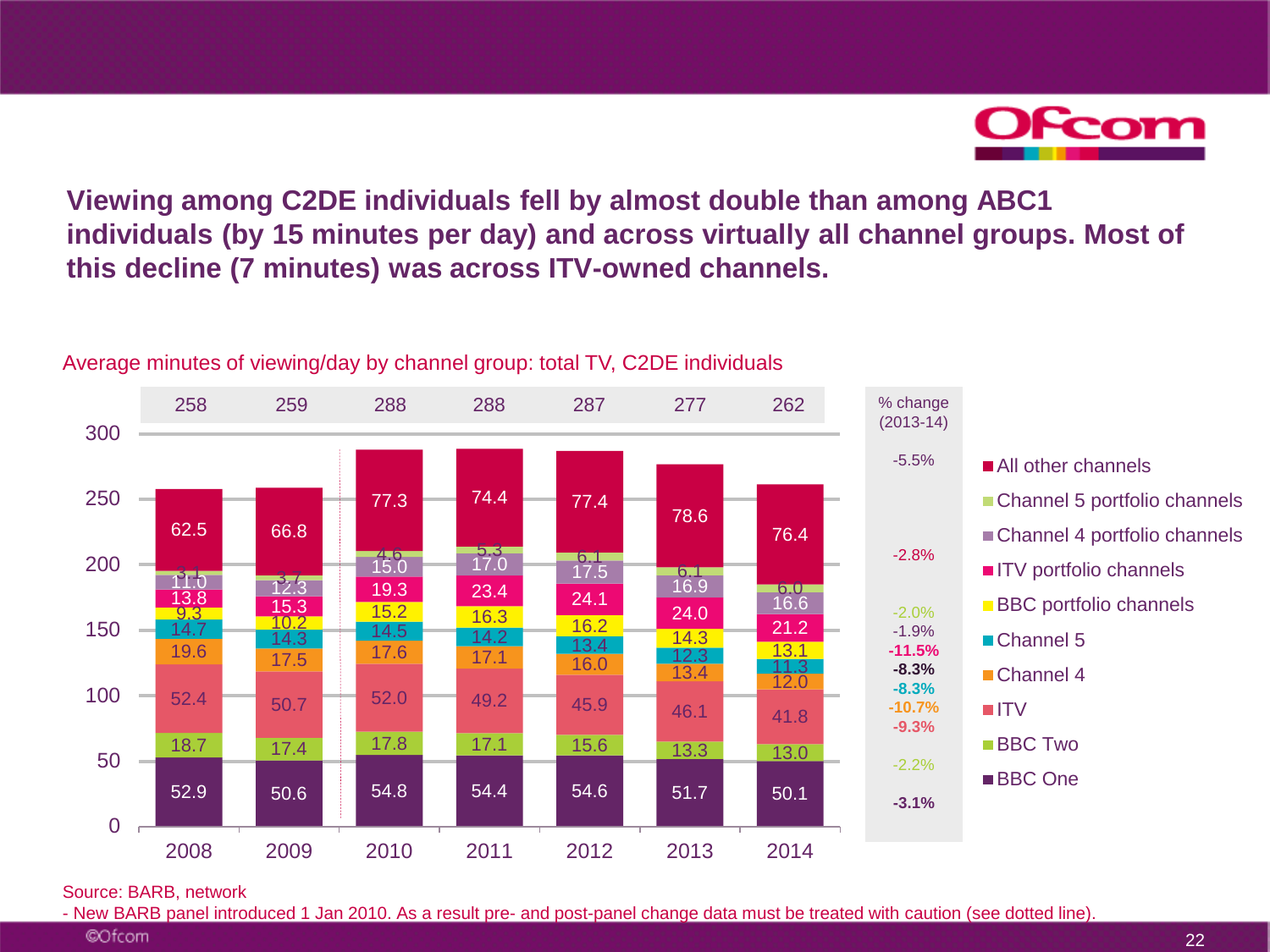**Viewing among C2DE individuals fell by almost double than among ABC1 individuals (by 15 minutes per day) and across virtually all channel groups. Most of this decline (7 minutes) was across ITV-owned channels.**

Average minutes of viewing/day by channel group: total TV, C2DE individuals

| Channel group | 2008 | 2009 | 2010 | 2011 | 2012 | 2013 | 2014 | % change (2013-14) |
|---|---|---|---|---|---|---|---|---|
| All other channels | 62.5 | 66.8 | 77.3 | 74.4 | 77.4 | 78.6 | 76.4 | -2.8% |
| Channel 5 portfolio channels | 3.1 | 3.7 | 4.6 | 5.3 | 6.1 | 6.1 | 6.0 | -2.0% |
| Channel 4 portfolio channels | 11.0 | 12.3 | 15.0 | 17.0 | 17.5 | 16.9 | 16.6 | -1.9% |
| ITV portfolio channels | 13.8 | 15.3 | 19.3 | 23.4 | 24.1 | 24.0 | 21.2 | -11.5% |
| BBC portfolio channels | 9.3 | 10.2 | 15.2 | 16.3 | 16.2 | 14.3 | 13.1 | -8.3% |
| Channel 5 | 14.7 | 14.3 | 14.5 | 14.2 | 13.4 | 12.3 | 11.3 | -8.3% |
| Channel 4 | 19.6 | 17.5 | 17.6 | 17.1 | 16.0 | 13.4 | 12.0 | -10.7% |
| ITV | 52.4 | 50.7 | 52.0 | 49.2 | 45.9 | 46.1 | 41.8 | -9.3% |
| BBC Two | 18.7 | 17.4 | 17.8 | 17.1 | 15.6 | 13.3 | 13.0 | -2.2% |
| BBC One | 52.9 | 50.6 | 54.8 | 54.4 | 54.6 | 51.7 | 50.1 | -3.1% |
| Total | 258 | 259 | 288 | 288 | 287 | 277 | 262 | -5.5% |

Source: BARB, network
- New BARB panel introduced 1 Jan 2010. As a result pre- and post-panel change data must be treated with caution (see dotted line).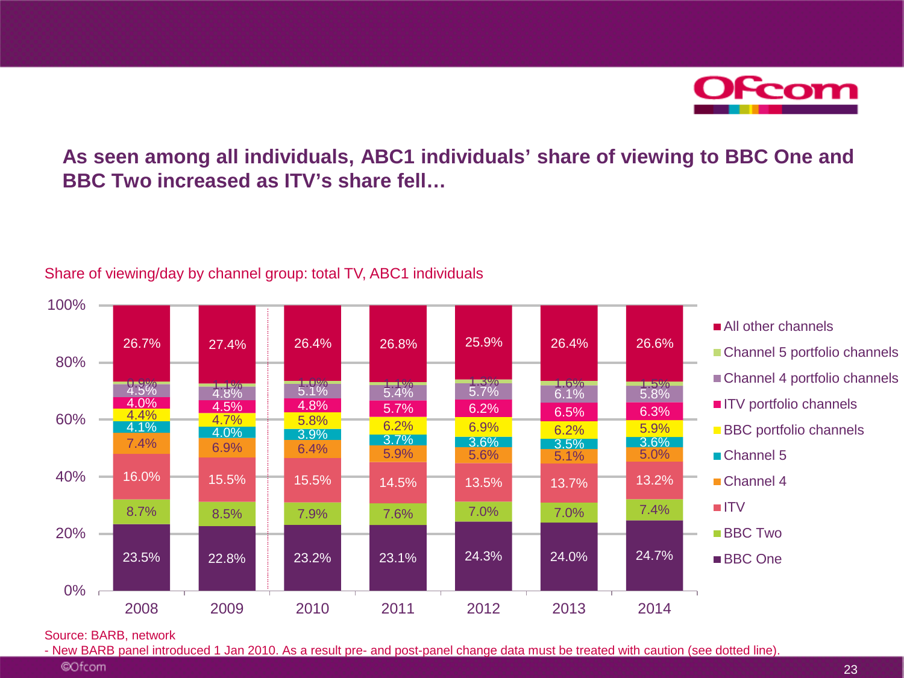## As seen among all individuals, ABC1 individuals' share of viewing to BBC One and BBC Two increased as ITV's share fell…

Share of viewing/day by channel group: total TV, ABC1 individuals

| | 2008 | 2009 | 2010 | 2011 | 2012 | 2013 | 2014 |
|---|---|---|---|---|---|---|---|
| All other channels | 26.7% | 27.4% | 26.4% | 26.8% | 25.9% | 26.4% | 26.6% |
| Channel 5 portfolio channels | 0.9% | 1.1% | 1.0% | 1.1% | 1.3% | 1.6% | 1.5% |
| Channel 4 portfolio channels | 4.5% | 4.8% | 5.1% | 5.4% | 5.7% | 6.1% | 5.8% |
| ITV portfolio channels | 4.0% | 4.5% | 4.8% | 5.7% | 6.2% | 6.5% | 6.3% |
| BBC portfolio channels | 4.4% | 4.7% | 5.8% | 6.2% | 6.9% | 6.2% | 5.9% |
| Channel 5 | 4.1% | 4.0% | 3.9% | 3.7% | 3.6% | 3.5% | 3.6% |
| Channel 4 | 7.4% | 6.9% | 6.4% | 5.9% | 5.6% | 5.1% | 5.0% |
| ITV | 16.0% | 15.5% | 15.5% | 14.5% | 13.5% | 13.7% | 13.2% |
| BBC Two | 8.7% | 8.5% | 7.9% | 7.6% | 7.0% | 7.0% | 7.4% |
| BBC One | 23.5% | 22.8% | 23.2% | 23.1% | 24.3% | 24.0% | 24.7% |

Source: BARB, network

- New BARB panel introduced 1 Jan 2010. As a result pre- and post-panel change data must be treated with caution (see dotted line).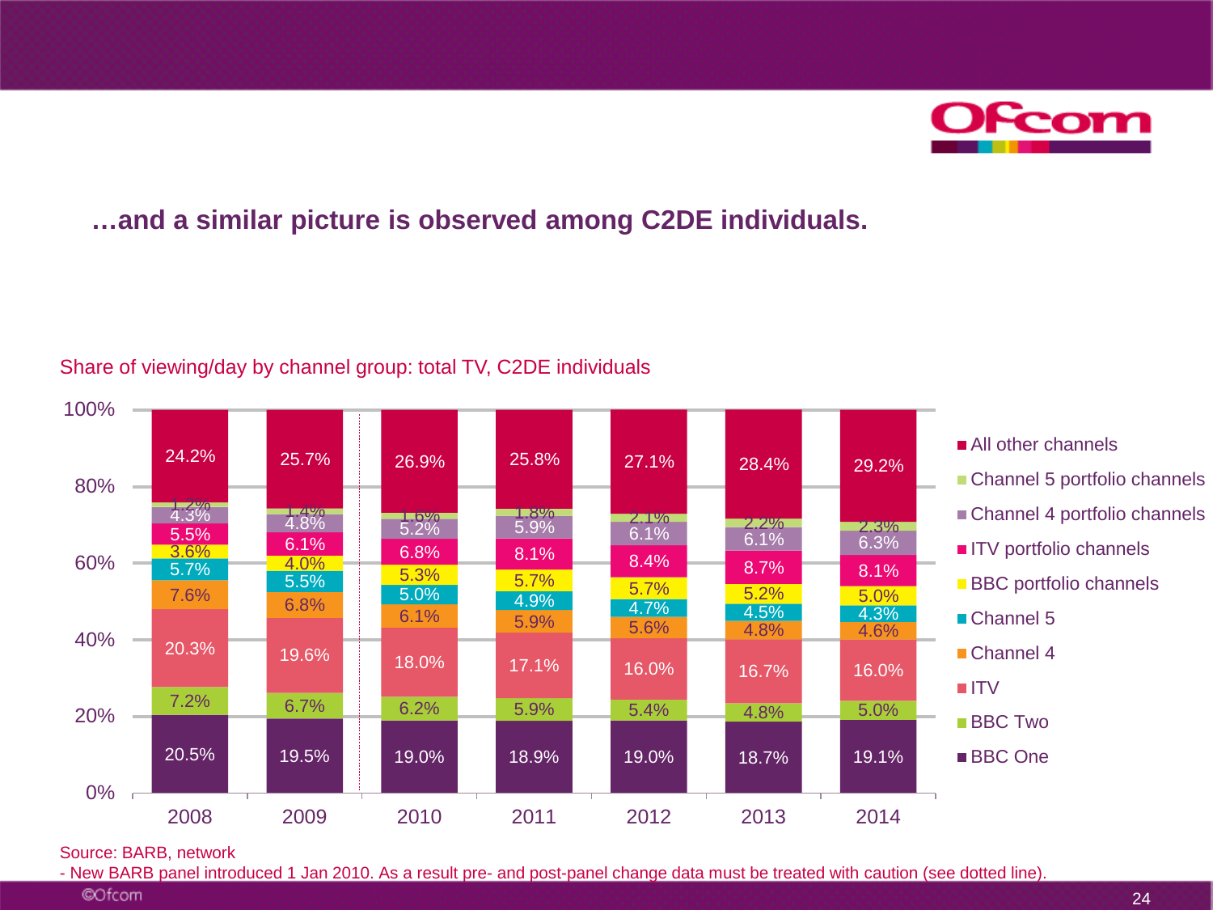## …and a similar picture is observed among C2DE individuals.

Share of viewing/day by channel group: total TV, C2DE individuals

| | 2008 | 2009 | 2010 | 2011 | 2012 | 2013 | 2014 |
|---|---|---|---|---|---|---|---|
| All other channels | 24.2% | 25.7% | 26.9% | 25.8% | 27.1% | 28.4% | 29.2% |
| Channel 5 portfolio channels | 1.2% | 1.4% | 1.6% | 1.8% | 2.1% | 2.2% | 2.3% |
| Channel 4 portfolio channels | 4.3% | 4.8% | 5.2% | 5.9% | 6.1% | 6.1% | 6.3% |
| ITV portfolio channels | 5.5% | 6.1% | 6.8% | 8.1% | 8.4% | 8.7% | 8.1% |
| BBC portfolio channels | 3.6% | 4.0% | 5.3% | 5.7% | 5.7% | 5.2% | 5.0% |
| Channel 5 | 5.7% | 5.5% | 5.0% | 4.9% | 4.7% | 4.5% | 4.3% |
| Channel 4 | 7.6% | 6.8% | 6.1% | 5.9% | 5.6% | 4.8% | 4.6% |
| ITV | 20.3% | 19.6% | 18.0% | 17.1% | 16.0% | 16.7% | 16.0% |
| BBC Two | 7.2% | 6.7% | 6.2% | 5.9% | 5.4% | 4.8% | 5.0% |
| BBC One | 20.5% | 19.5% | 19.0% | 18.9% | 19.0% | 18.7% | 19.1% |

Source: BARB, network

- New BARB panel introduced 1 Jan 2010. As a result pre- and post-panel change data must be treated with caution (see dotted line).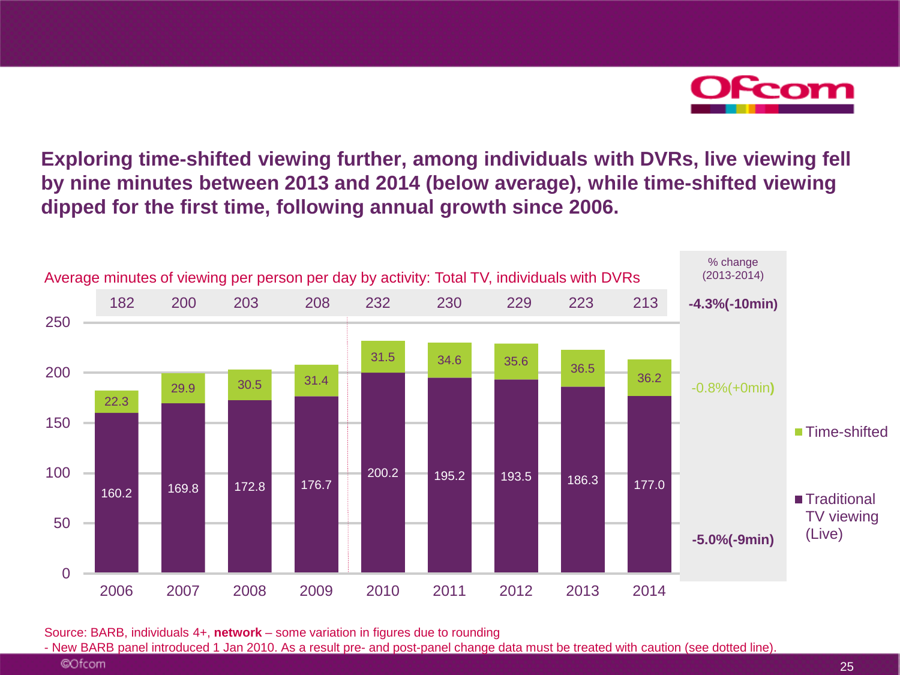## Exploring time-shifted viewing further, among individuals with DVRs, live viewing fell by nine minutes between 2013 and 2014 (below average), while time-shifted viewing dipped for the first time, following annual growth since 2006.

Average minutes of viewing per person per day by activity: Total TV, individuals with DVRs

| | 2006 | 2007 | 2008 | 2009 | 2010 | 2011 | 2012 | 2013 | 2014 | % change (2013-2014) |
|---|---|---|---|---|---|---|---|---|---|---|
| Total | 182 | 200 | 203 | 208 | 232 | 230 | 229 | 223 | 213 | **-4.3%(-10min)** |
| Time-shifted | 22.3 | 29.9 | 30.5 | 31.4 | 31.5 | 34.6 | 35.6 | 36.5 | 36.2 | -0.8%(+0min) |
| Traditional TV viewing (Live) | 160.2 | 169.8 | 172.8 | 176.7 | 200.2 | 195.2 | 193.5 | 186.3 | 177.0 | **-5.0%(-9min)** |

Source: BARB, individuals 4+, **network** – some variation in figures due to rounding

- New BARB panel introduced 1 Jan 2010. As a result pre- and post-panel change data must be treated with caution (see dotted line).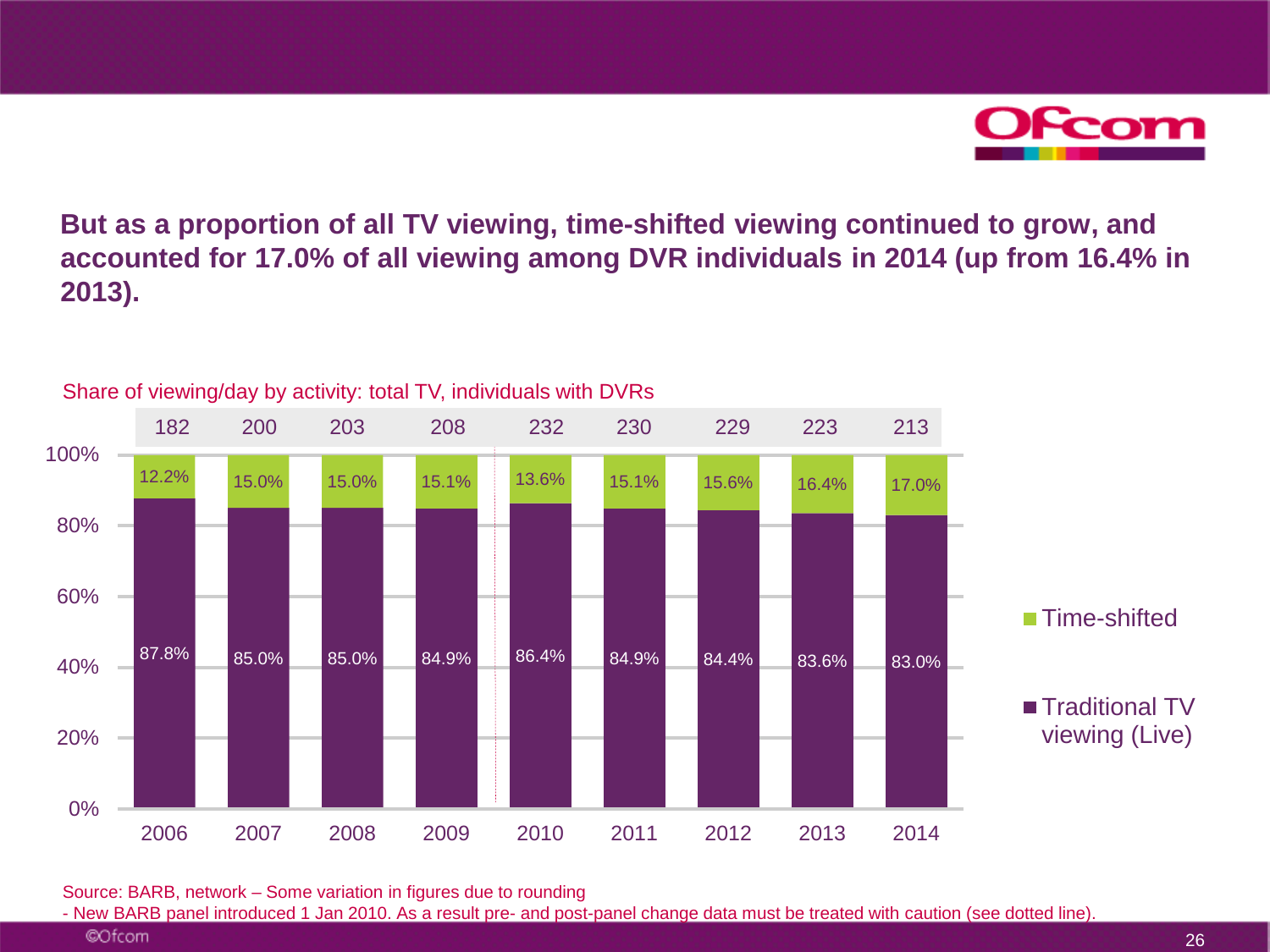## But as a proportion of all TV viewing, time-shifted viewing continued to grow, and accounted for 17.0% of all viewing among DVR individuals in 2014 (up from 16.4% in 2013).

Share of viewing/day by activity: total TV, individuals with DVRs

| | 2006 | 2007 | 2008 | 2009 | 2010 | 2011 | 2012 | 2013 | 2014 |
|---|---|---|---|---|---|---|---|---|---|
| Total minutes | 182 | 200 | 203 | 208 | 232 | 230 | 229 | 223 | 213 |
| Time-shifted | 12.2% | 15.0% | 15.0% | 15.1% | 13.6% | 15.1% | 15.6% | 16.4% | 17.0% |
| Traditional TV viewing (Live) | 87.8% | 85.0% | 85.0% | 84.9% | 86.4% | 84.9% | 84.4% | 83.6% | 83.0% |

Source: BARB, network – Some variation in figures due to rounding

- New BARB panel introduced 1 Jan 2010. As a result pre- and post-panel change data must be treated with caution (see dotted line).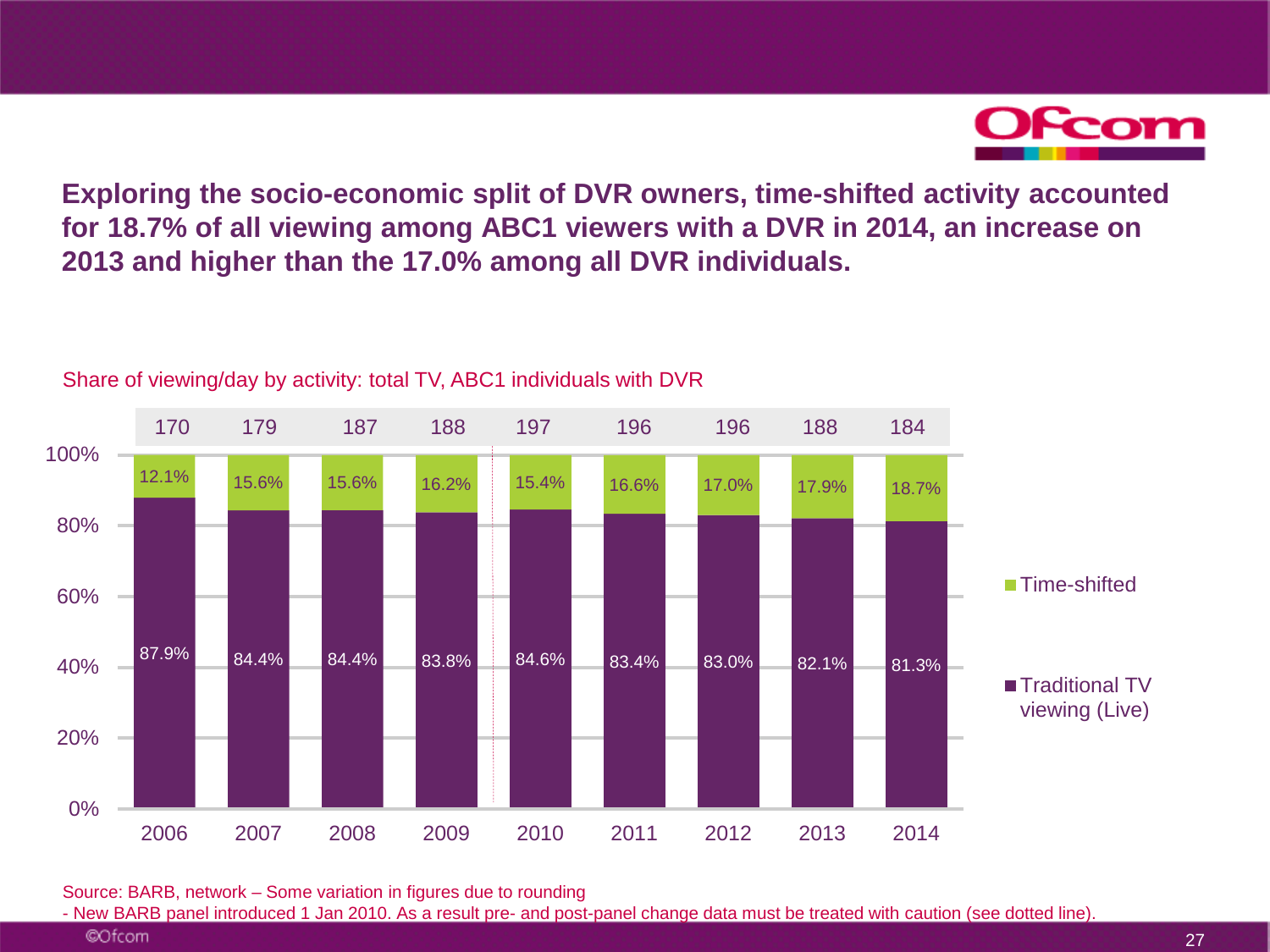**Exploring the socio-economic split of DVR owners, time-shifted activity accounted for 18.7% of all viewing among ABC1 viewers with a DVR in 2014, an increase on 2013 and higher than the 17.0% among all DVR individuals.**

Share of viewing/day by activity: total TV, ABC1 individuals with DVR

| | 2006 | 2007 | 2008 | 2009 | 2010 | 2011 | 2012 | 2013 | 2014 |
|---|---|---|---|---|---|---|---|---|---|
| Total (mins) | 170 | 179 | 187 | 188 | 197 | 196 | 196 | 188 | 184 |
| Time-shifted | 12.1% | 15.6% | 15.6% | 16.2% | 15.4% | 16.6% | 17.0% | 17.9% | 18.7% |
| Traditional TV viewing (Live) | 87.9% | 84.4% | 84.4% | 83.8% | 84.6% | 83.4% | 83.0% | 82.1% | 81.3% |

Source: BARB, network – Some variation in figures due to rounding

- New BARB panel introduced 1 Jan 2010. As a result pre- and post-panel change data must be treated with caution (see dotted line).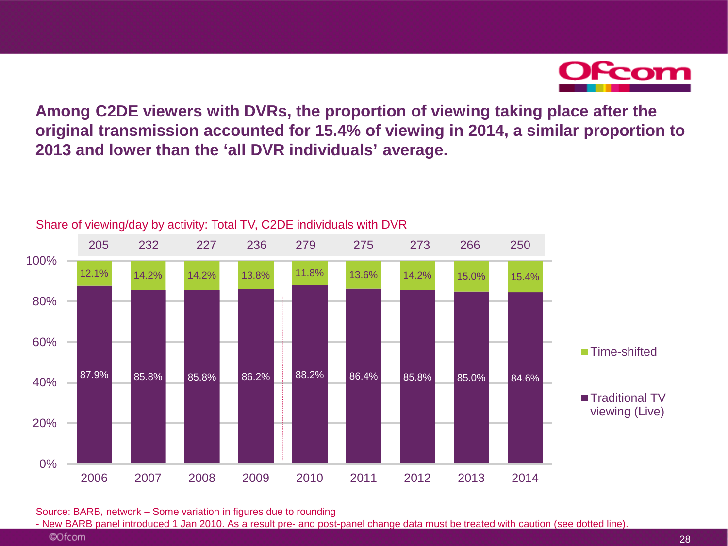## Among C2DE viewers with DVRs, the proportion of viewing taking place after the original transmission accounted for 15.4% of viewing in 2014, a similar proportion to 2013 and lower than the 'all DVR individuals' average.

Share of viewing/day by activity: Total TV, C2DE individuals with DVR

| | 2006 | 2007 | 2008 | 2009 | 2010 | 2011 | 2012 | 2013 | 2014 |
|---|---|---|---|---|---|---|---|---|---|
| | 205 | 232 | 227 | 236 | 279 | 275 | 273 | 266 | 250 |
| Time-shifted | 12.1% | 14.2% | 14.2% | 13.8% | 11.8% | 13.6% | 14.2% | 15.0% | 15.4% |
| Traditional TV viewing (Live) | 87.9% | 85.8% | 85.8% | 86.2% | 88.2% | 86.4% | 85.8% | 85.0% | 84.6% |

Source: BARB, network – Some variation in figures due to rounding
- New BARB panel introduced 1 Jan 2010. As a result pre- and post-panel change data must be treated with caution (see dotted line).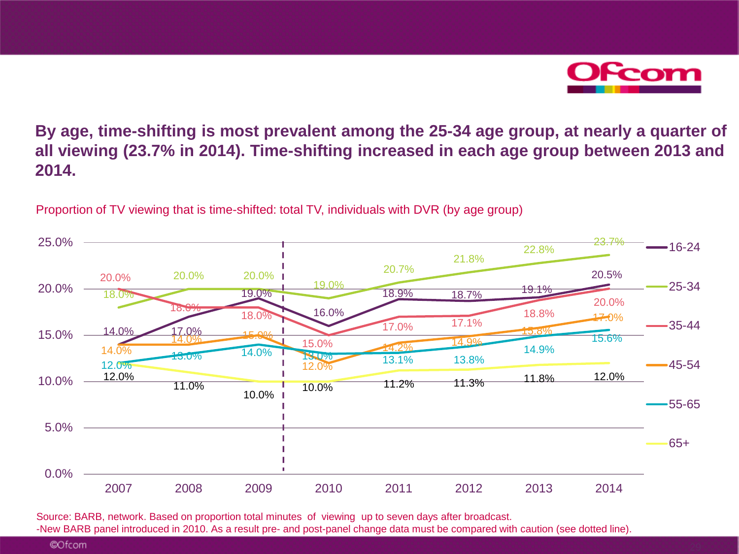# By age, time-shifting is most prevalent among the 25-34 age group, at nearly a quarter of all viewing (23.7% in 2014). Time-shifting increased in each age group between 2013 and 2014.

Proportion of TV viewing that is time-shifted: total TV, individuals with DVR (by age group)

| Age group | 2007 | 2008 | 2009 | 2010 | 2011 | 2012 | 2013 | 2014 |
|---|---|---|---|---|---|---|---|---|
| 16-24 | 14.0% | 17.0% | 19.0% | 16.0% | 18.9% | 18.7% | 19.1% | 20.5% |
| 25-34 | 18.0% | 20.0% | 20.0% | 19.0% | 20.7% | 21.8% | 22.8% | 23.7% |
| 35-44 | 20.0% | 18.0% | 18.0% | 15.0% | 17.0% | 17.1% | 18.8% | 20.0% |
| 45-54 | 14.0% | 14.0% | 15.0% | 12.0% | 14.2% | 14.9% | 15.8% | 17.0% |
| 55-65 | 12.0% | 13.0% | 14.0% | 13.0% | 13.1% | 13.8% | 14.9% | 15.6% |
| 65+ | 12.0% | 11.0% | 10.0% | 10.0% | 11.2% | 11.3% | 11.8% | 12.0% |

Source: BARB, network. Based on proportion total minutes of viewing up to seven days after broadcast.
-New BARB panel introduced in 2010. As a result pre- and post-panel change data must be compared with caution (see dotted line).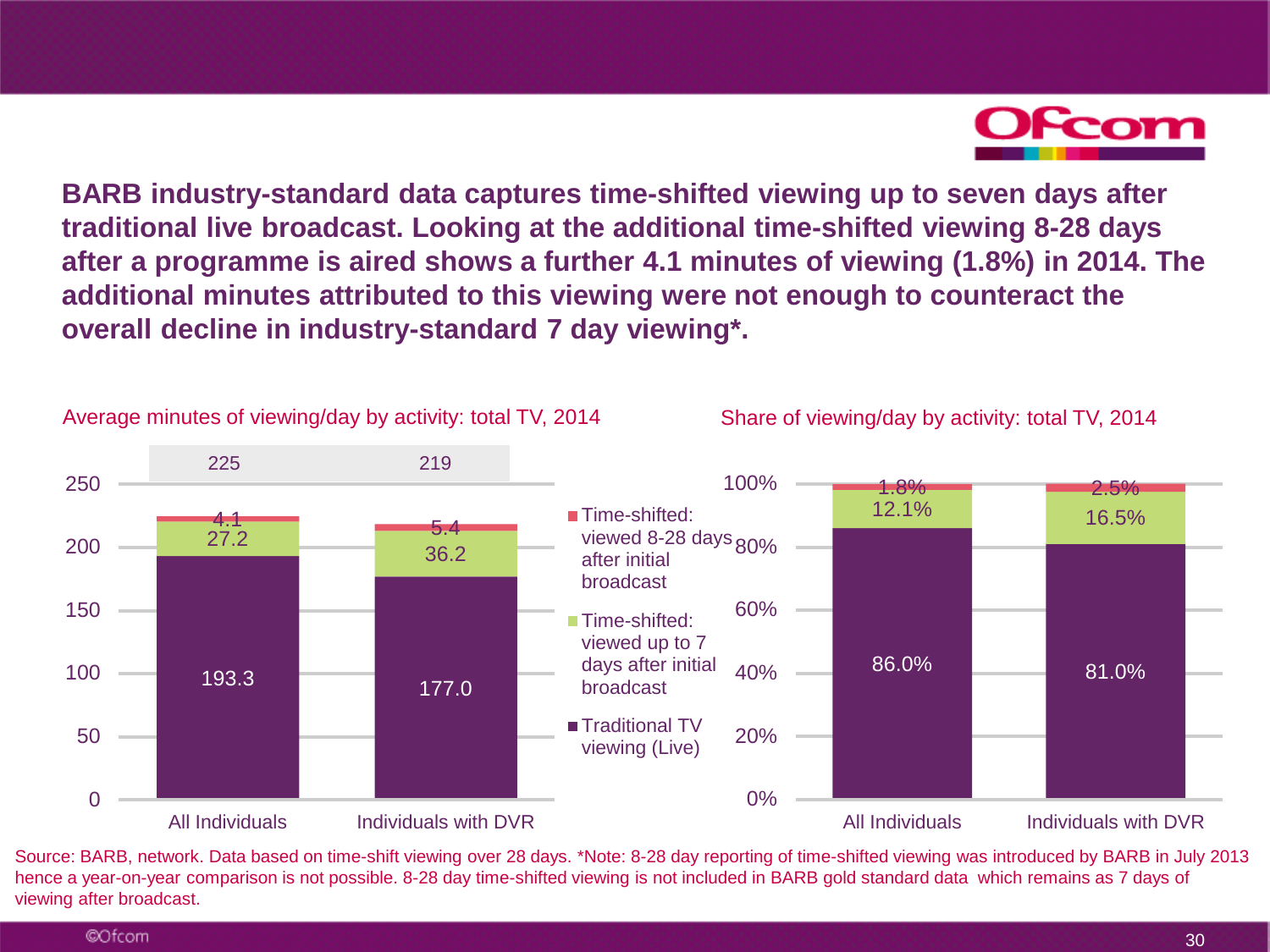**BARB industry-standard data captures time-shifted viewing up to seven days after traditional live broadcast. Looking at the additional time-shifted viewing 8-28 days after a programme is aired shows a further 4.1 minutes of viewing (1.8%) in 2014. The additional minutes attributed to this viewing were not enough to counteract the overall decline in industry-standard 7 day viewing*.**

Average minutes of viewing/day by activity: total TV, 2014

| | All Individuals | Individuals with DVR |
|---|---|---|
| Total | 225 | 219 |
| Time-shifted: viewed 8-28 days after initial broadcast | 4.1 | 5.4 |
| Time-shifted: viewed up to 7 days after initial broadcast | 27.2 | 36.2 |
| Traditional TV viewing (Live) | 193.3 | 177.0 |

Share of viewing/day by activity: total TV, 2014

| | All Individuals | Individuals with DVR |
|---|---|---|
| Time-shifted: viewed 8-28 days after initial broadcast | 1.8% | 2.5% |
| Time-shifted: viewed up to 7 days after initial broadcast | 12.1% | 16.5% |
| Traditional TV viewing (Live) | 86.0% | 81.0% |

Source: BARB, network. Data based on time-shift viewing over 28 days. *Note: 8-28 day reporting of time-shifted viewing was introduced by BARB in July 2013 hence a year-on-year comparison is not possible. 8-28 day time-shifted viewing is not included in BARB gold standard data which remains as 7 days of viewing after broadcast.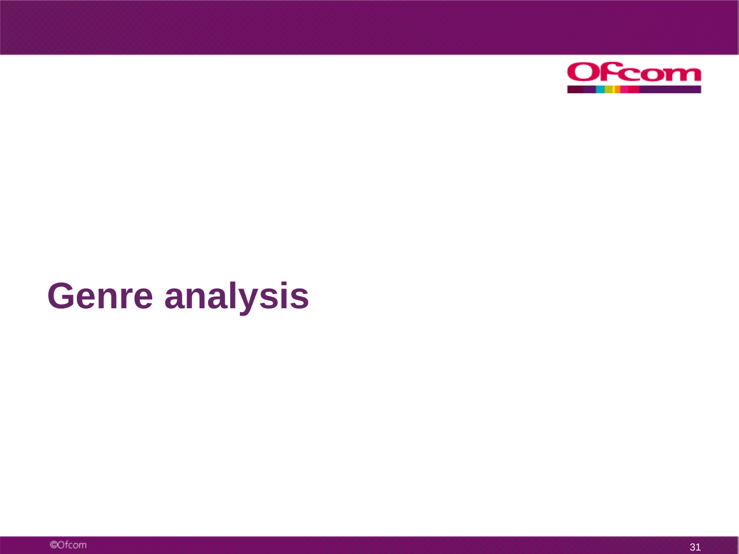# Genre analysis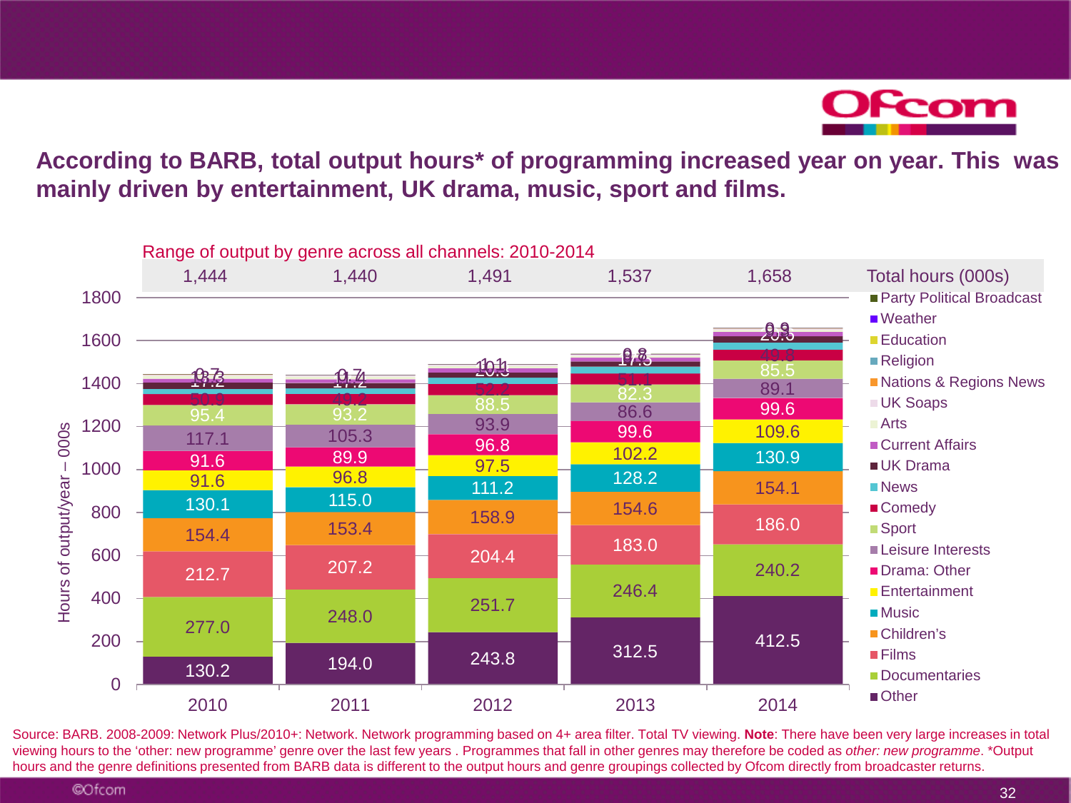# According to BARB, total output hours* of programming increased year on year. This was mainly driven by entertainment, UK drama, music, sport and films.

Range of output by genre across all channels: 2010-2014

| Genre | 2010 | 2011 | 2012 | 2013 | 2014 |
|---|---|---|---|---|---|
| Total hours (000s) | 1,444 | 1,440 | 1,491 | 1,537 | 1,658 |
| Other | 130.2 | 194.0 | 243.8 | 312.5 | 412.5 |
| Documentaries | 277.0 | 248.0 | 251.7 | 246.4 | 240.2 |
| Films | 212.7 | 207.2 | 204.4 | 183.0 | 186.0 |
| Children's | 154.4 | 153.4 | 158.9 | 154.6 | 154.1 |
| Music | 130.1 | 115.0 | 111.2 | 128.2 | 130.9 |
| Entertainment | 91.6 | 96.8 | 97.5 | 102.2 | 109.6 |
| Drama: Other | 91.6 | 89.9 | 96.8 | 99.6 | 99.6 |
| Leisure Interests | 117.1 | 105.3 | 93.9 | 86.6 | 89.1 |
| Sport | 95.4 | 93.2 | 88.5 | 82.3 | 85.5 |
| Comedy | 50.9 | 49.2 | 52.2 | 51.1 | 49.8 |
| UK Drama | 17.2 | 17.2 | 20.3 | 17.5 | 20.5 |
| Party Political Broadcast | 0.7 | 0.7 | 0.1 | 0.8 | 0.9 |

Hours of output/year – 000s

Legend: Party Political Broadcast, Weather, Education, Religion, Nations & Regions News, UK Soaps, Arts, Current Affairs, UK Drama, News, Comedy, Sport, Leisure Interests, Drama: Other, Entertainment, Music, Children's, Films, Documentaries, Other

Source: BARB. 2008-2009: Network Plus/2010+: Network. Network programming based on 4+ area filter. Total TV viewing. **Note**: There have been very large increases in total viewing hours to the 'other: new programme' genre over the last few years . Programmes that fall in other genres may therefore be coded as *other: new programme*. *Output hours and the genre definitions presented from BARB data is different to the output hours and genre groupings collected by Ofcom directly from broadcaster returns.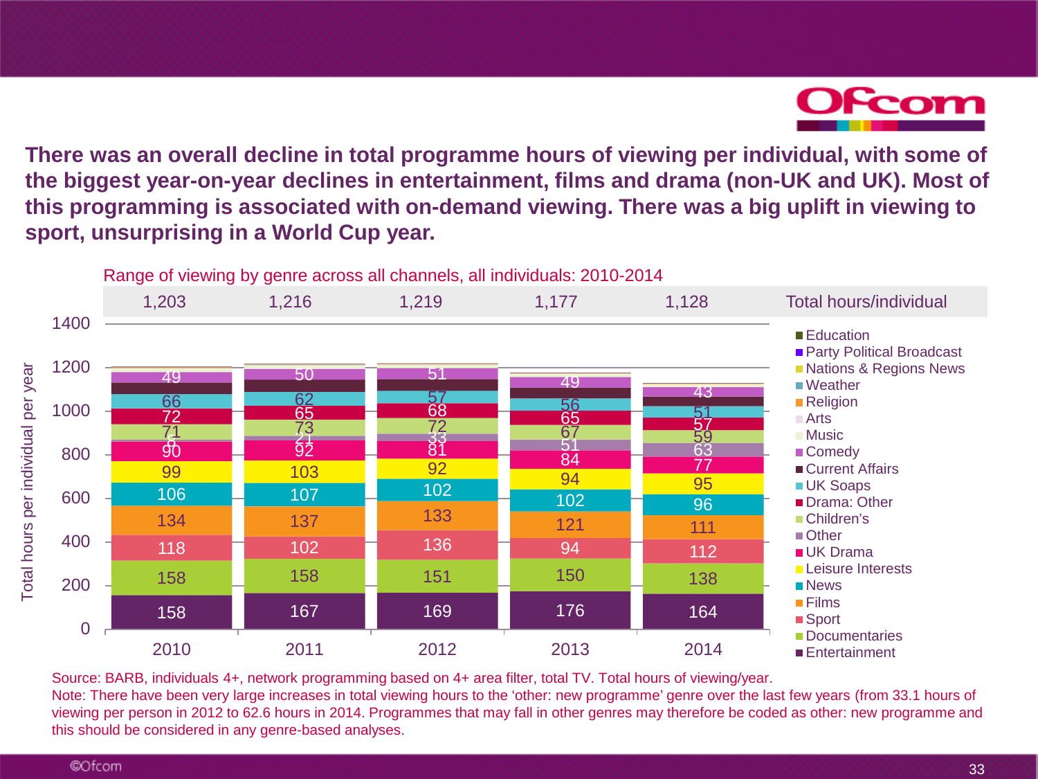## There was an overall decline in total programme hours of viewing per individual, with some of the biggest year-on-year declines in entertainment, films and drama (non-UK and UK). Most of this programming is associated with on-demand viewing. There was a big uplift in viewing to sport, unsurprising in a World Cup year.

Range of viewing by genre across all channels, all individuals: 2010-2014

| Genre | 2010 | 2011 | 2012 | 2013 | 2014 |
|---|---|---|---|---|---|
| Total hours/individual | 1,203 | 1,216 | 1,219 | 1,177 | 1,128 |
| Comedy | 49 | 50 | 51 | 49 | 43 |
| UK Soaps | 66 | 62 | 57 | 56 | 51 |
| Drama: Other | 72 | 65 | 68 | 65 | 57 |
| Children's | 71 | 73 | 72 | 67 | 59 |
| Other | 8 | 21 | 33 | 51 | 63 |
| UK Drama | 90 | 92 | 81 | 84 | 77 |
| Leisure Interests | 99 | 103 | 92 | 94 | 95 |
| News | 106 | 107 | 102 | 102 | 96 |
| Films | 134 | 137 | 133 | 121 | 111 |
| Sport | 118 | 102 | 136 | 94 | 112 |
| Documentaries | 158 | 158 | 151 | 150 | 138 |
| Entertainment | 158 | 167 | 169 | 176 | 164 |

Other genres shown (unlabelled): Education, Party Political Broadcast, Nations & Regions News, Weather, Religion, Arts, Music, Current Affairs.

Y-axis: Total hours per individual per year

Source: BARB, individuals 4+, network programming based on 4+ area filter, total TV. Total hours of viewing/year.
Note: There have been very large increases in total viewing hours to the 'other: new programme' genre over the last few years (from 33.1 hours of viewing per person in 2012 to 62.6 hours in 2014. Programmes that may fall in other genres may therefore be coded as other: new programme and this should be considered in any genre-based analyses.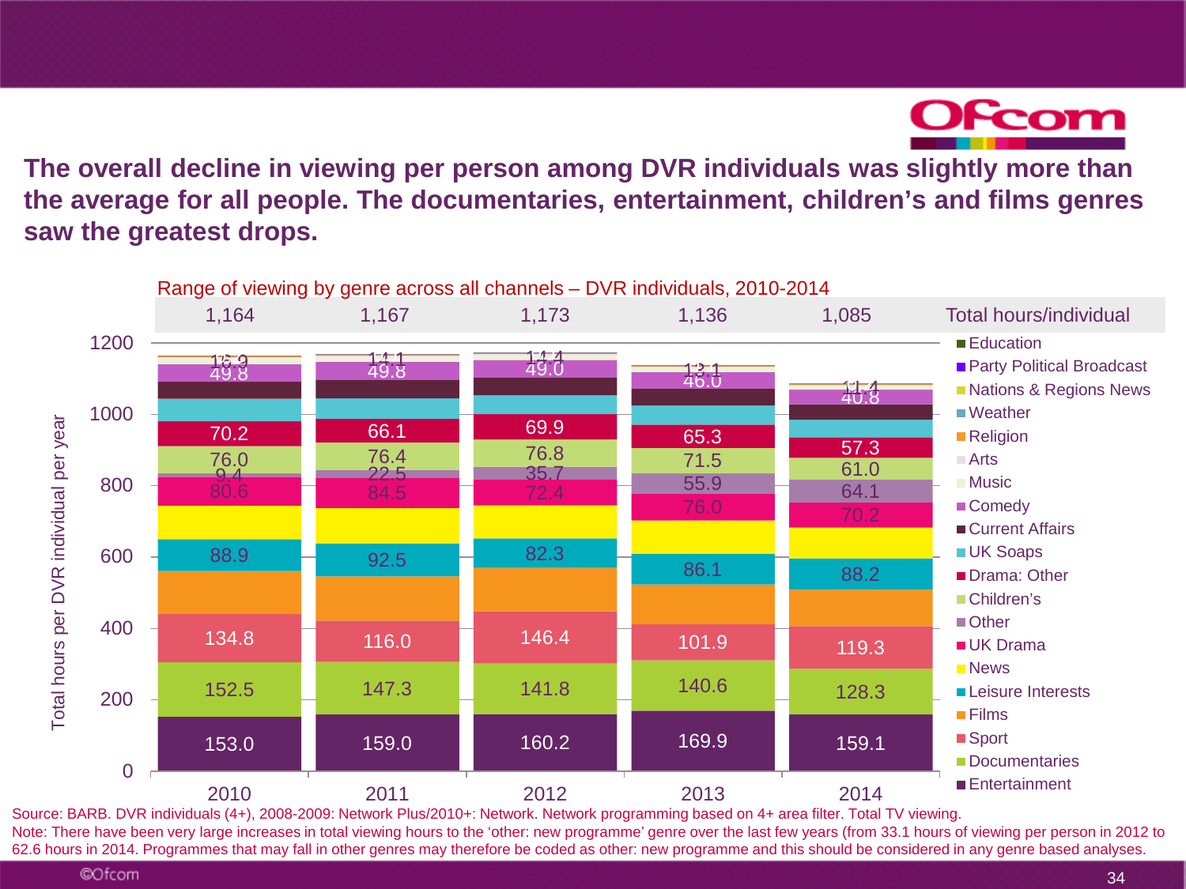**The overall decline in viewing per person among DVR individuals was slightly more than the average for all people. The documentaries, entertainment, children's and films genres saw the greatest drops.**

Range of viewing by genre across all channels – DVR individuals, 2010-2014

| | 2010 | 2011 | 2012 | 2013 | 2014 |
|---|---|---|---|---|---|
| Total hours/individual | 1,164 | 1,167 | 1,173 | 1,136 | 1,085 |
| Entertainment | 153.0 | 159.0 | 160.2 | 169.9 | 159.1 |
| Documentaries | 152.5 | 147.3 | 141.8 | 140.6 | 128.3 |
| Sport | 134.8 | 116.0 | 146.4 | 101.9 | 119.3 |
| Leisure Interests | 88.9 | 92.5 | 82.3 | 86.1 | 88.2 |
| UK Drama | 80.6 | 84.5 | 72.4 | 76.0 | 70.2 |
| Other | 9.4 | 22.5 | 35.7 | 55.9 | 64.1 |
| Children's | 76.0 | 76.4 | 76.8 | 71.5 | 61.0 |
| Drama: Other | 70.2 | 66.1 | 69.9 | 65.3 | 57.3 |
| Comedy | 49.8 | 49.8 | 49.0 | 46.0 | 40.8 |
| Music | 16.9 | 14.1 | 14.4 | 13.1 | 11.4 |

Legend: Education, Party Political Broadcast, Nations & Regions News, Weather, Religion, Arts, Music, Comedy, Current Affairs, UK Soaps, Drama: Other, Children's, Other, UK Drama, News, Leisure Interests, Films, Sport, Documentaries, Entertainment

Y-axis: Total hours per DVR individual per year

Source: BARB. DVR individuals (4+), 2008-2009: Network Plus/2010+: Network. Network programming based on 4+ area filter. Total TV viewing.
Note: There have been very large increases in total viewing hours to the 'other: new programme' genre over the last few years (from 33.1 hours of viewing per person in 2012 to 62.6 hours in 2014. Programmes that may fall in other genres may therefore be coded as other: new programme and this should be considered in any genre based analyses.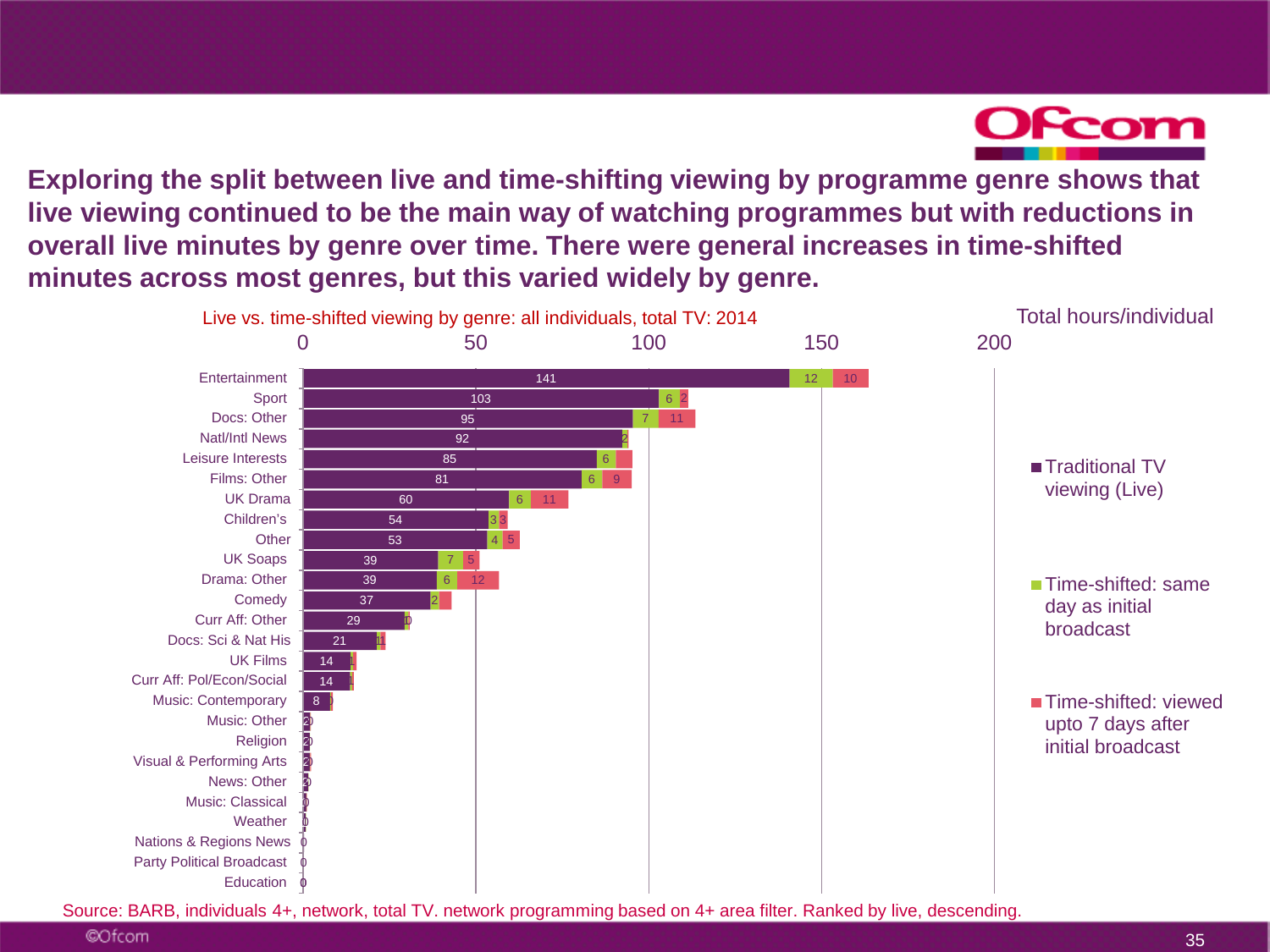**Exploring the split between live and time-shifting viewing by programme genre shows that live viewing continued to be the main way of watching programmes but with reductions in overall live minutes by genre over time. There were general increases in time-shifted minutes across most genres, but this varied widely by genre.**

Live vs. time-shifted viewing by genre: all individuals, total TV: 2014

Total hours/individual

| Genre | Traditional TV viewing (Live) | Time-shifted: same day as initial broadcast | Time-shifted: viewed upto 7 days after initial broadcast |
|---|---|---|---|
| Entertainment | 141 | 12 | 10 |
| Sport | 103 | 6 | 2 |
| Docs: Other | 95 | 7 | 11 |
| Natl/Intl News | 92 | 2 | |
| Leisure Interests | 85 | 6 | |
| Films: Other | 81 | 6 | 9 |
| UK Drama | 60 | 6 | 11 |
| Children's | 54 | 3 | 3 |
| Other | 53 | 4 | 5 |
| UK Soaps | 39 | 7 | 5 |
| Drama: Other | 39 | 6 | 12 |
| Comedy | 37 | 2 | |
| Curr Aff: Other | 29 | 1 | 0 |
| Docs: Sci & Nat His | 21 | 1 | 1 |
| UK Films | 14 | 1 | |
| Curr Aff: Pol/Econ/Social | 14 | 1 | |
| Music: Contemporary | 8 | 1 | |
| Music: Other | 2 | 0 | |
| Religion | 2 | 0 | |
| Visual & Performing Arts | 2 | 0 | |
| News: Other | 2 | 0 | |
| Music: Classical | 1 | 0 | |
| Weather | 1 | 0 | |
| Nations & Regions News | 0 | | |
| Party Political Broadcast | 0 | | |
| Education | 0 | | |

Source: BARB, individuals 4+, network, total TV. network programming based on 4+ area filter. Ranked by live, descending.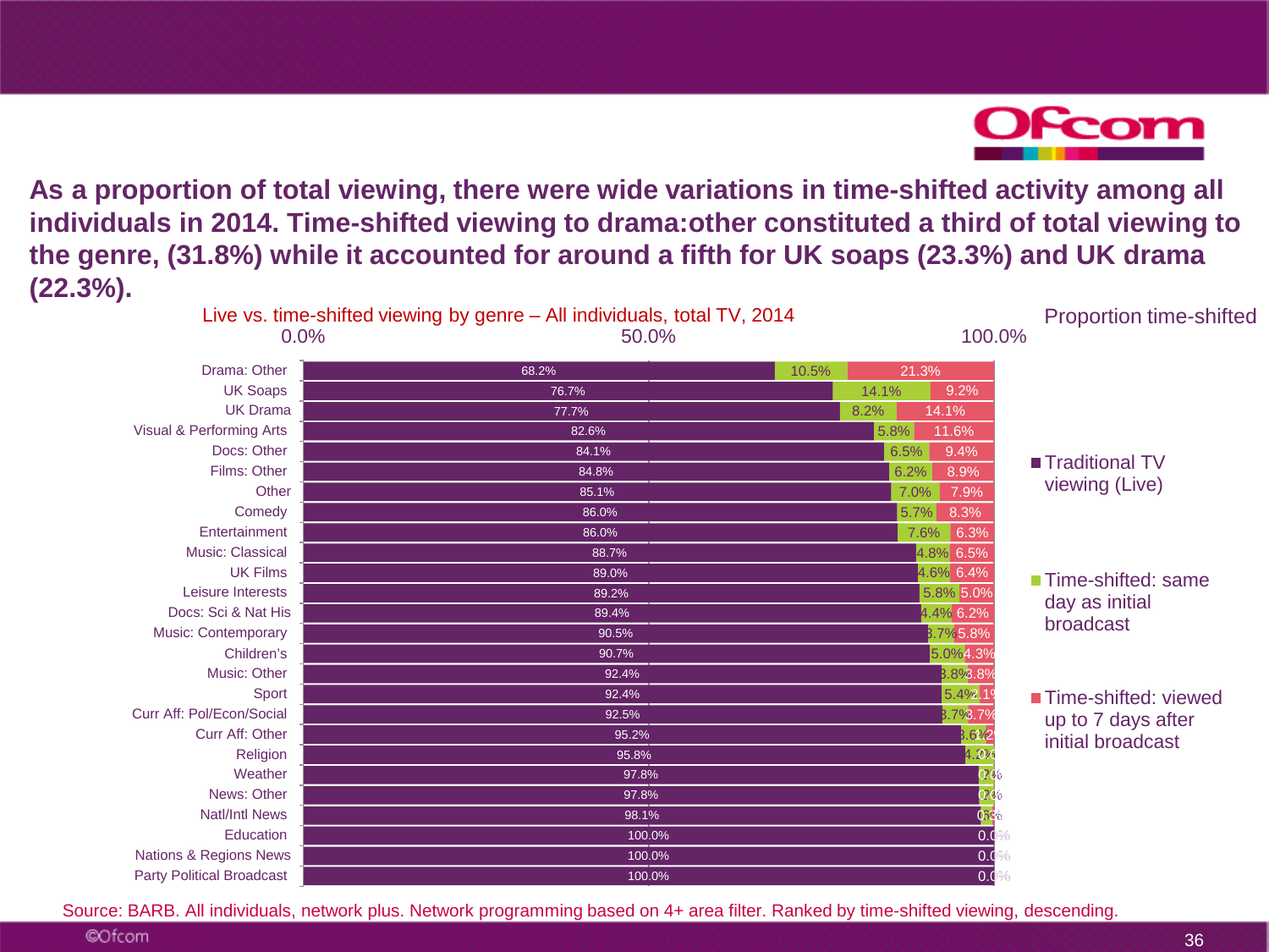## As a proportion of total viewing, there were wide variations in time-shifted activity among all individuals in 2014. Time-shifted viewing to drama:other constituted a third of total viewing to the genre, (31.8%) while it accounted for around a fifth for UK soaps (23.3%) and UK drama (22.3%).

**Live vs. time-shifted viewing by genre – All individuals, total TV, 2014**

| Genre | Traditional TV viewing (Live) | Time-shifted: same day as initial broadcast | Time-shifted: viewed up to 7 days after initial broadcast |
|---|---|---|---|
| Drama: Other | 68.2% | 10.5% | 21.3% |
| UK Soaps | 76.7% | 14.1% | 9.2% |
| UK Drama | 77.7% | 8.2% | 14.1% |
| Visual & Performing Arts | 82.6% | 5.8% | 11.6% |
| Docs: Other | 84.1% | 6.5% | 9.4% |
| Films: Other | 84.8% | 6.2% | 8.9% |
| Other | 85.1% | 7.0% | 7.9% |
| Comedy | 86.0% | 5.7% | 8.3% |
| Entertainment | 86.0% | 7.6% | 6.3% |
| Music: Classical | 88.7% | 4.8% | 6.5% |
| UK Films | 89.0% | 4.6% | 6.4% |
| Leisure Interests | 89.2% | 5.8% | 5.0% |
| Docs: Sci & Nat His | 89.4% | 4.4% | 6.2% |
| Music: Contemporary | 90.5% | 3.7% | 5.8% |
| Children's | 90.7% | 5.0% | 4.3% |
| Music: Other | 92.4% | 3.8% | 3.8% |
| Sport | 92.4% | 5.4% | 2.1% |
| Curr Aff: Pol/Econ/Social | 92.5% | 3.7% | 3.7% |
| Curr Aff: Other | 95.2% | 3.6% | 1.2% |
| Religion | 95.8% | 4.2% | 0% |
| Weather | 97.8% | 2.0% | 0% |
| News: Other | 97.8% | 2.0% | 0% |
| Natl/Intl News | 98.1% | 0.6% | 0% |
| Education | 100.0% | 0.0% | 0.0% |
| Nations & Regions News | 100.0% | 0.0% | 0.0% |
| Party Political Broadcast | 100.0% | 0.0% | 0.0% |

Source: BARB. All individuals, network plus. Network programming based on 4+ area filter. Ranked by time-shifted viewing, descending.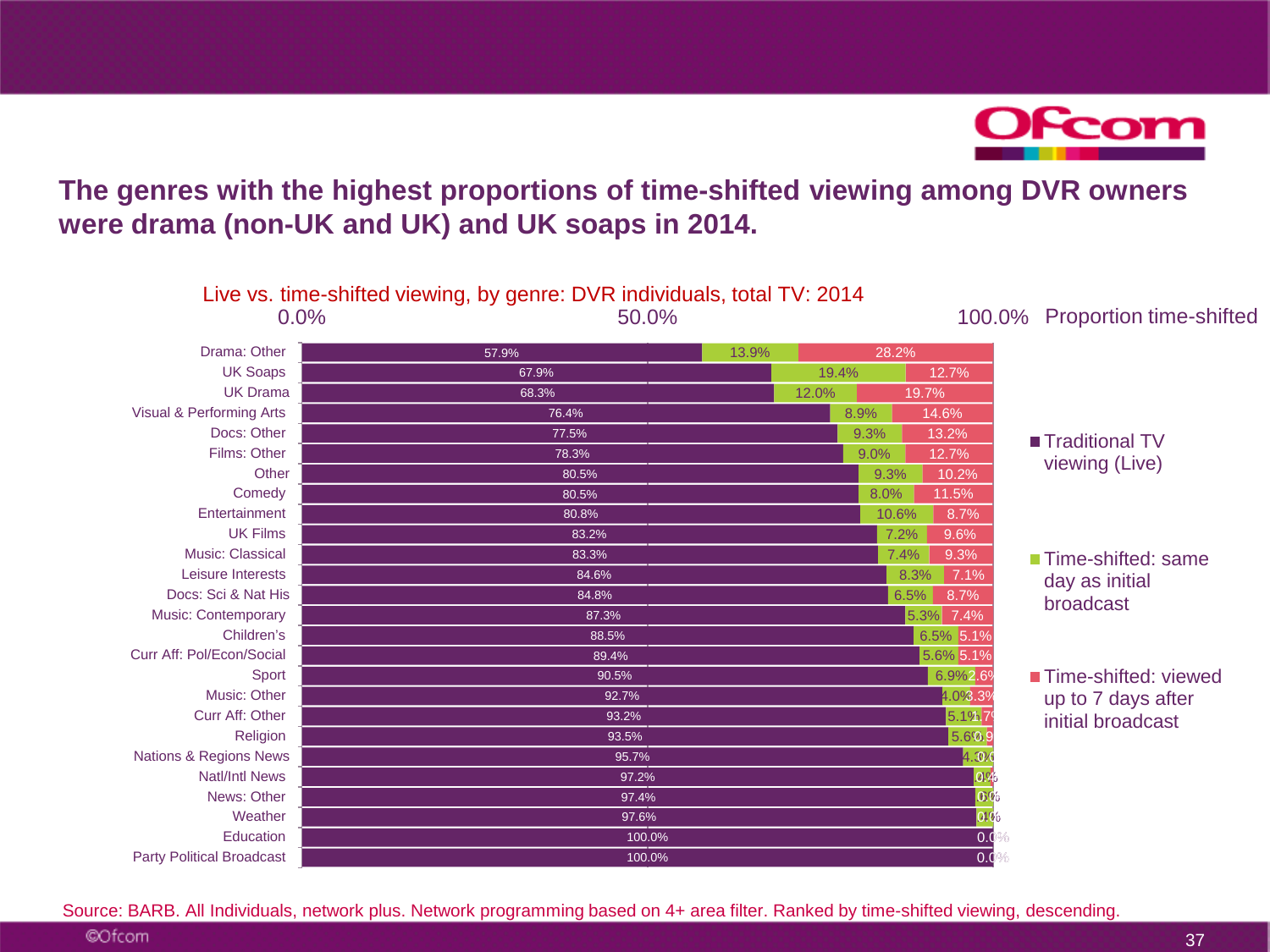# The genres with the highest proportions of time-shifted viewing among DVR owners were drama (non-UK and UK) and UK soaps in 2014.

## Live vs. time-shifted viewing, by genre: DVR individuals, total TV: 2014

| Genre | Traditional TV viewing (Live) | Time-shifted: same day as initial broadcast | Time-shifted: viewed up to 7 days after initial broadcast |
|---|---|---|---|
| Drama: Other | 57.9% | 13.9% | 28.2% |
| UK Soaps | 67.9% | 19.4% | 12.7% |
| UK Drama | 68.3% | 12.0% | 19.7% |
| Visual & Performing Arts | 76.4% | 8.9% | 14.6% |
| Docs: Other | 77.5% | 9.3% | 13.2% |
| Films: Other | 78.3% | 9.0% | 12.7% |
| Other | 80.5% | 9.3% | 10.2% |
| Comedy | 80.5% | 8.0% | 11.5% |
| Entertainment | 80.8% | 10.6% | 8.7% |
| UK Films | 83.2% | 7.2% | 9.6% |
| Music: Classical | 83.3% | 7.4% | 9.3% |
| Leisure Interests | 84.6% | 8.3% | 7.1% |
| Docs: Sci & Nat His | 84.8% | 6.5% | 8.7% |
| Music: Contemporary | 87.3% | 5.3% | 7.4% |
| Children's | 88.5% | 6.5% | 5.1% |
| Curr Aff: Pol/Econ/Social | 89.4% | 5.6% | 5.1% |
| Sport | 90.5% | 6.9% | 2.6% |
| Music: Other | 92.7% | 4.0% | 3.3% |
| Curr Aff: Other | 93.2% | 5.1% | 1.7% |
| Religion | 93.5% | 5.6% | 0.9% |
| Nations & Regions News | 95.7% | 4.3% | 0.0% |
| Natl/Intl News | 97.2% | | |
| News: Other | 97.4% | | |
| Weather | 97.6% | | |
| Education | 100.0% | 0.0% | 0.0% |
| Party Political Broadcast | 100.0% | 0.0% | 0.0% |

Source: BARB. All Individuals, network plus. Network programming based on 4+ area filter. Ranked by time-shifted viewing, descending.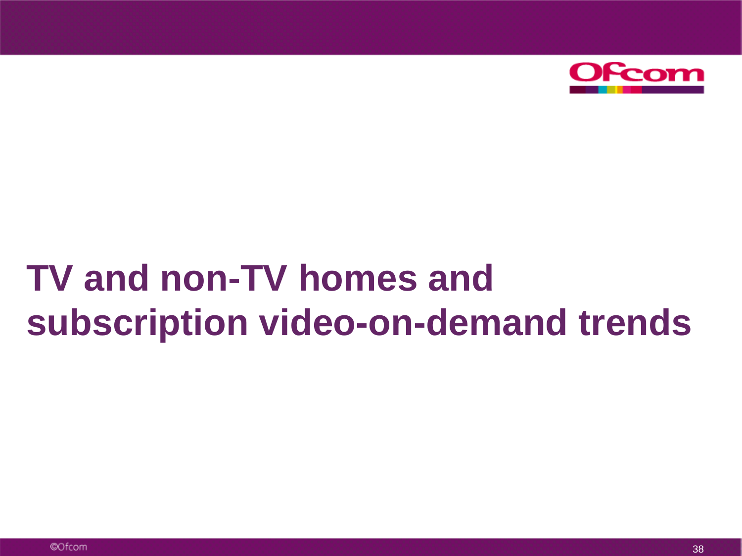# TV and non-TV homes and subscription video-on-demand trends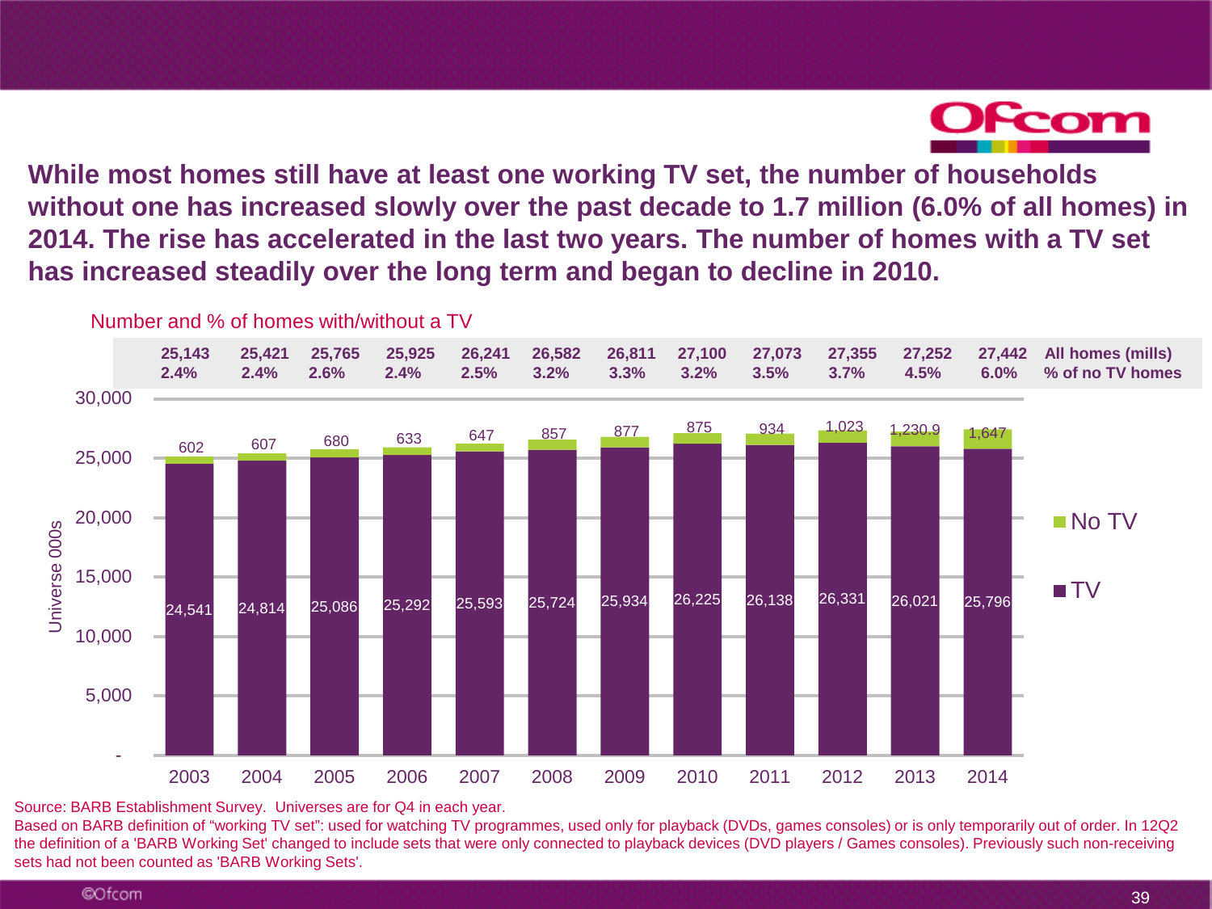## While most homes still have at least one working TV set, the number of households without one has increased slowly over the past decade to 1.7 million (6.0% of all homes) in 2014. The rise has accelerated in the last two years. The number of homes with a TV set has increased steadily over the long term and began to decline in 2010.

Number and % of homes with/without a TV

| | 2003 | 2004 | 2005 | 2006 | 2007 | 2008 | 2009 | 2010 | 2011 | 2012 | 2013 | 2014 |
|---|---|---|---|---|---|---|---|---|---|---|---|---|
| All homes (mills) | 25,143 | 25,421 | 25,765 | 25,925 | 26,241 | 26,582 | 26,811 | 27,100 | 27,073 | 27,355 | 27,252 | 27,442 |
| % of no TV homes | 2.4% | 2.4% | 2.6% | 2.4% | 2.5% | 3.2% | 3.3% | 3.2% | 3.5% | 3.7% | 4.5% | 6.0% |
| No TV | 602 | 607 | 680 | 633 | 647 | 857 | 877 | 875 | 934 | 1,023 | 1,230.9 | 1,647 |
| TV | 24,541 | 24,814 | 25,086 | 25,292 | 25,593 | 25,724 | 25,934 | 26,225 | 26,138 | 26,331 | 26,021 | 25,796 |

Universe 000s

Source: BARB Establishment Survey. Universes are for Q4 in each year.

Based on BARB definition of "working TV set": used for watching TV programmes, used only for playback (DVDs, games consoles) or is only temporarily out of order. In 12Q2 the definition of a 'BARB Working Set' changed to include sets that were only connected to playback devices (DVD players / Games consoles). Previously such non-receiving sets had not been counted as 'BARB Working Sets'.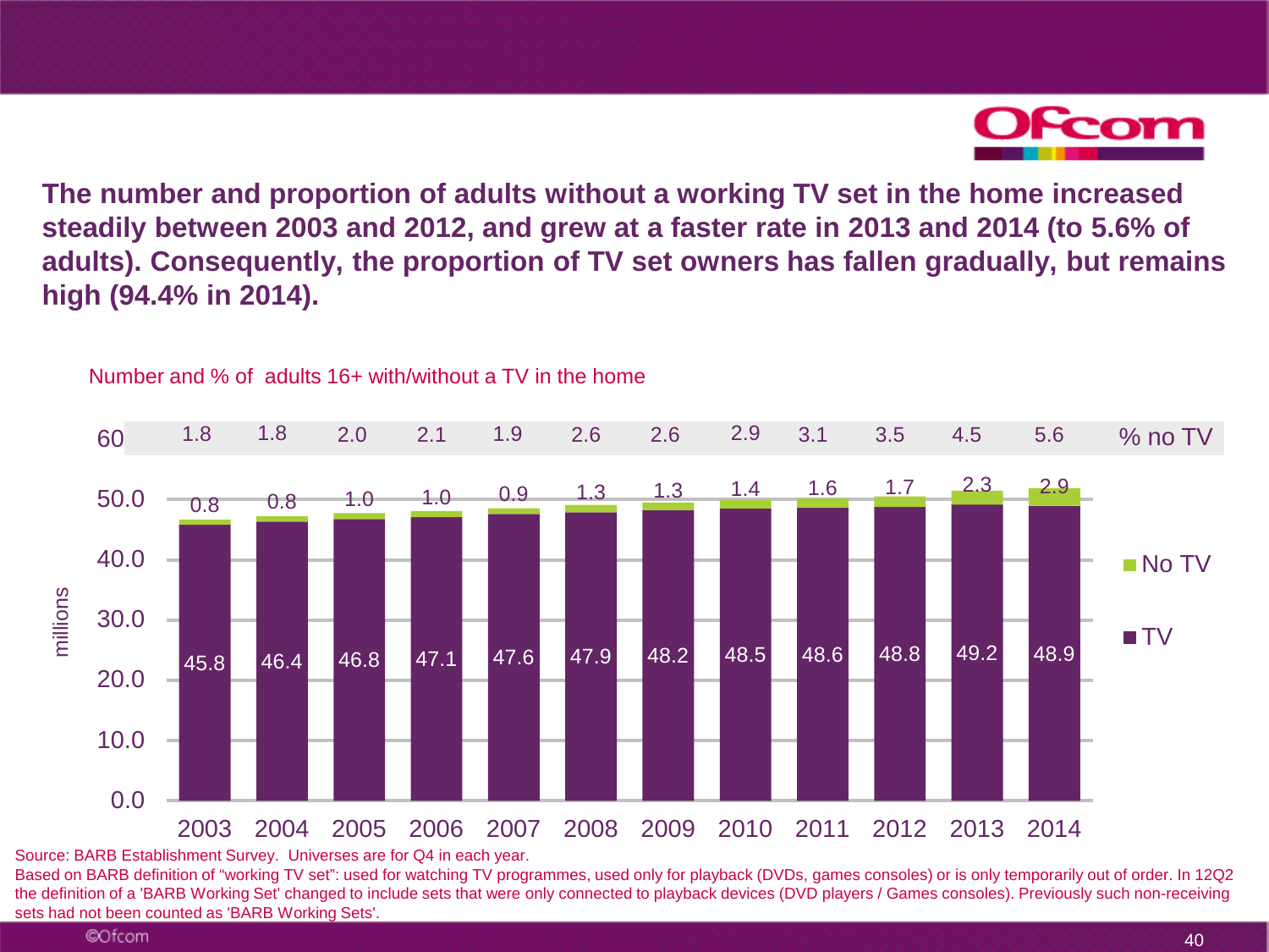**The number and proportion of adults without a working TV set in the home increased steadily between 2003 and 2012, and grew at a faster rate in 2013 and 2014 (to 5.6% of adults). Consequently, the proportion of TV set owners has fallen gradually, but remains high (94.4% in 2014).**

Number and % of adults 16+ with/without a TV in the home

| Year | TV (millions) | No TV (millions) | % no TV |
|---|---|---|---|
| 2003 | 45.8 | 0.8 | 1.8 |
| 2004 | 46.4 | 0.8 | 1.8 |
| 2005 | 46.8 | 1.0 | 2.0 |
| 2006 | 47.1 | 1.0 | 2.1 |
| 2007 | 47.6 | 0.9 | 1.9 |
| 2008 | 47.9 | 1.3 | 2.6 |
| 2009 | 48.2 | 1.3 | 2.6 |
| 2010 | 48.5 | 1.4 | 2.9 |
| 2011 | 48.6 | 1.6 | 3.1 |
| 2012 | 48.8 | 1.7 | 3.5 |
| 2013 | 49.2 | 2.3 | 4.5 |
| 2014 | 48.9 | 2.9 | 5.6 |

Source: BARB Establishment Survey. Universes are for Q4 in each year.
Based on BARB definition of "working TV set": used for watching TV programmes, used only for playback (DVDs, games consoles) or is only temporarily out of order. In 12Q2 the definition of a 'BARB Working Set' changed to include sets that were only connected to playback devices (DVD players / Games consoles). Previously such non-receiving sets had not been counted as 'BARB Working Sets'.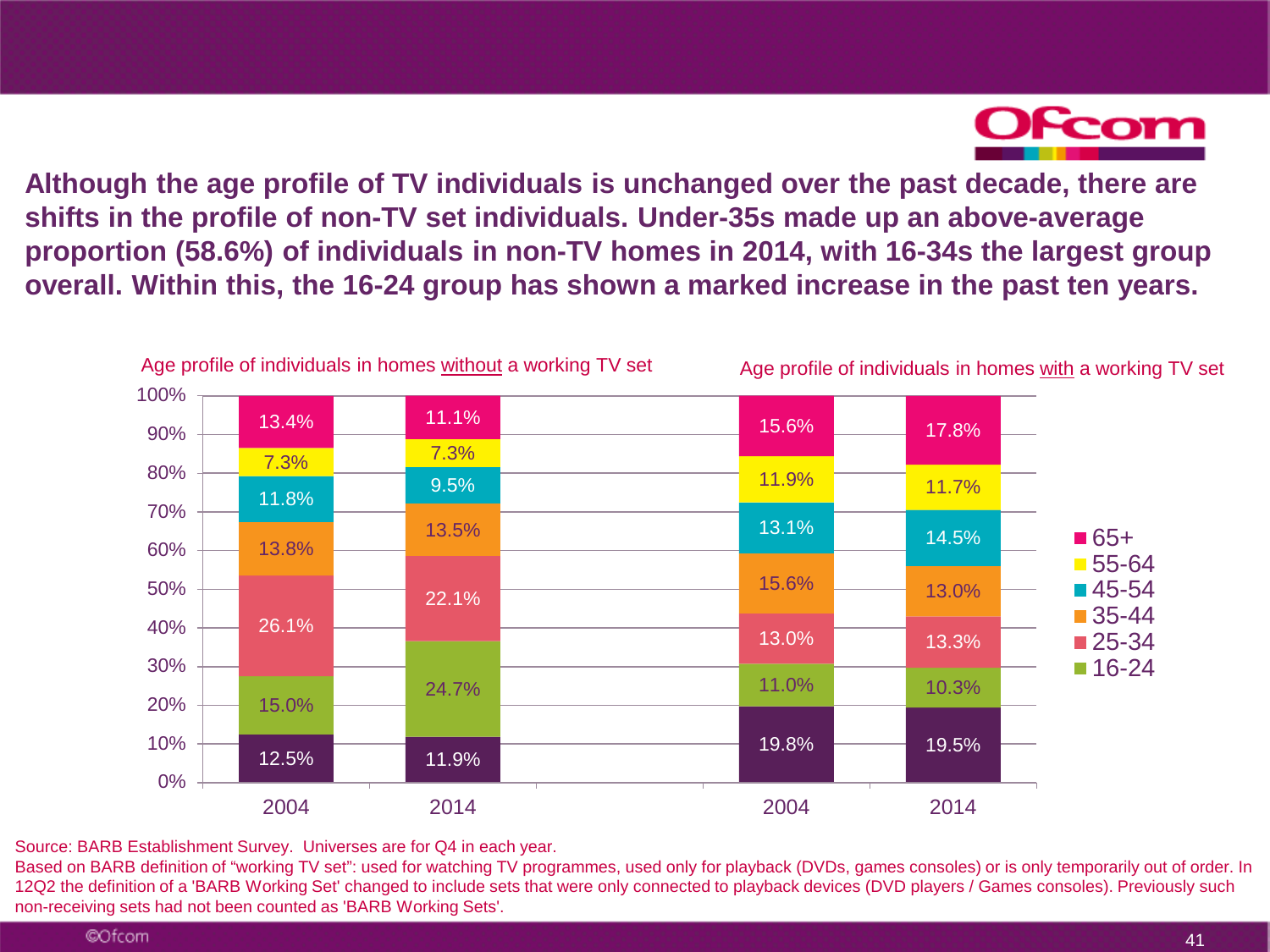**Although the age profile of TV individuals is unchanged over the past decade, there are shifts in the profile of non-TV set individuals. Under-35s made up an above-average proportion (58.6%) of individuals in non-TV homes in 2014, with 16-34s the largest group overall. Within this, the 16-24 group has shown a marked increase in the past ten years.**

Age profile of individuals in homes without a working TV set

Age profile of individuals in homes with a working TV set

| Age | Without TV set 2004 | Without TV set 2014 | With TV set 2004 | With TV set 2014 |
| --- | --- | --- | --- | --- |
| 65+ | 13.4% | 11.1% | 15.6% | 17.8% |
| 55-64 | 7.3% | 7.3% | 11.9% | 11.7% |
| 45-54 | 11.8% | 9.5% | 13.1% | 14.5% |
| 35-44 | 13.8% | 13.5% | 15.6% | 13.0% |
| 25-34 | 26.1% | 22.1% | 13.0% | 13.3% |
| 16-24 | 15.0% | 24.7% | 11.0% | 10.3% |
| (bottom segment) | 12.5% | 11.9% | 19.8% | 19.5% |

Source: BARB Establishment Survey. Universes are for Q4 in each year.
Based on BARB definition of "working TV set": used for watching TV programmes, used only for playback (DVDs, games consoles) or is only temporarily out of order. In 12Q2 the definition of a 'BARB Working Set' changed to include sets that were only connected to playback devices (DVD players / Games consoles). Previously such non-receiving sets had not been counted as 'BARB Working Sets'.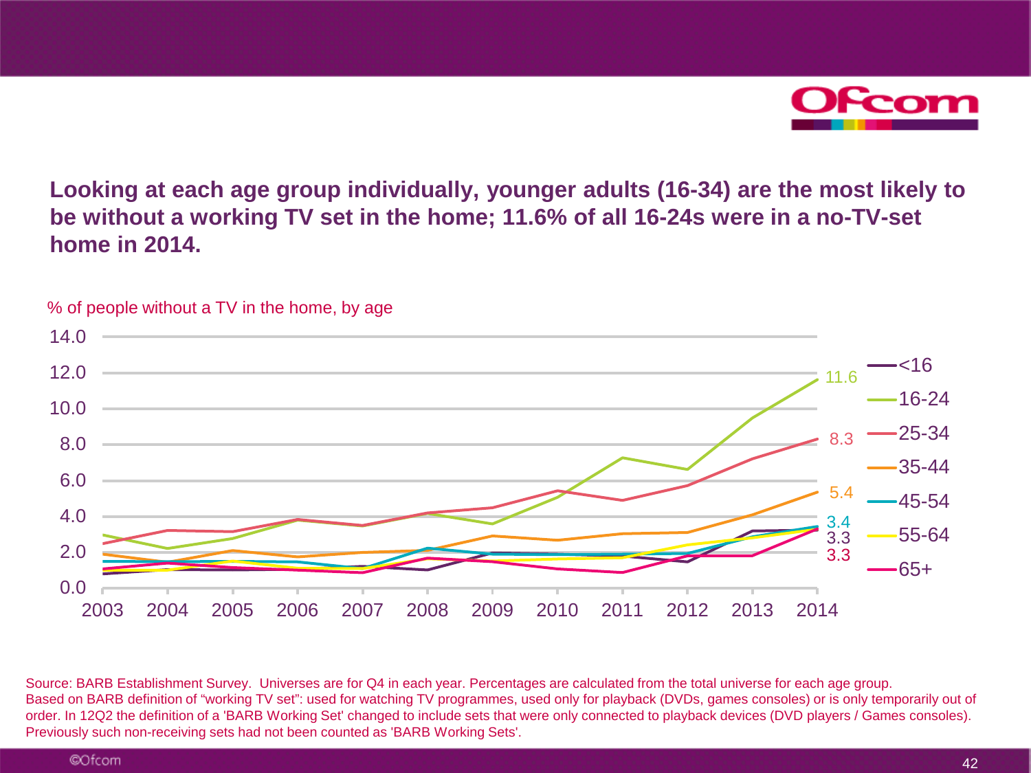## Looking at each age group individually, younger adults (16-34) are the most likely to be without a working TV set in the home; 11.6% of all 16-24s were in a no-TV-set home in 2014.

% of people without a TV in the home, by age

| Age group | 2014 |
|---|---|
| <16 | 3.3 |
| 16-24 | 11.6 |
| 25-34 | 8.3 |
| 35-44 | 5.4 |
| 45-54 | 3.4 |
| 55-64 | 3.3 |
| 65+ | 3.3 |

Source: BARB Establishment Survey. Universes are for Q4 in each year. Percentages are calculated from the total universe for each age group.
Based on BARB definition of "working TV set": used for watching TV programmes, used only for playback (DVDs, games consoles) or is only temporarily out of order. In 12Q2 the definition of a 'BARB Working Set' changed to include sets that were only connected to playback devices (DVD players / Games consoles). Previously such non-receiving sets had not been counted as 'BARB Working Sets'.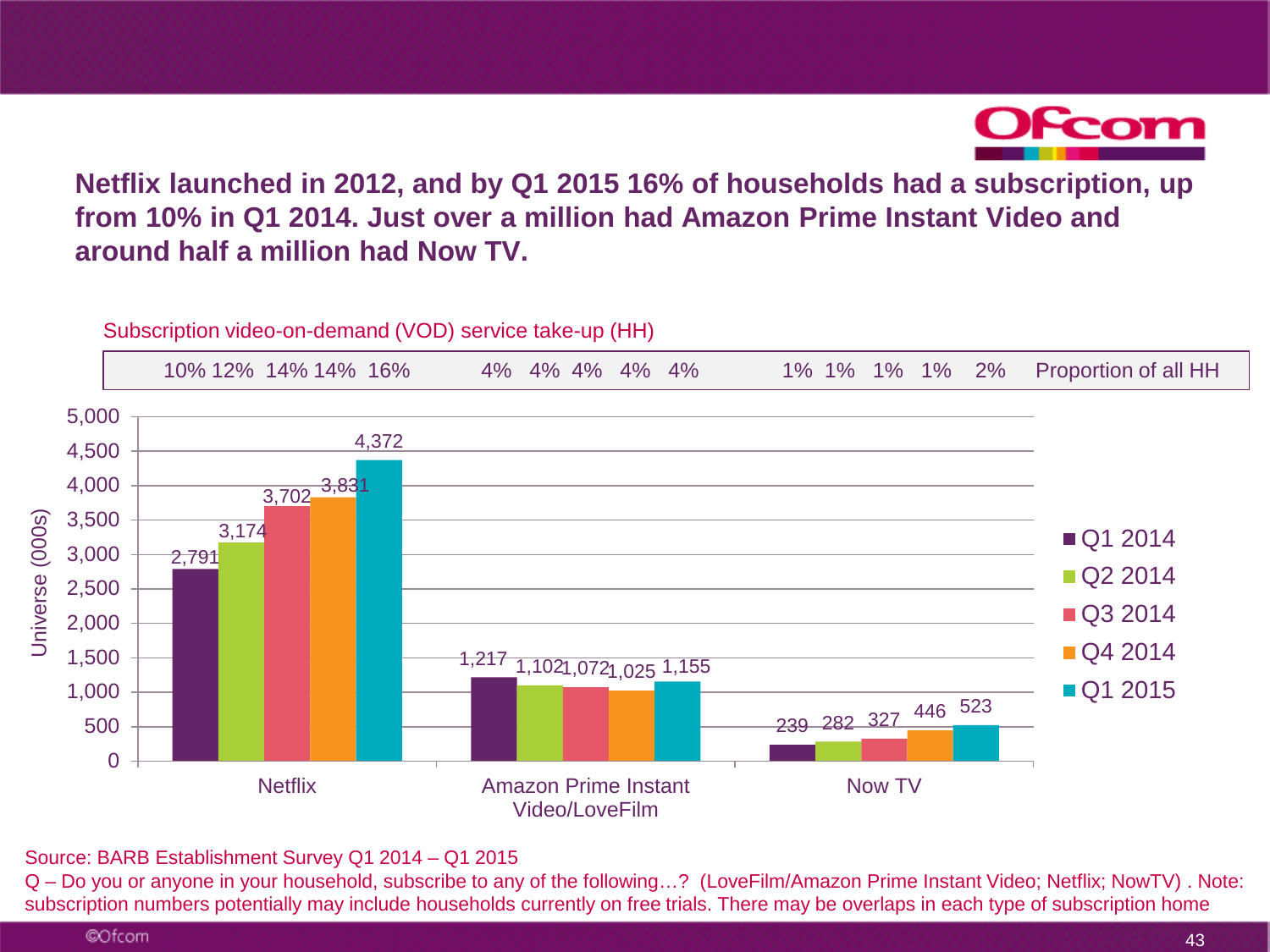## Netflix launched in 2012, and by Q1 2015 16% of households had a subscription, up from 10% in Q1 2014. Just over a million had Amazon Prime Instant Video and around half a million had Now TV.

Subscription video-on-demand (VOD) service take-up (HH)

| | Q1 2014 | Q2 2014 | Q3 2014 | Q4 2014 | Q1 2015 |
|---|---|---|---|---|---|
| **Universe (000s)** | | | | | |
| Netflix | 2,791 | 3,174 | 3,702 | 3,831 | 4,372 |
| Amazon Prime Instant Video/LoveFilm | 1,217 | 1,102 | 1,072 | 1,025 | 1,155 |
| Now TV | 239 | 282 | 327 | 446 | 523 |
| **Proportion of all HH** | | | | | |
| Netflix | 10% | 12% | 14% | 14% | 16% |
| Amazon Prime Instant Video/LoveFilm | 4% | 4% | 4% | 4% | 4% |
| Now TV | 1% | 1% | 1% | 1% | 2% |

Source: BARB Establishment Survey Q1 2014 – Q1 2015

Q – Do you or anyone in your household, subscribe to any of the following…? (LoveFilm/Amazon Prime Instant Video; Netflix; NowTV) . Note: subscription numbers potentially may include households currently on free trials. There may be overlaps in each type of subscription home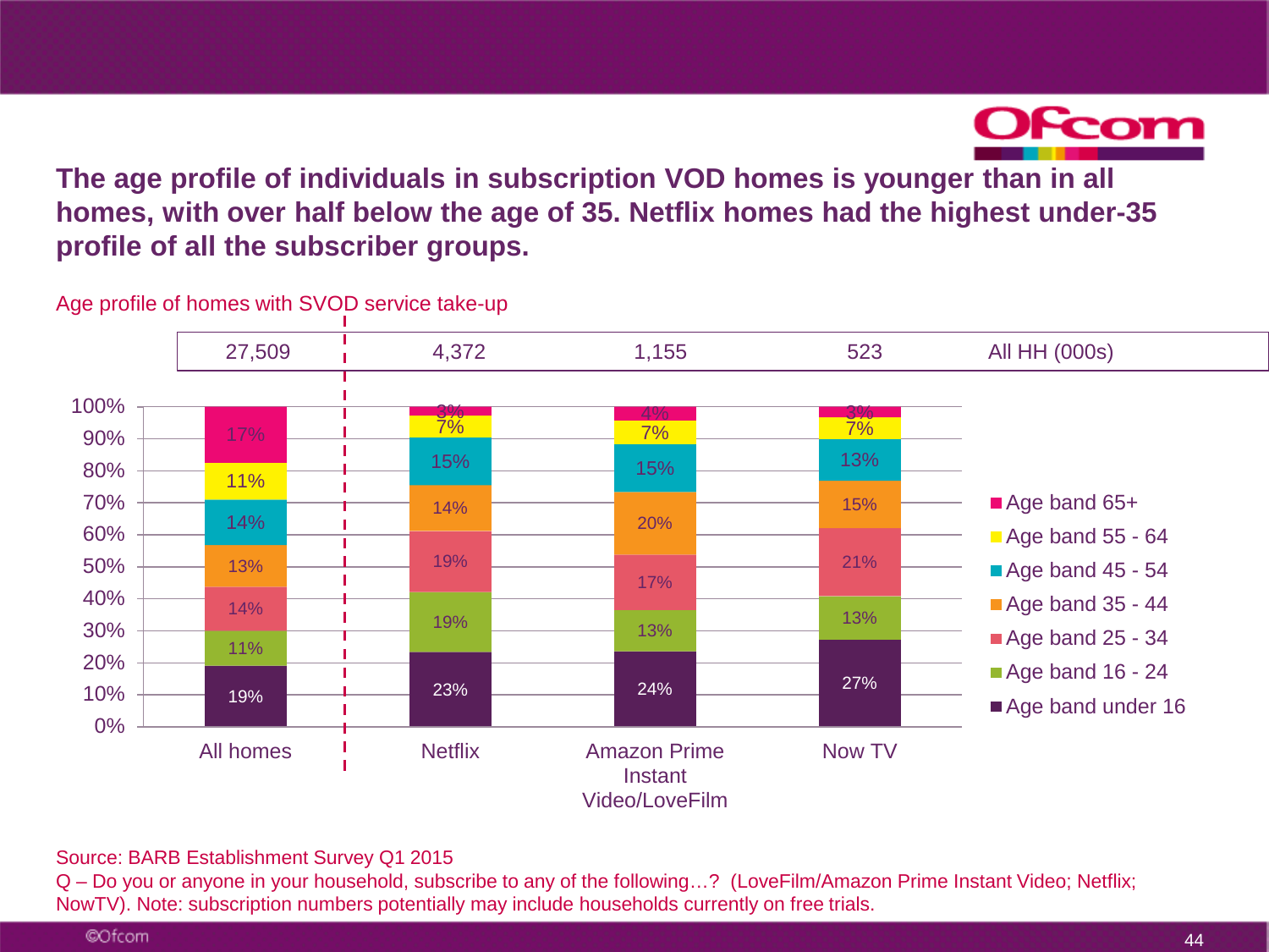## The age profile of individuals in subscription VOD homes is younger than in all homes, with over half below the age of 35. Netflix homes had the highest under-35 profile of all the subscriber groups.

Age profile of homes with SVOD service take-up

| | All homes | Netflix | Amazon Prime Instant Video/LoveFilm | Now TV |
|---|---|---|---|---|
| All HH (000s) | 27,509 | 4,372 | 1,155 | 523 |
| Age band 65+ | 17% | 3% | 4% | 3% |
| Age band 55 - 64 | 11% | 7% | 7% | 7% |
| Age band 45 - 54 | 14% | 15% | 15% | 13% |
| Age band 35 - 44 | 13% | 14% | 20% | 15% |
| Age band 25 - 34 | 14% | 19% | 17% | 21% |
| Age band 16 - 24 | 11% | 19% | 13% | 13% |
| Age band under 16 | 19% | 23% | 24% | 27% |

Source: BARB Establishment Survey Q1 2015
Q – Do you or anyone in your household, subscribe to any of the following…? (LoveFilm/Amazon Prime Instant Video; Netflix; NowTV). Note: subscription numbers potentially may include households currently on free trials.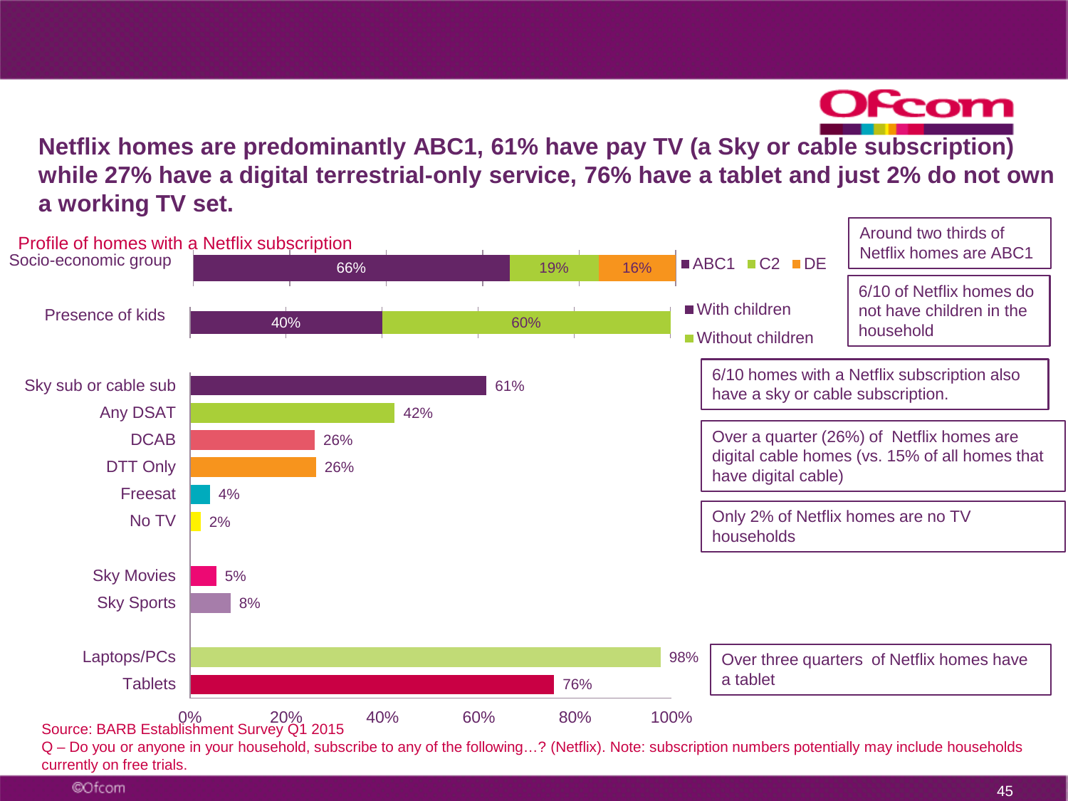## Netflix homes are predominantly ABC1, 61% have pay TV (a Sky or cable subscription) while 27% have a digital terrestrial-only service, 76% have a tablet and just 2% do not own a working TV set.

Profile of homes with a Netflix subscription

| Socio-economic group | ABC1 | C2 | DE |
|---|---|---|---|
| | 66% | 19% | 16% |

| Presence of kids | With children | Without children |
|---|---|---|
| | 40% | 60% |

| Category | % |
|---|---|
| Sky sub or cable sub | 61% |
| Any DSAT | 42% |
| DCAB | 26% |
| DTT Only | 26% |
| Freesat | 4% |
| No TV | 2% |
| Sky Movies | 5% |
| Sky Sports | 8% |
| Laptops/PCs | 98% |
| Tablets | 76% |

- Around two thirds of Netflix homes are ABC1
- 6/10 of Netflix homes do not have children in the household
- 6/10 homes with a Netflix subscription also have a sky or cable subscription.
- Over a quarter (26%) of Netflix homes are digital cable homes (vs. 15% of all homes that have digital cable)
- Only 2% of Netflix homes are no TV households
- Over three quarters of Netflix homes have a tablet

Source: BARB Establishment Survey Q1 2015

Q – Do you or anyone in your household, subscribe to any of the following…? (Netflix). Note: subscription numbers potentially may include households currently on free trials.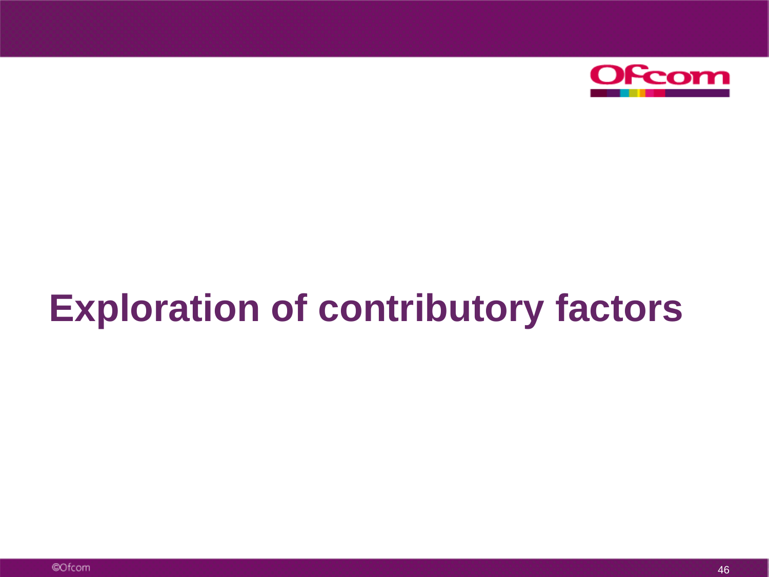# Exploration of contributory factors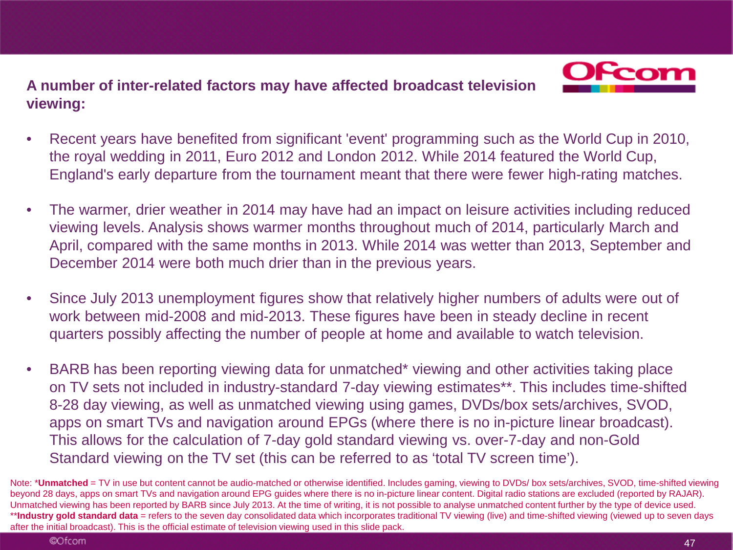## A number of inter-related factors may have affected broadcast television viewing:

- Recent years have benefited from significant 'event' programming such as the World Cup in 2010, the royal wedding in 2011, Euro 2012 and London 2012. While 2014 featured the World Cup, England's early departure from the tournament meant that there were fewer high-rating matches.
- The warmer, drier weather in 2014 may have had an impact on leisure activities including reduced viewing levels. Analysis shows warmer months throughout much of 2014, particularly March and April, compared with the same months in 2013. While 2014 was wetter than 2013, September and December 2014 were both much drier than in the previous years.
- Since July 2013 unemployment figures show that relatively higher numbers of adults were out of work between mid-2008 and mid-2013. These figures have been in steady decline in recent quarters possibly affecting the number of people at home and available to watch television.
- BARB has been reporting viewing data for unmatched* viewing and other activities taking place on TV sets not included in industry-standard 7-day viewing estimates**. This includes time-shifted 8-28 day viewing, as well as unmatched viewing using games, DVDs/box sets/archives, SVOD, apps on smart TVs and navigation around EPGs (where there is no in-picture linear broadcast). This allows for the calculation of 7-day gold standard viewing vs. over-7-day and non-Gold Standard viewing on the TV set (this can be referred to as 'total TV screen time').

Note: ***Unmatched** = TV in use but content cannot be audio-matched or otherwise identified. Includes gaming, viewing to DVDs/ box sets/archives, SVOD, time-shifted viewing beyond 28 days, apps on smart TVs and navigation around EPG guides where there is no in-picture linear content. Digital radio stations are excluded (reported by RAJAR). Unmatched viewing has been reported by BARB since July 2013. At the time of writing, it is not possible to analyse unmatched content further by the type of device used.
****Industry gold standard data** = refers to the seven day consolidated data which incorporates traditional TV viewing (live) and time-shifted viewing (viewed up to seven days after the initial broadcast). This is the official estimate of television viewing used in this slide pack.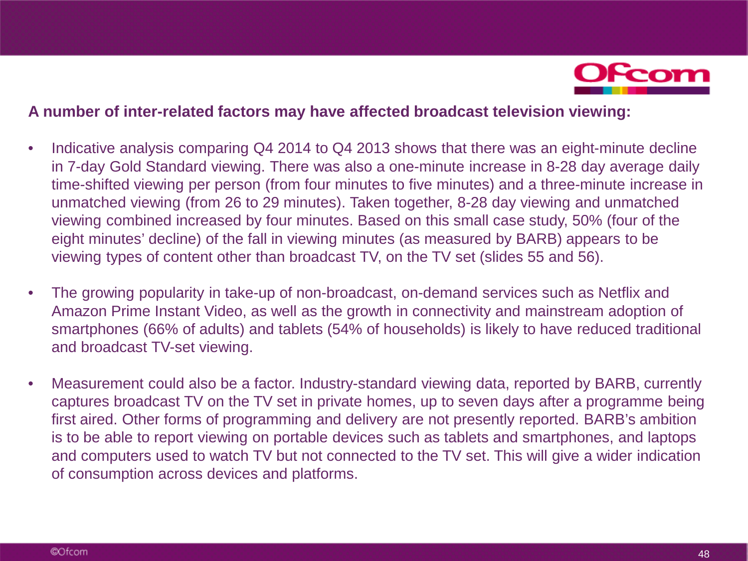**A number of inter-related factors may have affected broadcast television viewing:**

- Indicative analysis comparing Q4 2014 to Q4 2013 shows that there was an eight-minute decline in 7-day Gold Standard viewing. There was also a one-minute increase in 8-28 day average daily time-shifted viewing per person (from four minutes to five minutes) and a three-minute increase in unmatched viewing (from 26 to 29 minutes). Taken together, 8-28 day viewing and unmatched viewing combined increased by four minutes. Based on this small case study, 50% (four of the eight minutes' decline) of the fall in viewing minutes (as measured by BARB) appears to be viewing types of content other than broadcast TV, on the TV set (slides 55 and 56).

- The growing popularity in take-up of non-broadcast, on-demand services such as Netflix and Amazon Prime Instant Video, as well as the growth in connectivity and mainstream adoption of smartphones (66% of adults) and tablets (54% of households) is likely to have reduced traditional and broadcast TV-set viewing.

- Measurement could also be a factor. Industry-standard viewing data, reported by BARB, currently captures broadcast TV on the TV set in private homes, up to seven days after a programme being first aired. Other forms of programming and delivery are not presently reported. BARB's ambition is to be able to report viewing on portable devices such as tablets and smartphones, and laptops and computers used to watch TV but not connected to the TV set. This will give a wider indication of consumption across devices and platforms.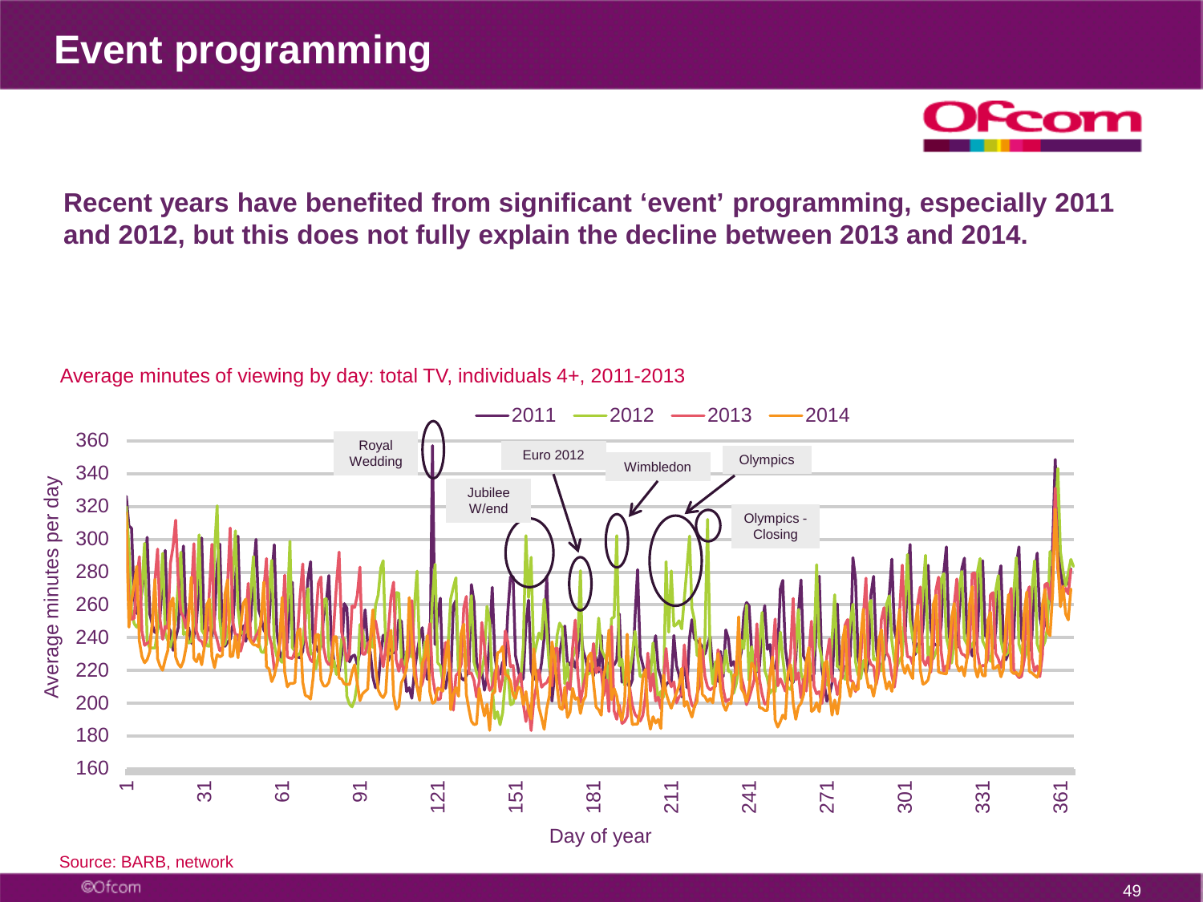# Event programming

**Recent years have benefited from significant 'event' programming, especially 2011 and 2012, but this does not fully explain the decline between 2013 and 2014.**

Average minutes of viewing by day: total TV, individuals 4+, 2011-2013

Source: BARB, network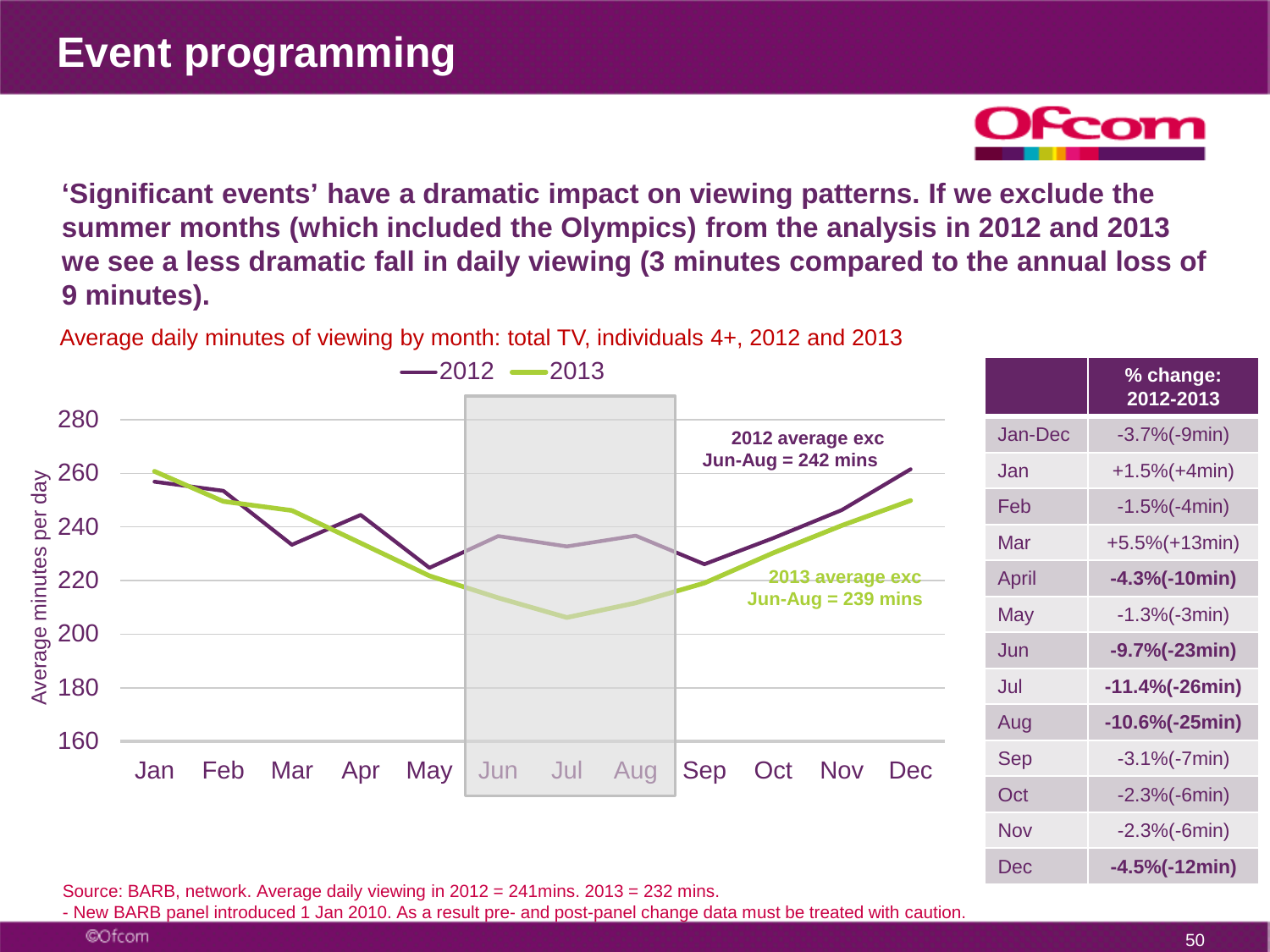# Event programming

**‘Significant events’ have a dramatic impact on viewing patterns. If we exclude the summer months (which included the Olympics) from the analysis in 2012 and 2013 we see a less dramatic fall in daily viewing (3 minutes compared to the annual loss of 9 minutes).**

Average daily minutes of viewing by month: total TV, individuals 4+, 2012 and 2013

2012 average exc Jun-Aug = 242 mins

2013 average exc Jun-Aug = 239 mins

| | % change: 2012-2013 |
|---|---|
| Jan-Dec | -3.7%(-9min) |
| Jan | +1.5%(+4min) |
| Feb | -1.5%(-4min) |
| Mar | +5.5%(+13min) |
| April | **-4.3%(-10min)** |
| May | -1.3%(-3min) |
| Jun | **-9.7%(-23min)** |
| Jul | **-11.4%(-26min)** |
| Aug | **-10.6%(-25min)** |
| Sep | -3.1%(-7min) |
| Oct | -2.3%(-6min) |
| Nov | -2.3%(-6min) |
| Dec | **-4.5%(-12min)** |

Source: BARB, network. Average daily viewing in 2012 = 241mins. 2013 = 232 mins.
- New BARB panel introduced 1 Jan 2010. As a result pre- and post-panel change data must be treated with caution.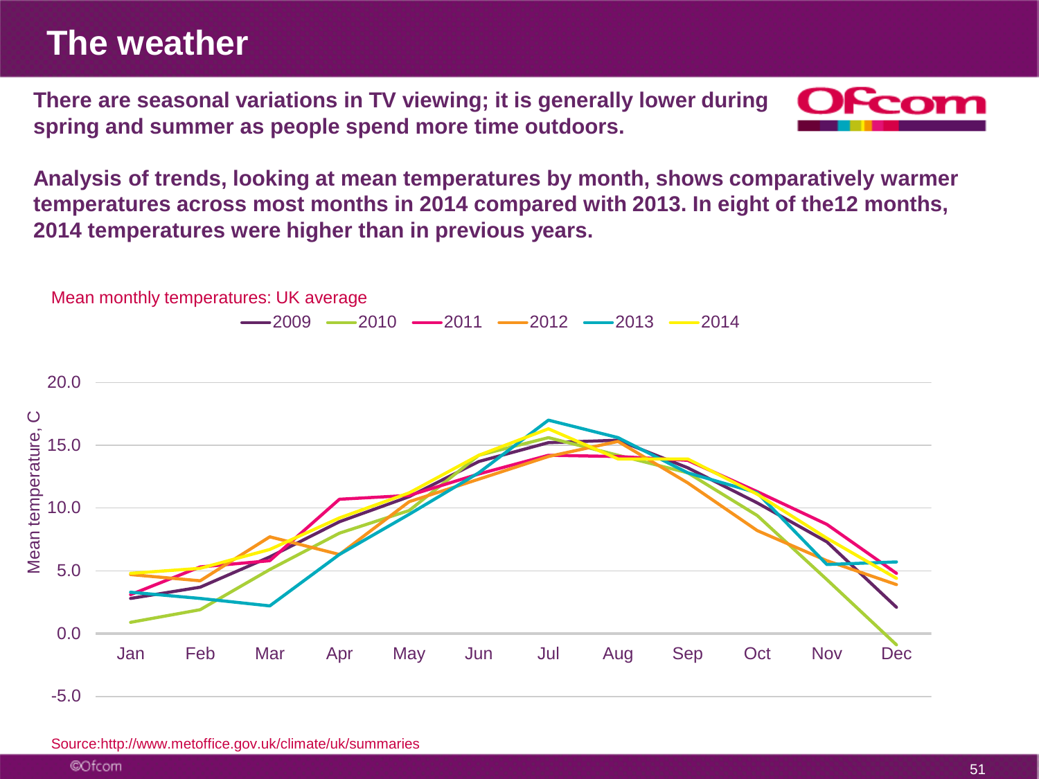# The weather

**There are seasonal variations in TV viewing; it is generally lower during spring and summer as people spend more time outdoors.**

**Analysis of trends, looking at mean temperatures by month, shows comparatively warmer temperatures across most months in 2014 compared with 2013. In eight of the12 months, 2014 temperatures were higher than in previous years.**

Mean monthly temperatures: UK average

Source:http://www.metoffice.gov.uk/climate/uk/summaries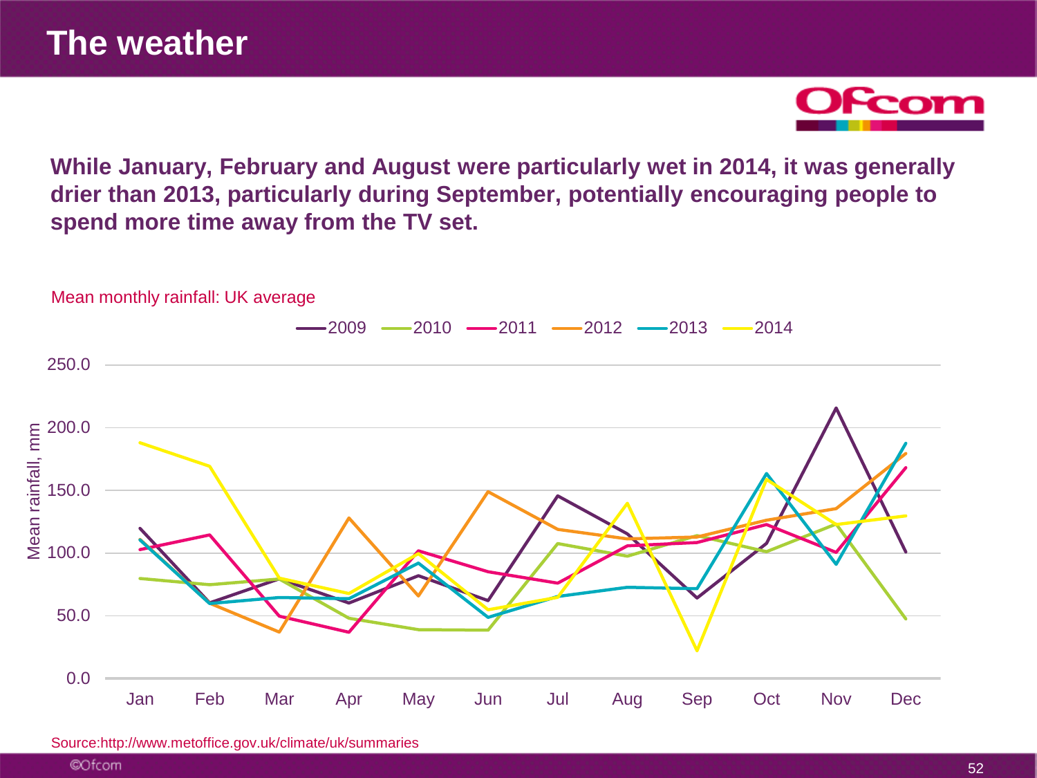# The weather

**While January, February and August were particularly wet in 2014, it was generally drier than 2013, particularly during September, potentially encouraging people to spend more time away from the TV set.**

Mean monthly rainfall: UK average

Source:http://www.metoffice.gov.uk/climate/uk/summaries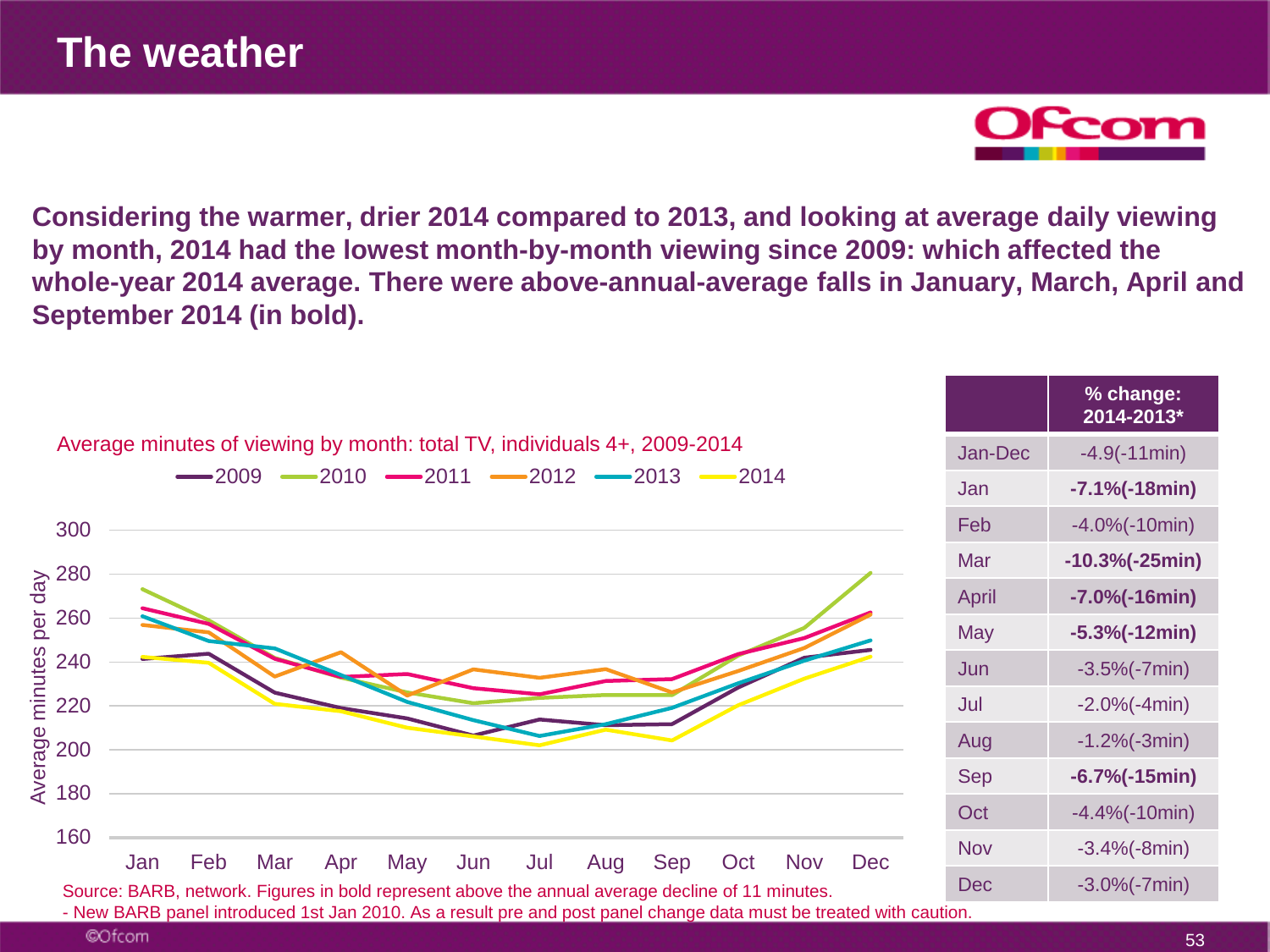# The weather

**Considering the warmer, drier 2014 compared to 2013, and looking at average daily viewing by month, 2014 had the lowest month-by-month viewing since 2009: which affected the whole-year 2014 average. There were above-annual-average falls in January, March, April and September 2014 (in bold).**

Average minutes of viewing by month: total TV, individuals 4+, 2009-2014

| | % change: 2014-2013* |
|---|---|
| Jan-Dec | -4.9(-11min) |
| Jan | **-7.1%(-18min)** |
| Feb | -4.0%(-10min) |
| Mar | **-10.3%(-25min)** |
| April | **-7.0%(-16min)** |
| May | **-5.3%(-12min)** |
| Jun | -3.5%(-7min) |
| Jul | -2.0%(-4min) |
| Aug | -1.2%(-3min) |
| Sep | **-6.7%(-15min)** |
| Oct | -4.4%(-10min) |
| Nov | -3.4%(-8min) |
| Dec | -3.0%(-7min) |

Source: BARB, network. Figures in bold represent above the annual average decline of 11 minutes.

- New BARB panel introduced 1st Jan 2010. As a result pre and post panel change data must be treated with caution.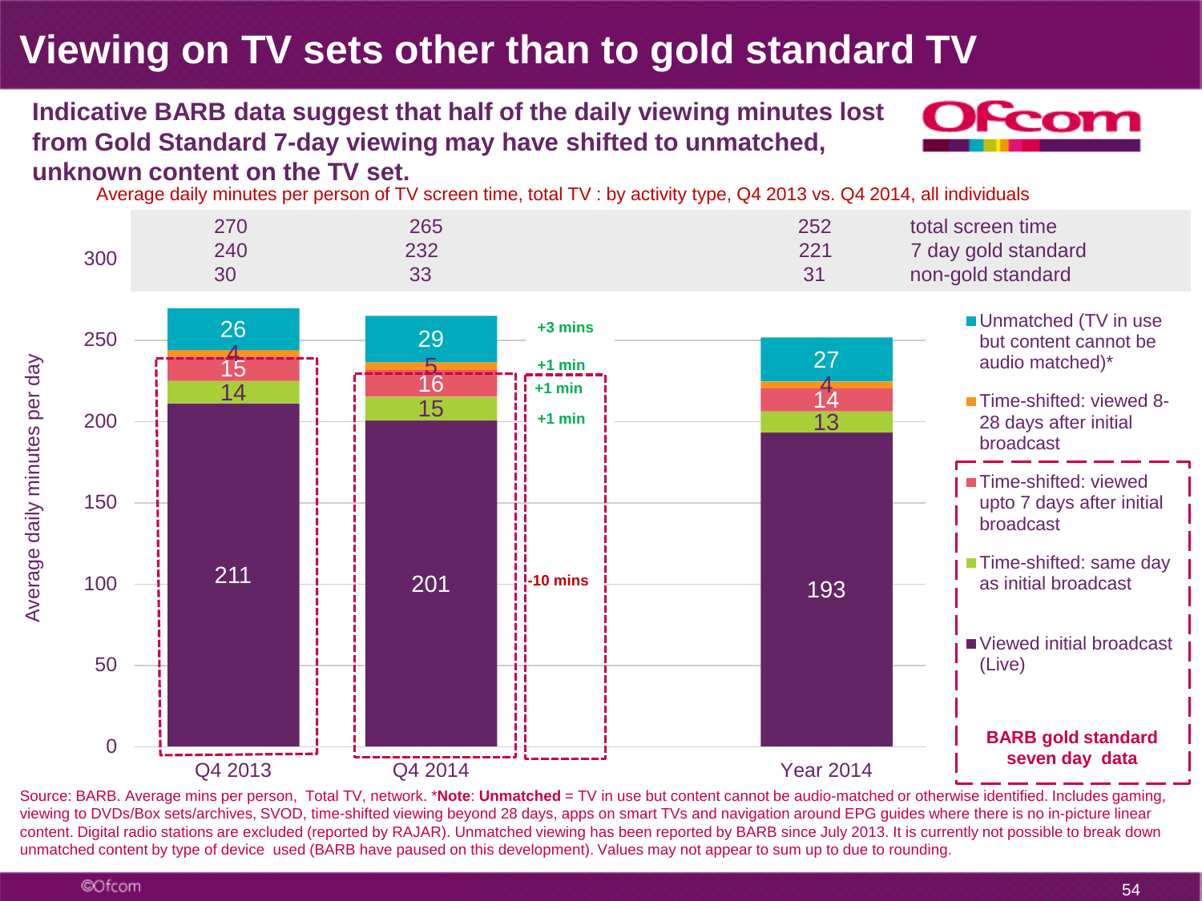# Viewing on TV sets other than to gold standard TV

**Indicative BARB data suggest that half of the daily viewing minutes lost from Gold Standard 7-day viewing may have shifted to unmatched, unknown content on the TV set.**

Average daily minutes per person of TV screen time, total TV : by activity type, Q4 2013 vs. Q4 2014, all individuals

| | Q4 2013 | Q4 2014 | Year 2014 |
|---|---|---|---|
| total screen time | 270 | 265 | 252 |
| 7 day gold standard | 240 | 232 | 221 |
| non-gold standard | 30 | 33 | 31 |

| Average daily minutes per day | Q4 2013 | Q4 2014 | Change | Year 2014 |
|---|---|---|---|---|
| Unmatched (TV in use but content cannot be audio matched)* | 26 | 29 | +3 mins | 27 |
| Time-shifted: viewed 8-28 days after initial broadcast | 4 | 5 | +1 min | 4 |
| Time-shifted: viewed upto 7 days after initial broadcast | 15 | 16 | +1 min | 14 |
| Time-shifted: same day as initial broadcast | 14 | 15 | +1 min | 13 |
| Viewed initial broadcast (Live) | 211 | 201 | -10 mins | 193 |

BARB gold standard seven day data

Source: BARB. Average mins per person, Total TV, network. ***Note**: **Unmatched** = TV in use but content cannot be audio-matched or otherwise identified. Includes gaming, viewing to DVDs/Box sets/archives, SVOD, time-shifted viewing beyond 28 days, apps on smart TVs and navigation around EPG guides where there is no in-picture linear content. Digital radio stations are excluded (reported by RAJAR). Unmatched viewing has been reported by BARB since July 2013. It is currently not possible to break down unmatched content by type of device used (BARB have paused on this development). Values may not appear to sum up to due to rounding.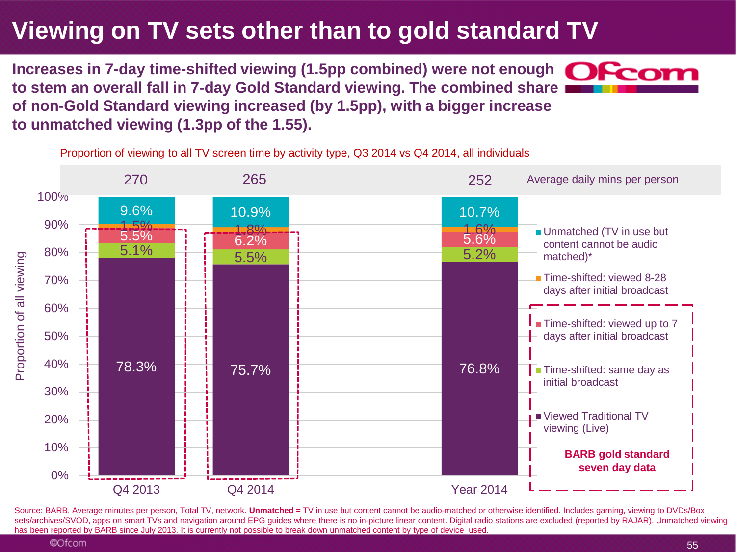# Viewing on TV sets other than to gold standard TV

**Increases in 7-day time-shifted viewing (1.5pp combined) were not enough to stem an overall fall in 7-day Gold Standard viewing. The combined share of non-Gold Standard viewing increased (by 1.5pp), with a bigger increase to unmatched viewing (1.3pp of the 1.55).**

Proportion of viewing to all TV screen time by activity type, Q3 2014 vs Q4 2014, all individuals

| | Q4 2013 | Q4 2014 | Year 2014 |
|---|---|---|---|
| Average daily mins per person | 270 | 265 | 252 |
| Unmatched (TV in use but content cannot be audio matched)* | 9.6% | 10.9% | 10.7% |
| Time-shifted: viewed 8-28 days after initial broadcast | 1.5% | 1.8% | 1.6% |
| Time-shifted: viewed up to 7 days after initial broadcast | 5.5% | 6.2% | 5.6% |
| Time-shifted: same day as initial broadcast | 5.1% | 5.5% | 5.2% |
| Viewed Traditional TV viewing (Live) | 78.3% | 75.7% | 76.8% |

BARB gold standard seven day data

Source: BARB. Average minutes per person, Total TV, network. **Unmatched** = TV in use but content cannot be audio-matched or otherwise identified. Includes gaming, viewing to DVDs/Box sets/archives/SVOD, apps on smart TVs and navigation around EPG guides where there is no in-picture linear content. Digital radio stations are excluded (reported by RAJAR). Unmatched viewing has been reported by BARB since July 2013. It is currently not possible to break down unmatched content by type of device used.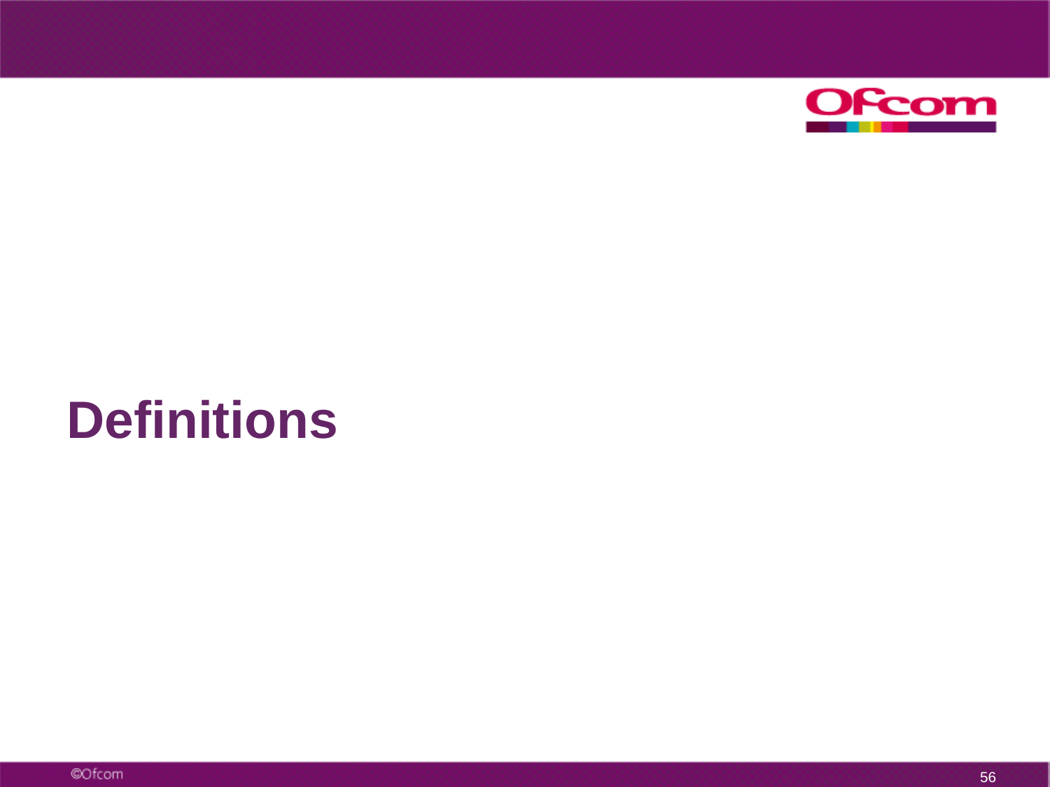# Definitions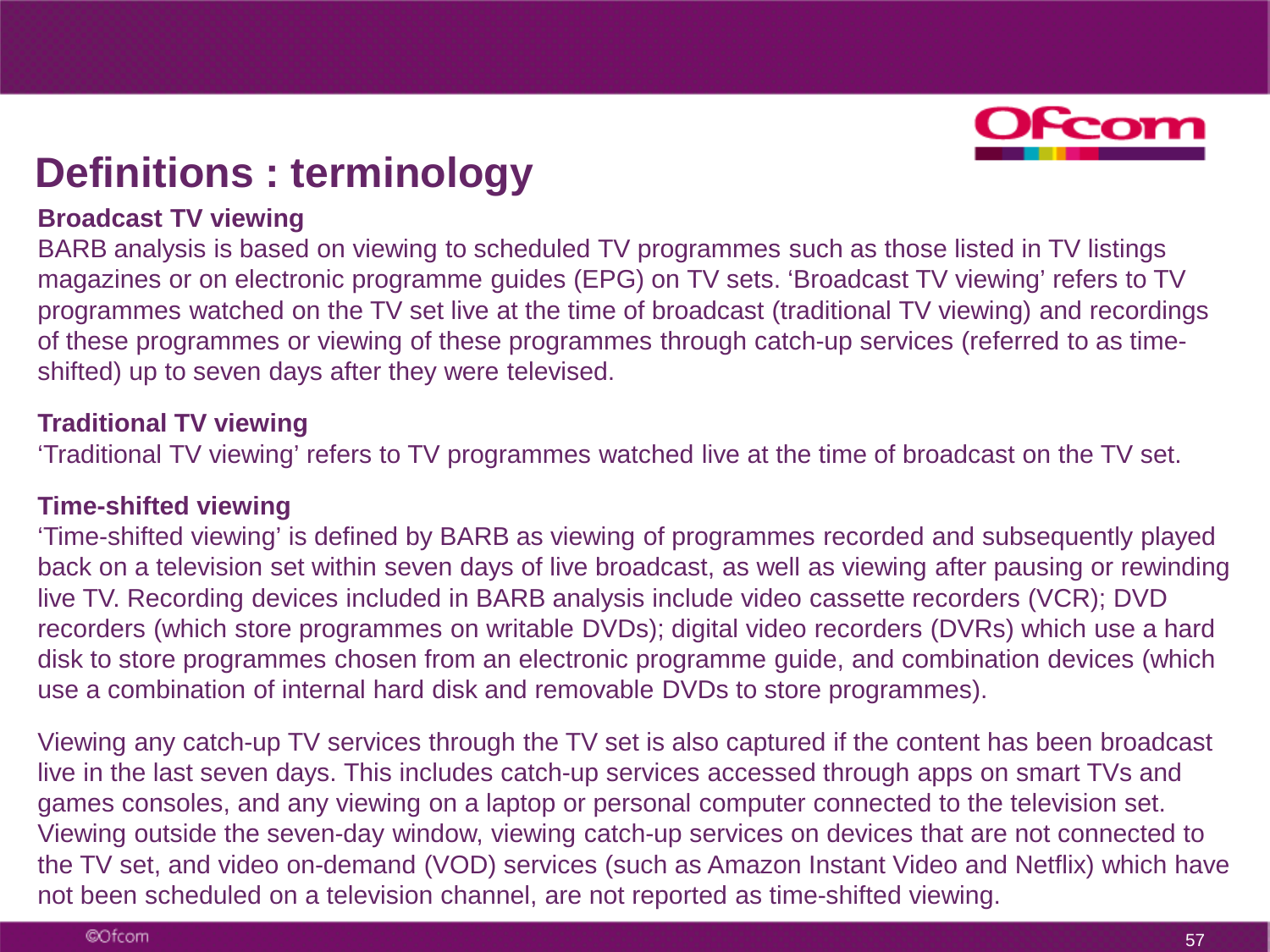# Definitions : terminology

**Broadcast TV viewing**

BARB analysis is based on viewing to scheduled TV programmes such as those listed in TV listings magazines or on electronic programme guides (EPG) on TV sets. 'Broadcast TV viewing' refers to TV programmes watched on the TV set live at the time of broadcast (traditional TV viewing) and recordings of these programmes or viewing of these programmes through catch-up services (referred to as time-shifted) up to seven days after they were televised.

**Traditional TV viewing**

'Traditional TV viewing' refers to TV programmes watched live at the time of broadcast on the TV set.

**Time-shifted viewing**

'Time-shifted viewing' is defined by BARB as viewing of programmes recorded and subsequently played back on a television set within seven days of live broadcast, as well as viewing after pausing or rewinding live TV. Recording devices included in BARB analysis include video cassette recorders (VCR); DVD recorders (which store programmes on writable DVDs); digital video recorders (DVRs) which use a hard disk to store programmes chosen from an electronic programme guide, and combination devices (which use a combination of internal hard disk and removable DVDs to store programmes).

Viewing any catch-up TV services through the TV set is also captured if the content has been broadcast live in the last seven days. This includes catch-up services accessed through apps on smart TVs and games consoles, and any viewing on a laptop or personal computer connected to the television set. Viewing outside the seven-day window, viewing catch-up services on devices that are not connected to the TV set, and video on-demand (VOD) services (such as Amazon Instant Video and Netflix) which have not been scheduled on a television channel, are not reported as time-shifted viewing.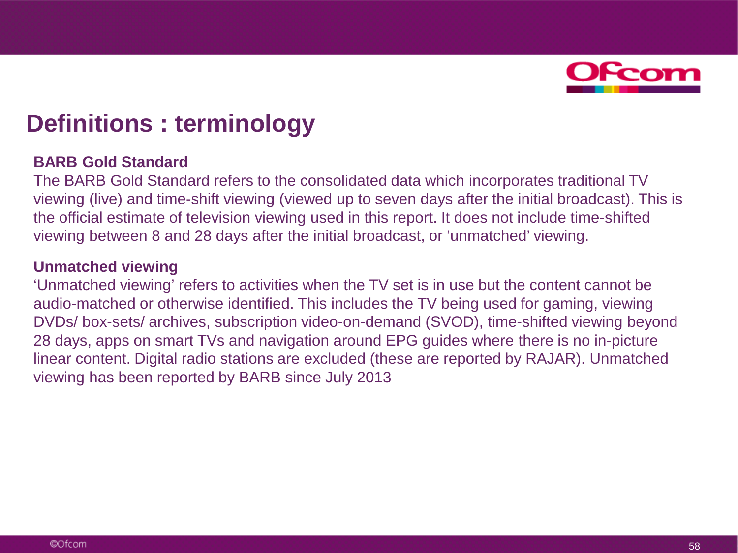# Definitions : terminology

**BARB Gold Standard**

The BARB Gold Standard refers to the consolidated data which incorporates traditional TV viewing (live) and time-shift viewing (viewed up to seven days after the initial broadcast). This is the official estimate of television viewing used in this report. It does not include time-shifted viewing between 8 and 28 days after the initial broadcast, or 'unmatched' viewing.

**Unmatched viewing**

'Unmatched viewing' refers to activities when the TV set is in use but the content cannot be audio-matched or otherwise identified. This includes the TV being used for gaming, viewing DVDs/ box-sets/ archives, subscription video-on-demand (SVOD), time-shifted viewing beyond 28 days, apps on smart TVs and navigation around EPG guides where there is no in-picture linear content. Digital radio stations are excluded (these are reported by RAJAR). Unmatched viewing has been reported by BARB since July 2013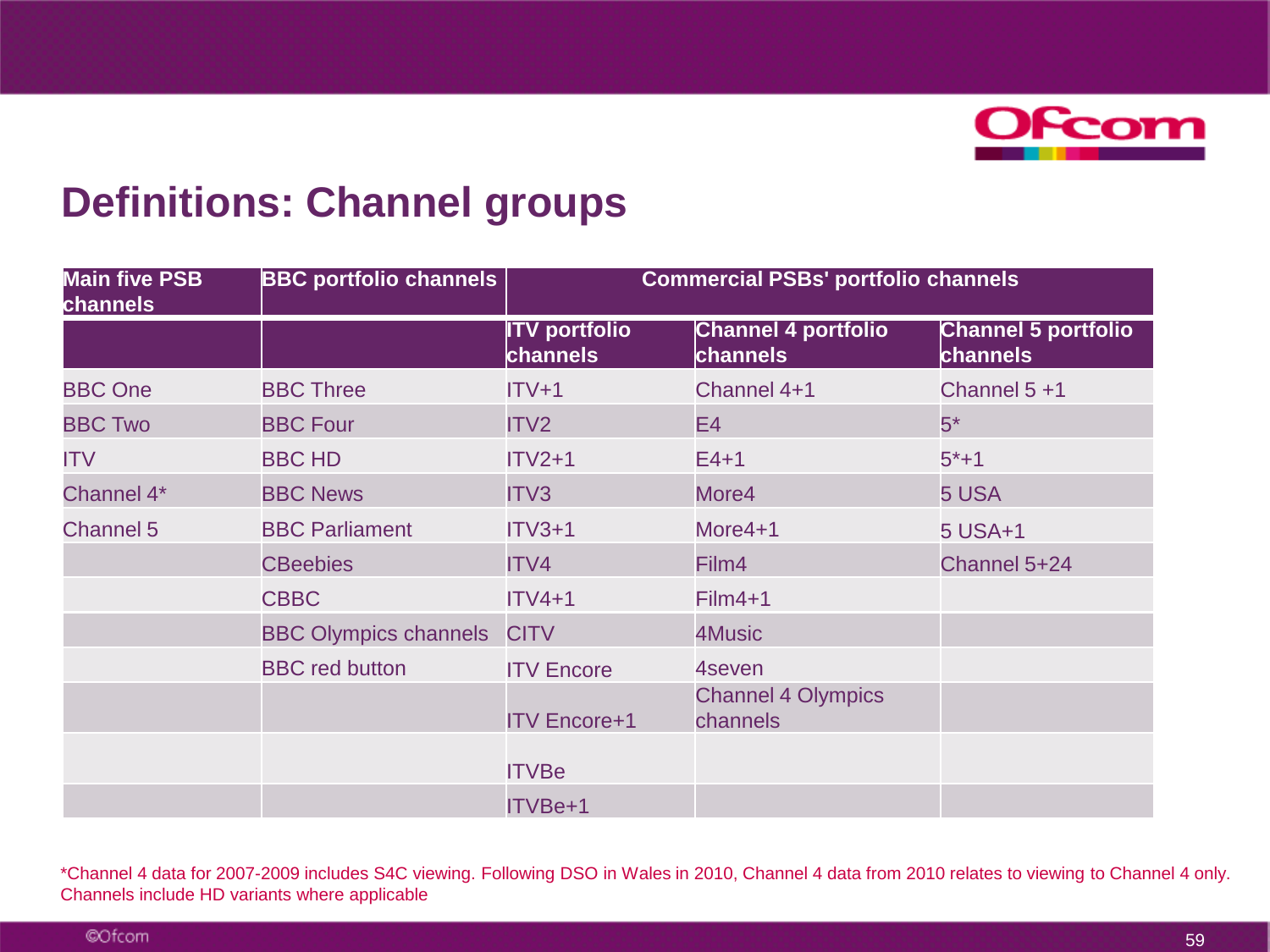# Definitions: Channel groups

| Main five PSB channels | BBC portfolio channels | Commercial PSBs' portfolio channels | | |
|---|---|---|---|---|
| | | ITV portfolio channels | Channel 4 portfolio channels | Channel 5 portfolio channels |
| BBC One | BBC Three | ITV+1 | Channel 4+1 | Channel 5 +1 |
| BBC Two | BBC Four | ITV2 | E4 | 5* |
| ITV | BBC HD | ITV2+1 | E4+1 | 5*+1 |
| Channel 4* | BBC News | ITV3 | More4 | 5 USA |
| Channel 5 | BBC Parliament | ITV3+1 | More4+1 | 5 USA+1 |
| | CBeebies | ITV4 | Film4 | Channel 5+24 |
| | CBBC | ITV4+1 | Film4+1 | |
| | BBC Olympics channels | CITV | 4Music | |
| | BBC red button | ITV Encore | 4seven | |
| | | ITV Encore+1 | Channel 4 Olympics channels | |
| | | ITVBe | | |
| | | ITVBe+1 | | |

*Channel 4 data for 2007-2009 includes S4C viewing. Following DSO in Wales in 2010, Channel 4 data from 2010 relates to viewing to Channel 4 only.
Channels include HD variants where applicable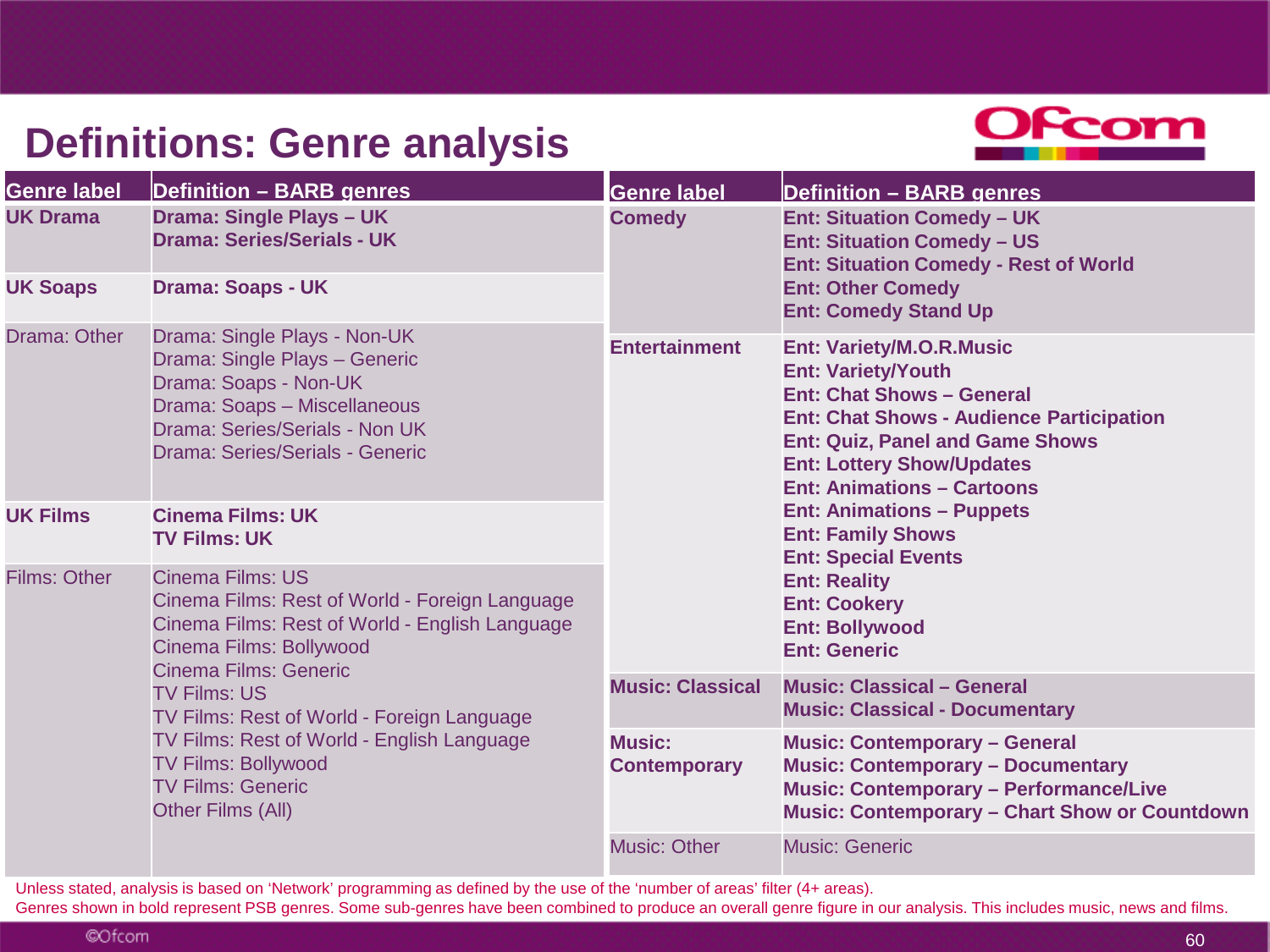# Definitions: Genre analysis

| Genre label | Definition – BARB genres |
|---|---|
| **UK Drama** | **Drama: Single Plays – UK**<br>**Drama: Series/Serials - UK** |
| **UK Soaps** | **Drama: Soaps - UK** |
| Drama: Other | Drama: Single Plays - Non-UK<br>Drama: Single Plays – Generic<br>Drama: Soaps - Non-UK<br>Drama: Soaps – Miscellaneous<br>Drama: Series/Serials - Non UK<br>Drama: Series/Serials - Generic |
| **UK Films** | **Cinema Films: UK**<br>**TV Films: UK** |
| Films: Other | Cinema Films: US<br>Cinema Films: Rest of World - Foreign Language<br>Cinema Films: Rest of World - English Language<br>Cinema Films: Bollywood<br>Cinema Films: Generic<br>TV Films: US<br>TV Films: Rest of World - Foreign Language<br>TV Films: Rest of World - English Language<br>TV Films: Bollywood<br>TV Films: Generic<br>Other Films (All) |

| Genre label | Definition – BARB genres |
|---|---|
| **Comedy** | **Ent: Situation Comedy – UK**<br>**Ent: Situation Comedy – US**<br>**Ent: Situation Comedy - Rest of World**<br>**Ent: Other Comedy**<br>**Ent: Comedy Stand Up** |
| **Entertainment** | **Ent: Variety/M.O.R.Music**<br>**Ent: Variety/Youth**<br>**Ent: Chat Shows – General**<br>**Ent: Chat Shows - Audience Participation**<br>**Ent: Quiz, Panel and Game Shows**<br>**Ent: Lottery Show/Updates**<br>**Ent: Animations – Cartoons**<br>**Ent: Animations – Puppets**<br>**Ent: Family Shows**<br>**Ent: Special Events**<br>**Ent: Reality**<br>**Ent: Cookery**<br>**Ent: Bollywood**<br>**Ent: Generic** |
| **Music: Classical** | **Music: Classical – General**<br>**Music: Classical - Documentary** |
| **Music: Contemporary** | **Music: Contemporary – General**<br>**Music: Contemporary – Documentary**<br>**Music: Contemporary – Performance/Live**<br>**Music: Contemporary – Chart Show or Countdown** |
| Music: Other | Music: Generic |

Unless stated, analysis is based on 'Network' programming as defined by the use of the 'number of areas' filter (4+ areas).
Genres shown in bold represent PSB genres. Some sub-genres have been combined to produce an overall genre figure in our analysis. This includes music, news and films.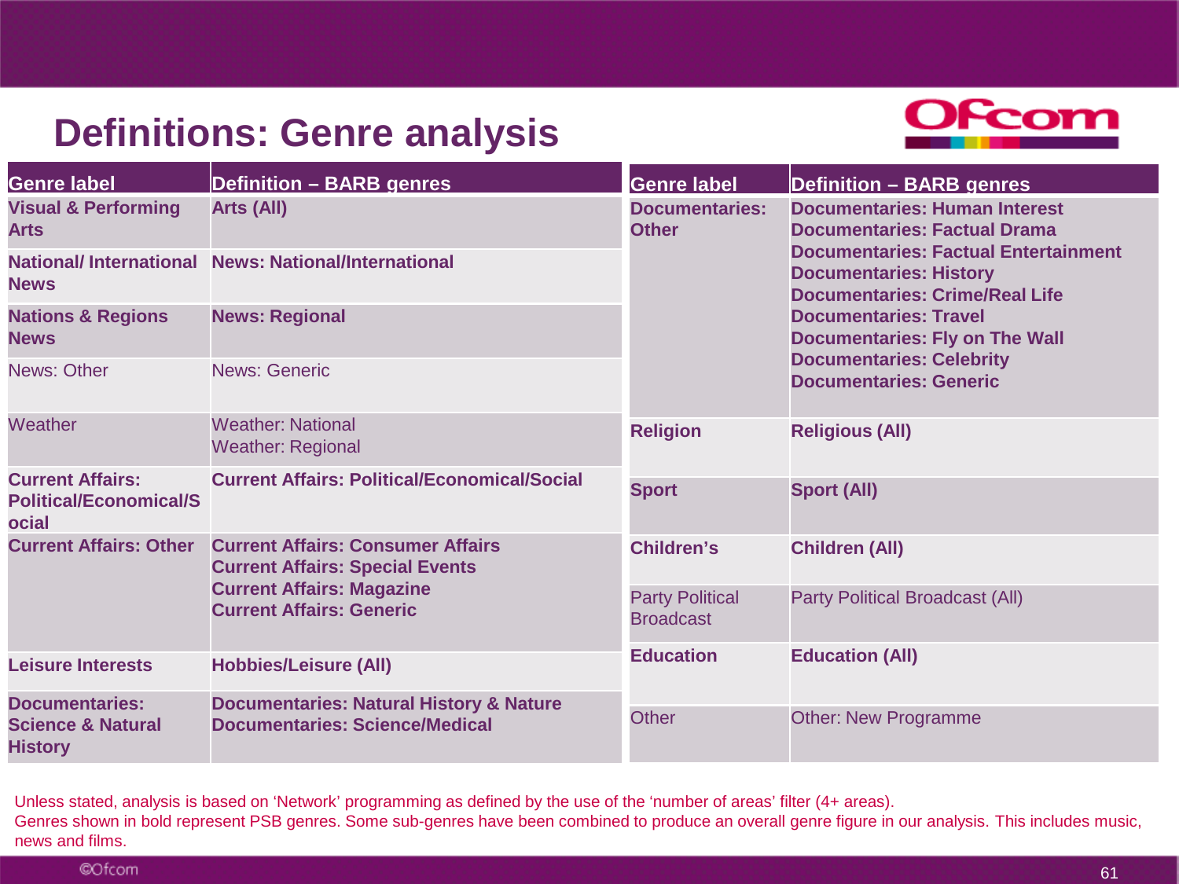# Definitions: Genre analysis

| Genre label | Definition – BARB genres |
|---|---|
| **Visual & Performing Arts** | **Arts (All)** |
| **National/ International News** | **News: National/International** |
| **Nations & Regions News** | **News: Regional** |
| News: Other | News: Generic |
| Weather | Weather: National<br>Weather: Regional |
| **Current Affairs: Political/Economical/Social** | **Current Affairs: Political/Economical/Social** |
| **Current Affairs: Other** | **Current Affairs: Consumer Affairs**<br>**Current Affairs: Special Events**<br>**Current Affairs: Magazine**<br>**Current Affairs: Generic** |
| **Leisure Interests** | **Hobbies/Leisure (All)** |
| **Documentaries: Science & Natural History** | **Documentaries: Natural History & Nature**<br>**Documentaries: Science/Medical** |
| **Documentaries: Other** | **Documentaries: Human Interest**<br>**Documentaries: Factual Drama**<br>**Documentaries: Factual Entertainment**<br>**Documentaries: History**<br>**Documentaries: Crime/Real Life**<br>**Documentaries: Travel**<br>**Documentaries: Fly on The Wall**<br>**Documentaries: Celebrity**<br>**Documentaries: Generic** |
| **Religion** | **Religious (All)** |
| **Sport** | **Sport (All)** |
| **Children's** | **Children (All)** |
| Party Political Broadcast | Party Political Broadcast (All) |
| **Education** | **Education (All)** |
| Other | Other: New Programme |

Unless stated, analysis is based on 'Network' programming as defined by the use of the 'number of areas' filter (4+ areas).
Genres shown in bold represent PSB genres. Some sub-genres have been combined to produce an overall genre figure in our analysis. This includes music, news and films.